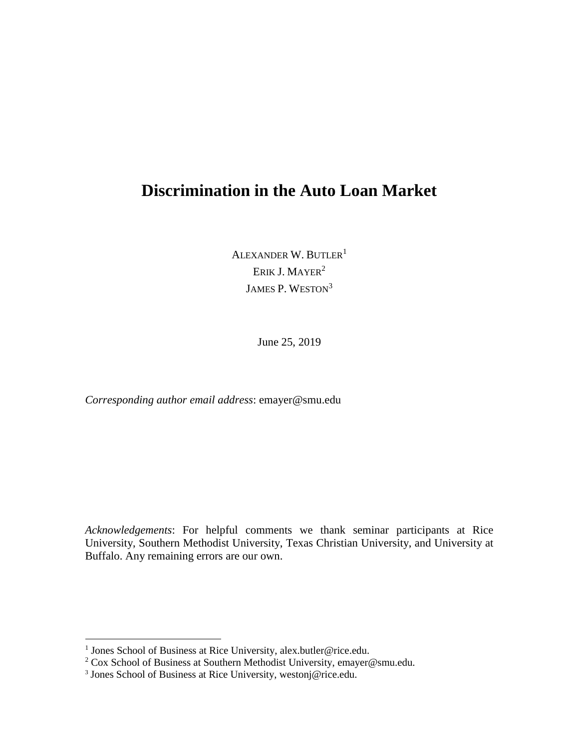# Discrimination in the Auto Loan Market

ALEXANDER W. BUTLER[1]
ERIK J. MAYER[2]
JAMES P. WESTON[3]

June 25, 2019

*Corresponding author email address*: emayer@smu.edu

*Acknowledgements*: For helpful comments we thank seminar participants at Rice University, Southern Methodist University, Texas Christian University, and University at Buffalo. Any remaining errors are our own.

---

[1] Jones School of Business at Rice University, alex.butler@rice.edu.
[2] Cox School of Business at Southern Methodist University, emayer@smu.edu.
[3] Jones School of Business at Rice University, westonj@rice.edu.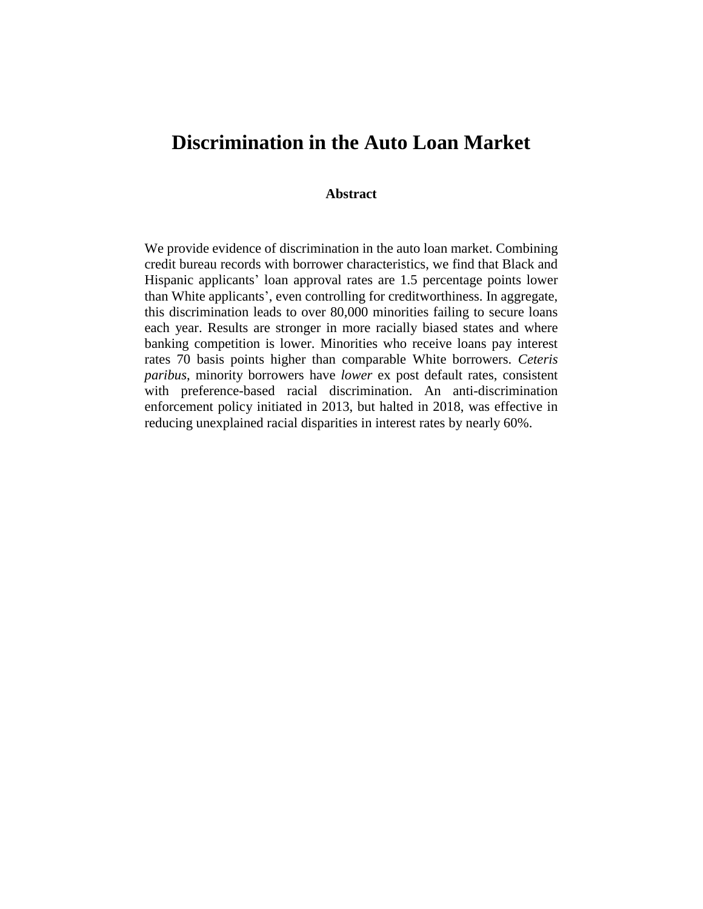# Discrimination in the Auto Loan Market

**Abstract**

We provide evidence of discrimination in the auto loan market. Combining credit bureau records with borrower characteristics, we find that Black and Hispanic applicants' loan approval rates are 1.5 percentage points lower than White applicants', even controlling for creditworthiness. In aggregate, this discrimination leads to over 80,000 minorities failing to secure loans each year. Results are stronger in more racially biased states and where banking competition is lower. Minorities who receive loans pay interest rates 70 basis points higher than comparable White borrowers. *Ceteris paribus*, minority borrowers have *lower* ex post default rates, consistent with preference-based racial discrimination. An anti-discrimination enforcement policy initiated in 2013, but halted in 2018, was effective in reducing unexplained racial disparities in interest rates by nearly 60%.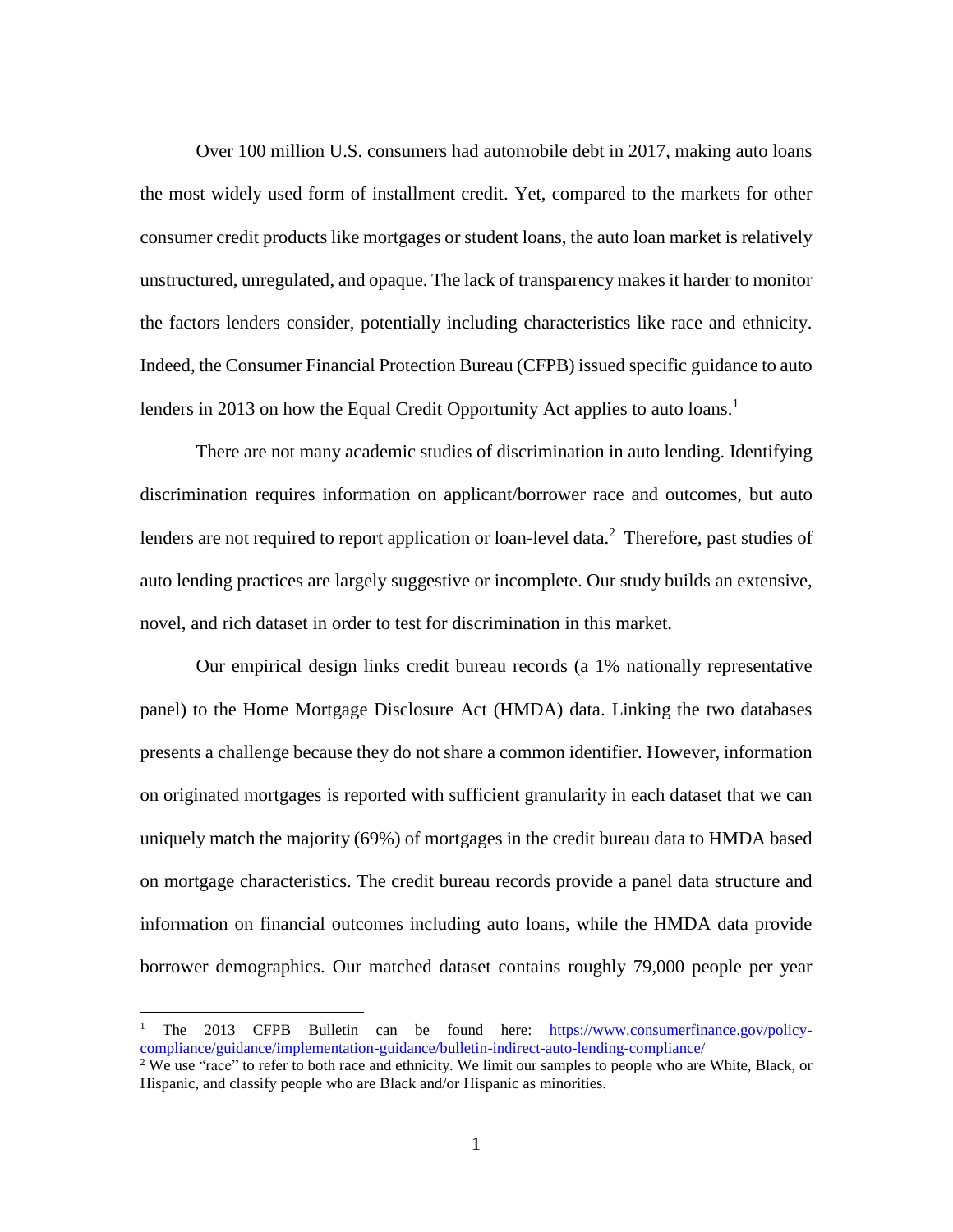Over 100 million U.S. consumers had automobile debt in 2017, making auto loans the most widely used form of installment credit. Yet, compared to the markets for other consumer credit products like mortgages or student loans, the auto loan market is relatively unstructured, unregulated, and opaque. The lack of transparency makes it harder to monitor the factors lenders consider, potentially including characteristics like race and ethnicity. Indeed, the Consumer Financial Protection Bureau (CFPB) issued specific guidance to auto lenders in 2013 on how the Equal Credit Opportunity Act applies to auto loans.[1]

There are not many academic studies of discrimination in auto lending. Identifying discrimination requires information on applicant/borrower race and outcomes, but auto lenders are not required to report application or loan-level data.[2] Therefore, past studies of auto lending practices are largely suggestive or incomplete. Our study builds an extensive, novel, and rich dataset in order to test for discrimination in this market.

Our empirical design links credit bureau records (a 1% nationally representative panel) to the Home Mortgage Disclosure Act (HMDA) data. Linking the two databases presents a challenge because they do not share a common identifier. However, information on originated mortgages is reported with sufficient granularity in each dataset that we can uniquely match the majority (69%) of mortgages in the credit bureau data to HMDA based on mortgage characteristics. The credit bureau records provide a panel data structure and information on financial outcomes including auto loans, while the HMDA data provide borrower demographics. Our matched dataset contains roughly 79,000 people per year

---

[1] The 2013 CFPB Bulletin can be found here: https://www.consumerfinance.gov/policy-compliance/guidance/implementation-guidance/bulletin-indirect-auto-lending-compliance/

[2] We use "race" to refer to both race and ethnicity. We limit our samples to people who are White, Black, or Hispanic, and classify people who are Black and/or Hispanic as minorities.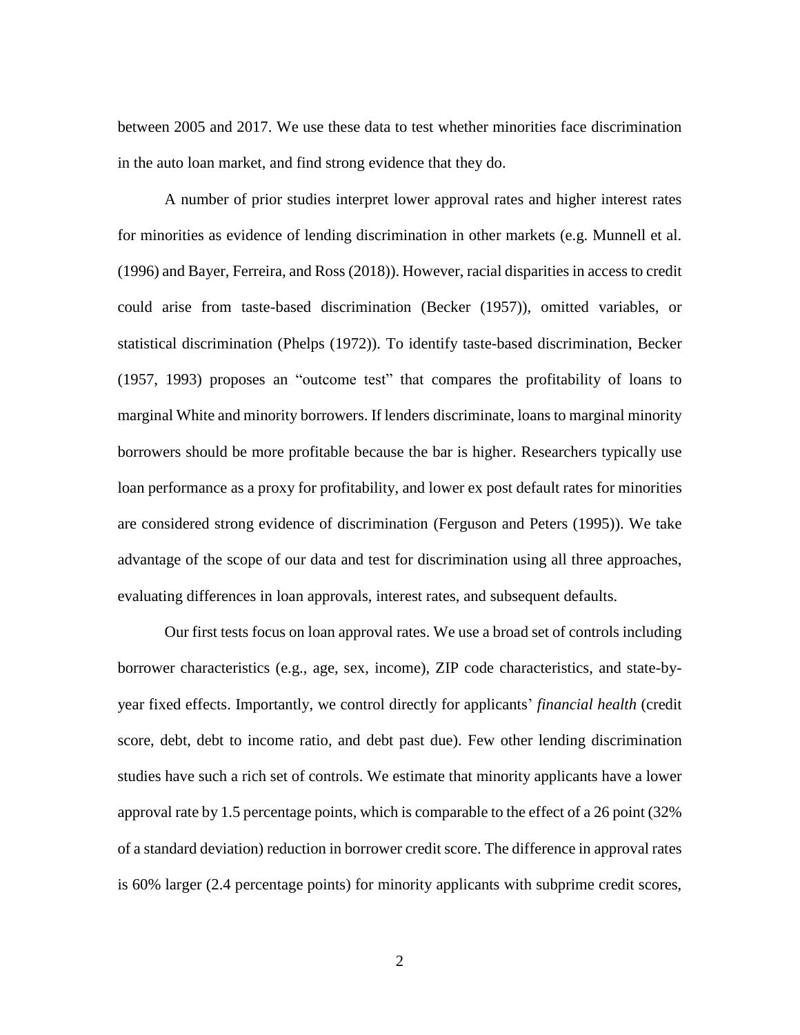between 2005 and 2017. We use these data to test whether minorities face discrimination in the auto loan market, and find strong evidence that they do.

A number of prior studies interpret lower approval rates and higher interest rates for minorities as evidence of lending discrimination in other markets (e.g. Munnell et al. (1996) and Bayer, Ferreira, and Ross (2018)). However, racial disparities in access to credit could arise from taste-based discrimination (Becker (1957)), omitted variables, or statistical discrimination (Phelps (1972)). To identify taste-based discrimination, Becker (1957, 1993) proposes an "outcome test" that compares the profitability of loans to marginal White and minority borrowers. If lenders discriminate, loans to marginal minority borrowers should be more profitable because the bar is higher. Researchers typically use loan performance as a proxy for profitability, and lower ex post default rates for minorities are considered strong evidence of discrimination (Ferguson and Peters (1995)). We take advantage of the scope of our data and test for discrimination using all three approaches, evaluating differences in loan approvals, interest rates, and subsequent defaults.

Our first tests focus on loan approval rates. We use a broad set of controls including borrower characteristics (e.g., age, sex, income), ZIP code characteristics, and state-by-year fixed effects. Importantly, we control directly for applicants' *financial health* (credit score, debt, debt to income ratio, and debt past due). Few other lending discrimination studies have such a rich set of controls. We estimate that minority applicants have a lower approval rate by 1.5 percentage points, which is comparable to the effect of a 26 point (32% of a standard deviation) reduction in borrower credit score. The difference in approval rates is 60% larger (2.4 percentage points) for minority applicants with subprime credit scores,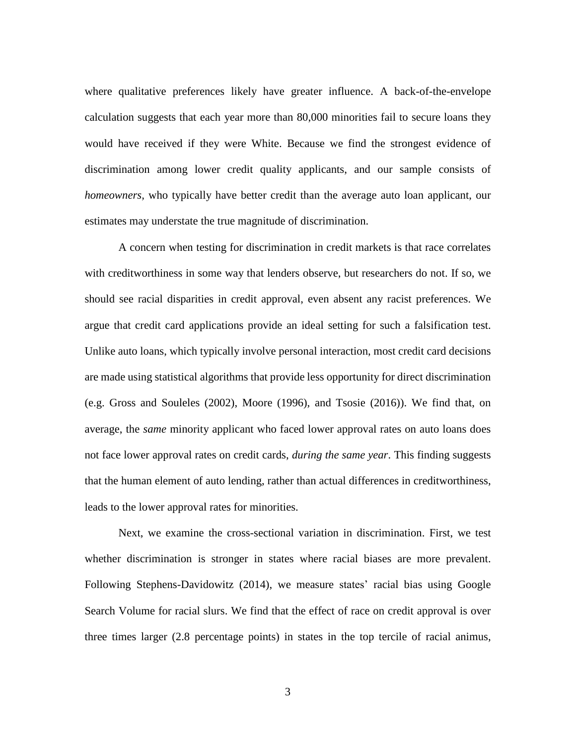where qualitative preferences likely have greater influence. A back-of-the-envelope calculation suggests that each year more than 80,000 minorities fail to secure loans they would have received if they were White. Because we find the strongest evidence of discrimination among lower credit quality applicants, and our sample consists of *homeowners*, who typically have better credit than the average auto loan applicant, our estimates may understate the true magnitude of discrimination.

A concern when testing for discrimination in credit markets is that race correlates with creditworthiness in some way that lenders observe, but researchers do not. If so, we should see racial disparities in credit approval, even absent any racist preferences. We argue that credit card applications provide an ideal setting for such a falsification test. Unlike auto loans, which typically involve personal interaction, most credit card decisions are made using statistical algorithms that provide less opportunity for direct discrimination (e.g. Gross and Souleles (2002), Moore (1996), and Tsosie (2016)). We find that, on average, the *same* minority applicant who faced lower approval rates on auto loans does not face lower approval rates on credit cards, *during the same year*. This finding suggests that the human element of auto lending, rather than actual differences in creditworthiness, leads to the lower approval rates for minorities.

Next, we examine the cross-sectional variation in discrimination. First, we test whether discrimination is stronger in states where racial biases are more prevalent. Following Stephens-Davidowitz (2014), we measure states' racial bias using Google Search Volume for racial slurs. We find that the effect of race on credit approval is over three times larger (2.8 percentage points) in states in the top tercile of racial animus,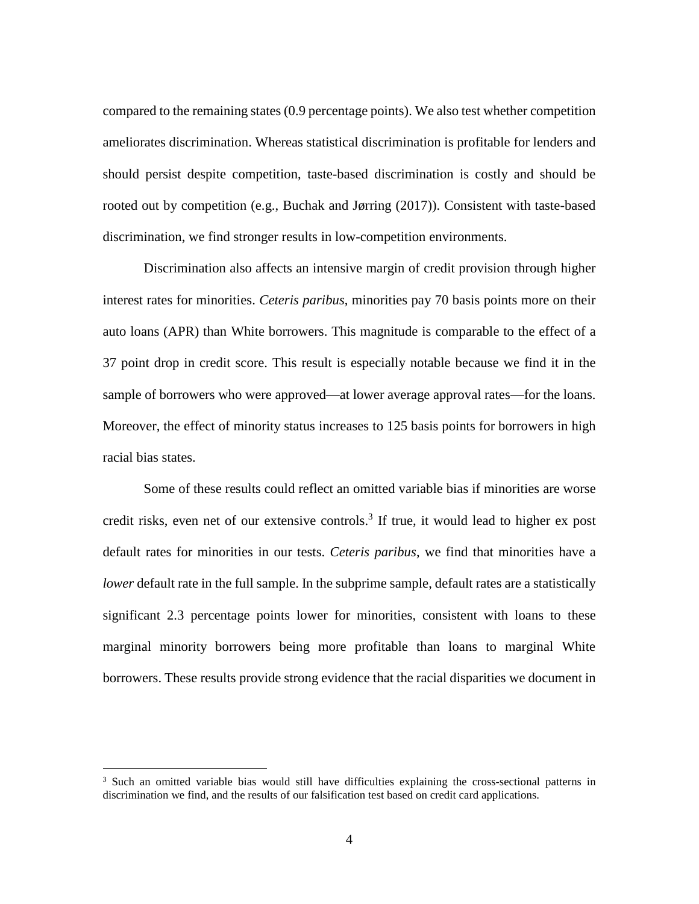compared to the remaining states (0.9 percentage points). We also test whether competition ameliorates discrimination. Whereas statistical discrimination is profitable for lenders and should persist despite competition, taste-based discrimination is costly and should be rooted out by competition (e.g., Buchak and Jørring (2017)). Consistent with taste-based discrimination, we find stronger results in low-competition environments.

Discrimination also affects an intensive margin of credit provision through higher interest rates for minorities. *Ceteris paribus*, minorities pay 70 basis points more on their auto loans (APR) than White borrowers. This magnitude is comparable to the effect of a 37 point drop in credit score. This result is especially notable because we find it in the sample of borrowers who were approved—at lower average approval rates—for the loans. Moreover, the effect of minority status increases to 125 basis points for borrowers in high racial bias states.

Some of these results could reflect an omitted variable bias if minorities are worse credit risks, even net of our extensive controls.[3] If true, it would lead to higher ex post default rates for minorities in our tests. *Ceteris paribus*, we find that minorities have a *lower* default rate in the full sample. In the subprime sample, default rates are a statistically significant 2.3 percentage points lower for minorities, consistent with loans to these marginal minority borrowers being more profitable than loans to marginal White borrowers. These results provide strong evidence that the racial disparities we document in

[3] Such an omitted variable bias would still have difficulties explaining the cross-sectional patterns in discrimination we find, and the results of our falsification test based on credit card applications.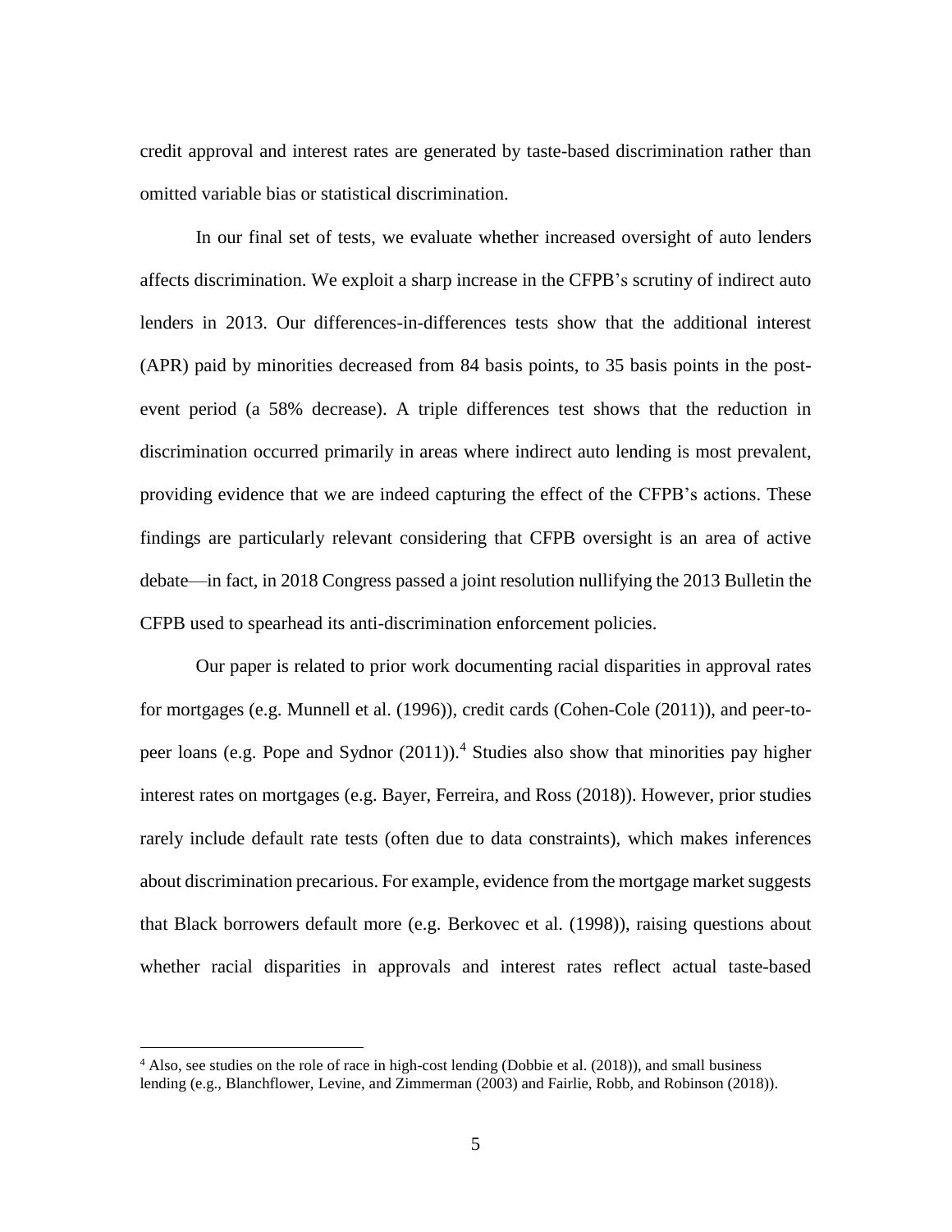credit approval and interest rates are generated by taste-based discrimination rather than omitted variable bias or statistical discrimination.

In our final set of tests, we evaluate whether increased oversight of auto lenders affects discrimination. We exploit a sharp increase in the CFPB's scrutiny of indirect auto lenders in 2013. Our differences-in-differences tests show that the additional interest (APR) paid by minorities decreased from 84 basis points, to 35 basis points in the post-event period (a 58% decrease). A triple differences test shows that the reduction in discrimination occurred primarily in areas where indirect auto lending is most prevalent, providing evidence that we are indeed capturing the effect of the CFPB's actions. These findings are particularly relevant considering that CFPB oversight is an area of active debate—in fact, in 2018 Congress passed a joint resolution nullifying the 2013 Bulletin the CFPB used to spearhead its anti-discrimination enforcement policies.

Our paper is related to prior work documenting racial disparities in approval rates for mortgages (e.g. Munnell et al. (1996)), credit cards (Cohen-Cole (2011)), and peer-to-peer loans (e.g. Pope and Sydnor (2011)).[4] Studies also show that minorities pay higher interest rates on mortgages (e.g. Bayer, Ferreira, and Ross (2018)). However, prior studies rarely include default rate tests (often due to data constraints), which makes inferences about discrimination precarious. For example, evidence from the mortgage market suggests that Black borrowers default more (e.g. Berkovec et al. (1998)), raising questions about whether racial disparities in approvals and interest rates reflect actual taste-based

[4] Also, see studies on the role of race in high-cost lending (Dobbie et al. (2018)), and small business lending (e.g., Blanchflower, Levine, and Zimmerman (2003) and Fairlie, Robb, and Robinson (2018)).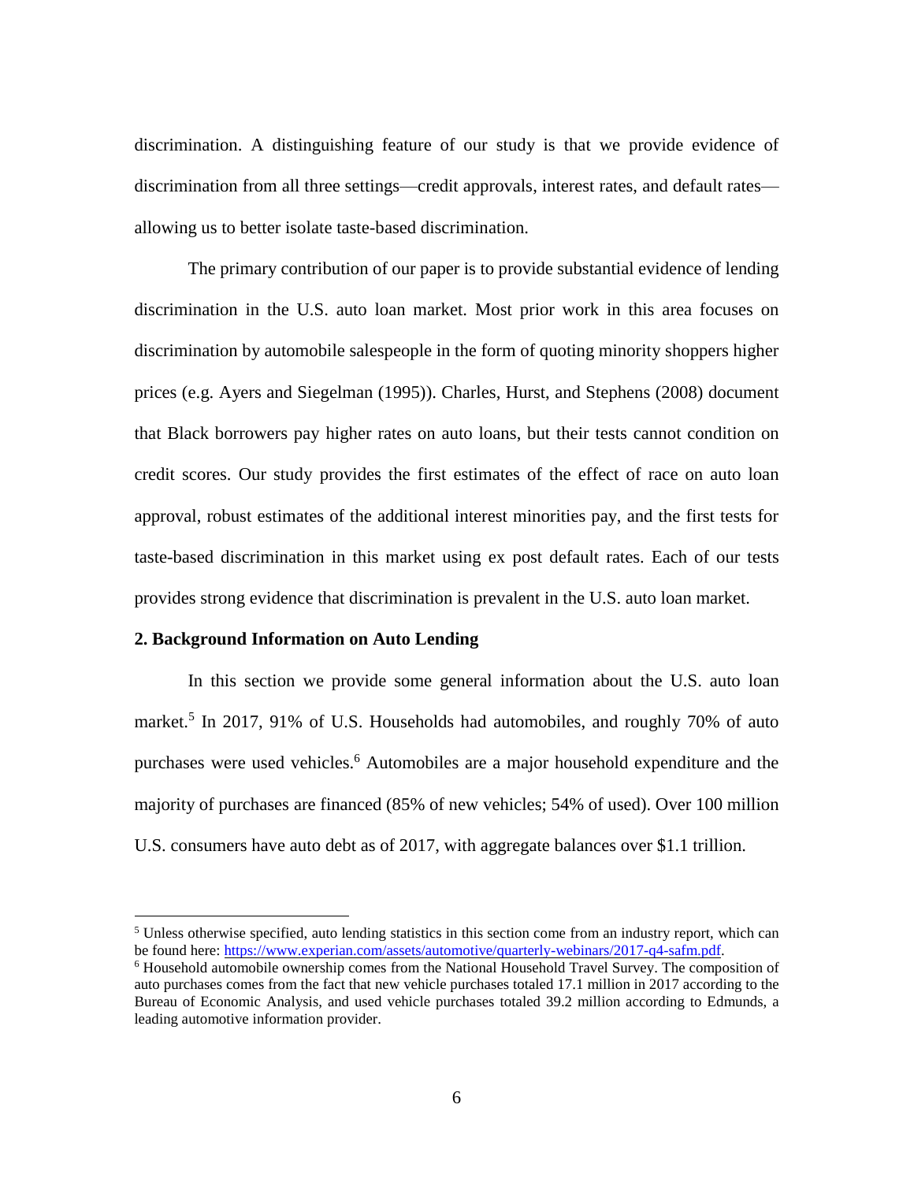discrimination. A distinguishing feature of our study is that we provide evidence of discrimination from all three settings—credit approvals, interest rates, and default rates—allowing us to better isolate taste-based discrimination.

The primary contribution of our paper is to provide substantial evidence of lending discrimination in the U.S. auto loan market. Most prior work in this area focuses on discrimination by automobile salespeople in the form of quoting minority shoppers higher prices (e.g. Ayers and Siegelman (1995)). Charles, Hurst, and Stephens (2008) document that Black borrowers pay higher rates on auto loans, but their tests cannot condition on credit scores. Our study provides the first estimates of the effect of race on auto loan approval, robust estimates of the additional interest minorities pay, and the first tests for taste-based discrimination in this market using ex post default rates. Each of our tests provides strong evidence that discrimination is prevalent in the U.S. auto loan market.

## 2. Background Information on Auto Lending

In this section we provide some general information about the U.S. auto loan market.[5] In 2017, 91% of U.S. Households had automobiles, and roughly 70% of auto purchases were used vehicles.[6] Automobiles are a major household expenditure and the majority of purchases are financed (85% of new vehicles; 54% of used). Over 100 million U.S. consumers have auto debt as of 2017, with aggregate balances over $1.1 trillion.

---

[5] Unless otherwise specified, auto lending statistics in this section come from an industry report, which can be found here: https://www.experian.com/assets/automotive/quarterly-webinars/2017-q4-safm.pdf.

[6] Household automobile ownership comes from the National Household Travel Survey. The composition of auto purchases comes from the fact that new vehicle purchases totaled 17.1 million in 2017 according to the Bureau of Economic Analysis, and used vehicle purchases totaled 39.2 million according to Edmunds, a leading automotive information provider.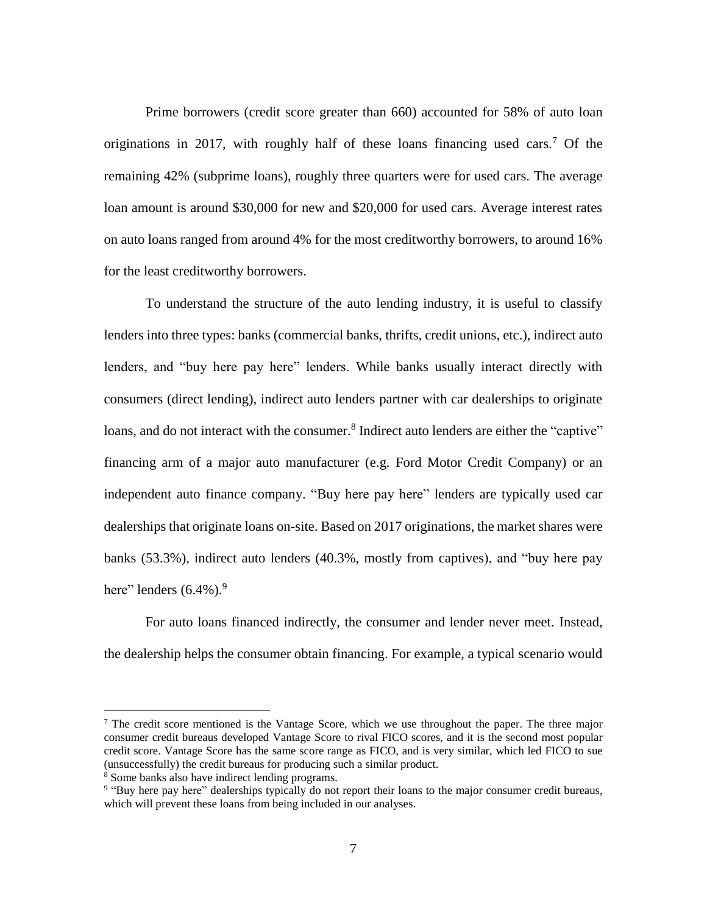Prime borrowers (credit score greater than 660) accounted for 58% of auto loan originations in 2017, with roughly half of these loans financing used cars.[7] Of the remaining 42% (subprime loans), roughly three quarters were for used cars. The average loan amount is around $30,000 for new and $20,000 for used cars. Average interest rates on auto loans ranged from around 4% for the most creditworthy borrowers, to around 16% for the least creditworthy borrowers.

To understand the structure of the auto lending industry, it is useful to classify lenders into three types: banks (commercial banks, thrifts, credit unions, etc.), indirect auto lenders, and "buy here pay here" lenders. While banks usually interact directly with consumers (direct lending), indirect auto lenders partner with car dealerships to originate loans, and do not interact with the consumer.[8] Indirect auto lenders are either the "captive" financing arm of a major auto manufacturer (e.g. Ford Motor Credit Company) or an independent auto finance company. "Buy here pay here" lenders are typically used car dealerships that originate loans on-site. Based on 2017 originations, the market shares were banks (53.3%), indirect auto lenders (40.3%, mostly from captives), and "buy here pay here" lenders (6.4%).[9]

For auto loans financed indirectly, the consumer and lender never meet. Instead, the dealership helps the consumer obtain financing. For example, a typical scenario would

[7] The credit score mentioned is the Vantage Score, which we use throughout the paper. The three major consumer credit bureaus developed Vantage Score to rival FICO scores, and it is the second most popular credit score. Vantage Score has the same score range as FICO, and is very similar, which led FICO to sue (unsuccessfully) the credit bureaus for producing such a similar product.

[8] Some banks also have indirect lending programs.

[9] "Buy here pay here" dealerships typically do not report their loans to the major consumer credit bureaus, which will prevent these loans from being included in our analyses.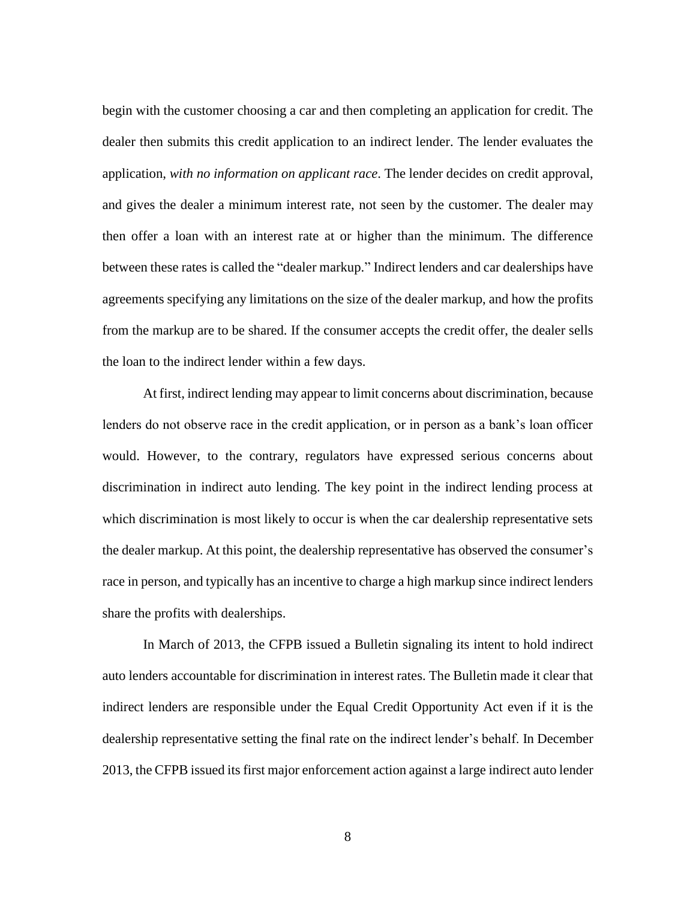begin with the customer choosing a car and then completing an application for credit. The dealer then submits this credit application to an indirect lender. The lender evaluates the application, *with no information on applicant race*. The lender decides on credit approval, and gives the dealer a minimum interest rate, not seen by the customer. The dealer may then offer a loan with an interest rate at or higher than the minimum. The difference between these rates is called the "dealer markup." Indirect lenders and car dealerships have agreements specifying any limitations on the size of the dealer markup, and how the profits from the markup are to be shared. If the consumer accepts the credit offer, the dealer sells the loan to the indirect lender within a few days.

At first, indirect lending may appear to limit concerns about discrimination, because lenders do not observe race in the credit application, or in person as a bank's loan officer would. However, to the contrary, regulators have expressed serious concerns about discrimination in indirect auto lending. The key point in the indirect lending process at which discrimination is most likely to occur is when the car dealership representative sets the dealer markup. At this point, the dealership representative has observed the consumer's race in person, and typically has an incentive to charge a high markup since indirect lenders share the profits with dealerships.

In March of 2013, the CFPB issued a Bulletin signaling its intent to hold indirect auto lenders accountable for discrimination in interest rates. The Bulletin made it clear that indirect lenders are responsible under the Equal Credit Opportunity Act even if it is the dealership representative setting the final rate on the indirect lender's behalf. In December 2013, the CFPB issued its first major enforcement action against a large indirect auto lender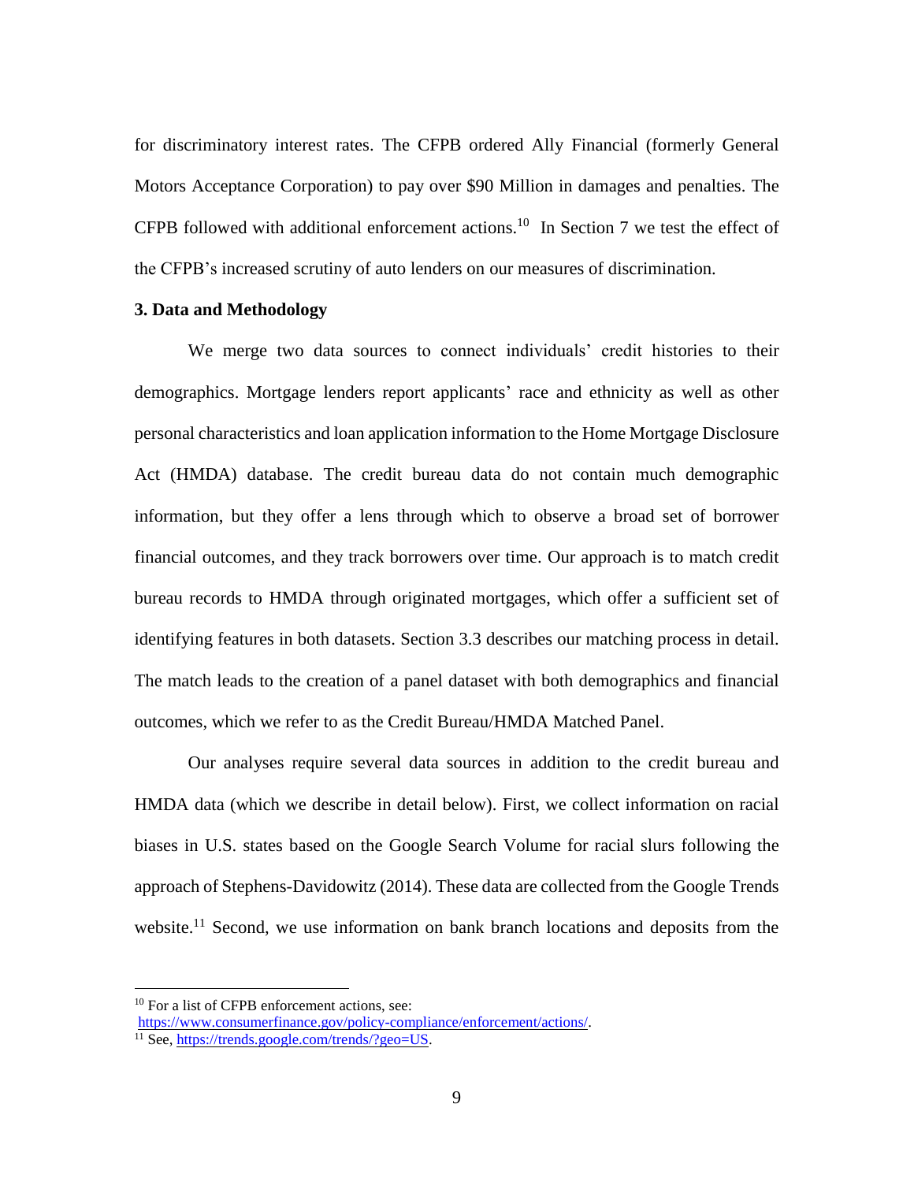for discriminatory interest rates. The CFPB ordered Ally Financial (formerly General Motors Acceptance Corporation) to pay over $90 Million in damages and penalties. The CFPB followed with additional enforcement actions.[10] In Section 7 we test the effect of the CFPB's increased scrutiny of auto lenders on our measures of discrimination.

## 3. Data and Methodology

We merge two data sources to connect individuals' credit histories to their demographics. Mortgage lenders report applicants' race and ethnicity as well as other personal characteristics and loan application information to the Home Mortgage Disclosure Act (HMDA) database. The credit bureau data do not contain much demographic information, but they offer a lens through which to observe a broad set of borrower financial outcomes, and they track borrowers over time. Our approach is to match credit bureau records to HMDA through originated mortgages, which offer a sufficient set of identifying features in both datasets. Section 3.3 describes our matching process in detail. The match leads to the creation of a panel dataset with both demographics and financial outcomes, which we refer to as the Credit Bureau/HMDA Matched Panel.

Our analyses require several data sources in addition to the credit bureau and HMDA data (which we describe in detail below). First, we collect information on racial biases in U.S. states based on the Google Search Volume for racial slurs following the approach of Stephens-Davidowitz (2014). These data are collected from the Google Trends website.[11] Second, we use information on bank branch locations and deposits from the

---

[10] For a list of CFPB enforcement actions, see: https://www.consumerfinance.gov/policy-compliance/enforcement/actions/.

[11] See, https://trends.google.com/trends/?geo=US.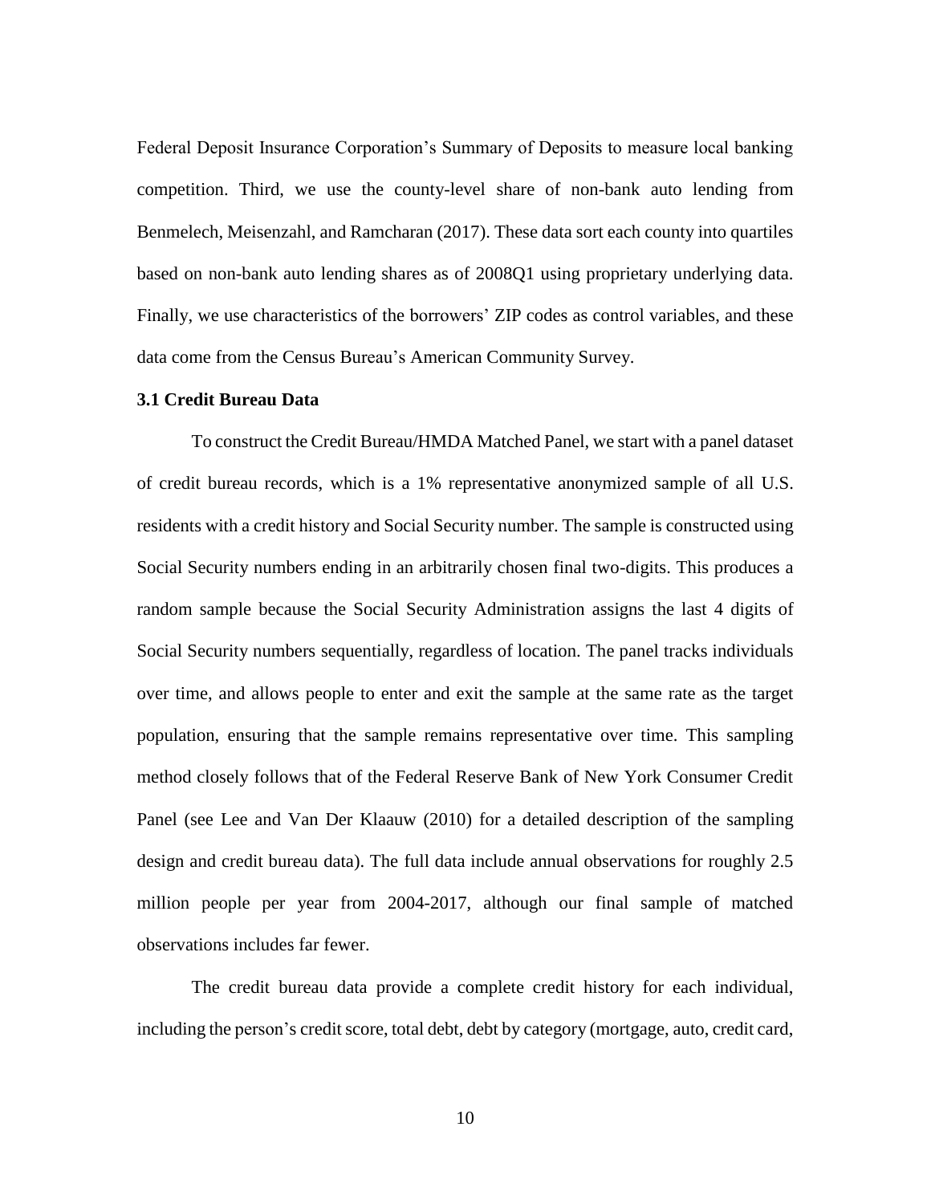Federal Deposit Insurance Corporation's Summary of Deposits to measure local banking competition. Third, we use the county-level share of non-bank auto lending from Benmelech, Meisenzahl, and Ramcharan (2017). These data sort each county into quartiles based on non-bank auto lending shares as of 2008Q1 using proprietary underlying data. Finally, we use characteristics of the borrowers' ZIP codes as control variables, and these data come from the Census Bureau's American Community Survey.

### 3.1 Credit Bureau Data

To construct the Credit Bureau/HMDA Matched Panel, we start with a panel dataset of credit bureau records, which is a 1% representative anonymized sample of all U.S. residents with a credit history and Social Security number. The sample is constructed using Social Security numbers ending in an arbitrarily chosen final two-digits. This produces a random sample because the Social Security Administration assigns the last 4 digits of Social Security numbers sequentially, regardless of location. The panel tracks individuals over time, and allows people to enter and exit the sample at the same rate as the target population, ensuring that the sample remains representative over time. This sampling method closely follows that of the Federal Reserve Bank of New York Consumer Credit Panel (see Lee and Van Der Klaauw (2010) for a detailed description of the sampling design and credit bureau data). The full data include annual observations for roughly 2.5 million people per year from 2004-2017, although our final sample of matched observations includes far fewer.

The credit bureau data provide a complete credit history for each individual, including the person's credit score, total debt, debt by category (mortgage, auto, credit card,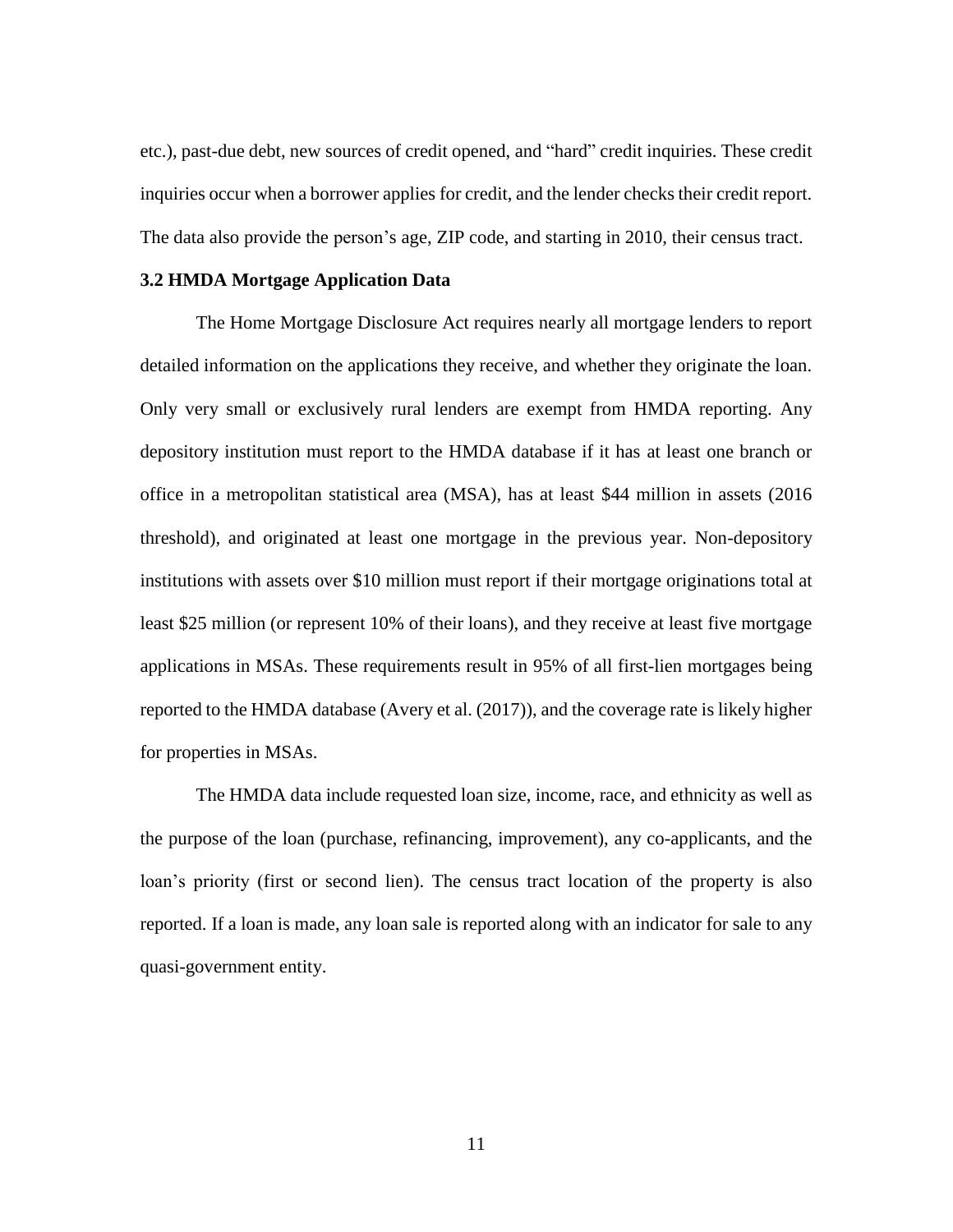etc.), past-due debt, new sources of credit opened, and "hard" credit inquiries. These credit inquiries occur when a borrower applies for credit, and the lender checks their credit report. The data also provide the person's age, ZIP code, and starting in 2010, their census tract.

### 3.2 HMDA Mortgage Application Data

The Home Mortgage Disclosure Act requires nearly all mortgage lenders to report detailed information on the applications they receive, and whether they originate the loan. Only very small or exclusively rural lenders are exempt from HMDA reporting. Any depository institution must report to the HMDA database if it has at least one branch or office in a metropolitan statistical area (MSA), has at least $44 million in assets (2016 threshold), and originated at least one mortgage in the previous year. Non-depository institutions with assets over $10 million must report if their mortgage originations total at least $25 million (or represent 10% of their loans), and they receive at least five mortgage applications in MSAs. These requirements result in 95% of all first-lien mortgages being reported to the HMDA database (Avery et al. (2017)), and the coverage rate is likely higher for properties in MSAs.

The HMDA data include requested loan size, income, race, and ethnicity as well as the purpose of the loan (purchase, refinancing, improvement), any co-applicants, and the loan's priority (first or second lien). The census tract location of the property is also reported. If a loan is made, any loan sale is reported along with an indicator for sale to any quasi-government entity.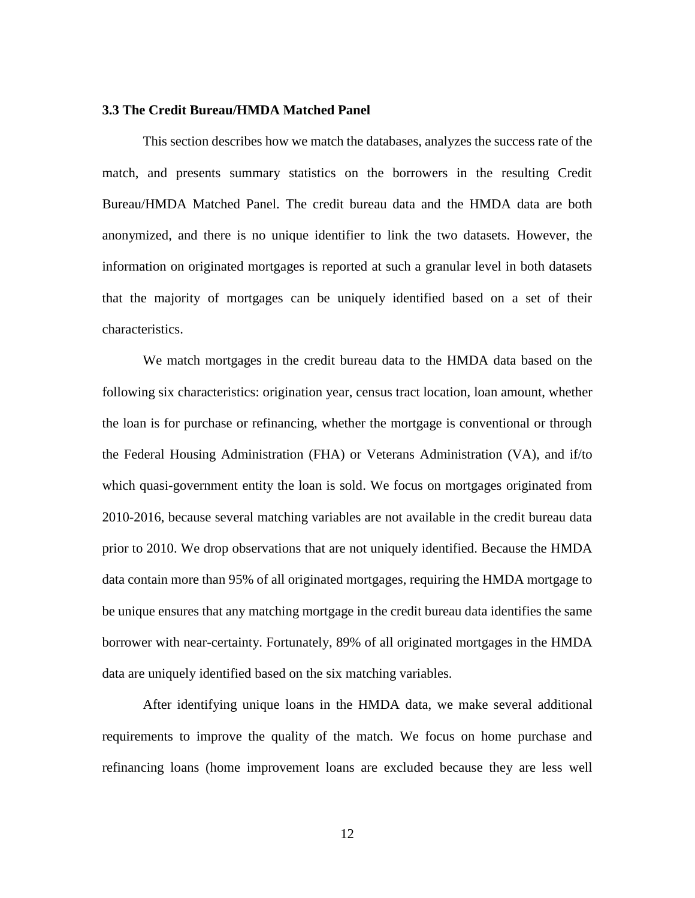### 3.3 The Credit Bureau/HMDA Matched Panel

This section describes how we match the databases, analyzes the success rate of the match, and presents summary statistics on the borrowers in the resulting Credit Bureau/HMDA Matched Panel. The credit bureau data and the HMDA data are both anonymized, and there is no unique identifier to link the two datasets. However, the information on originated mortgages is reported at such a granular level in both datasets that the majority of mortgages can be uniquely identified based on a set of their characteristics.

We match mortgages in the credit bureau data to the HMDA data based on the following six characteristics: origination year, census tract location, loan amount, whether the loan is for purchase or refinancing, whether the mortgage is conventional or through the Federal Housing Administration (FHA) or Veterans Administration (VA), and if/to which quasi-government entity the loan is sold. We focus on mortgages originated from 2010-2016, because several matching variables are not available in the credit bureau data prior to 2010. We drop observations that are not uniquely identified. Because the HMDA data contain more than 95% of all originated mortgages, requiring the HMDA mortgage to be unique ensures that any matching mortgage in the credit bureau data identifies the same borrower with near-certainty. Fortunately, 89% of all originated mortgages in the HMDA data are uniquely identified based on the six matching variables.

After identifying unique loans in the HMDA data, we make several additional requirements to improve the quality of the match. We focus on home purchase and refinancing loans (home improvement loans are excluded because they are less well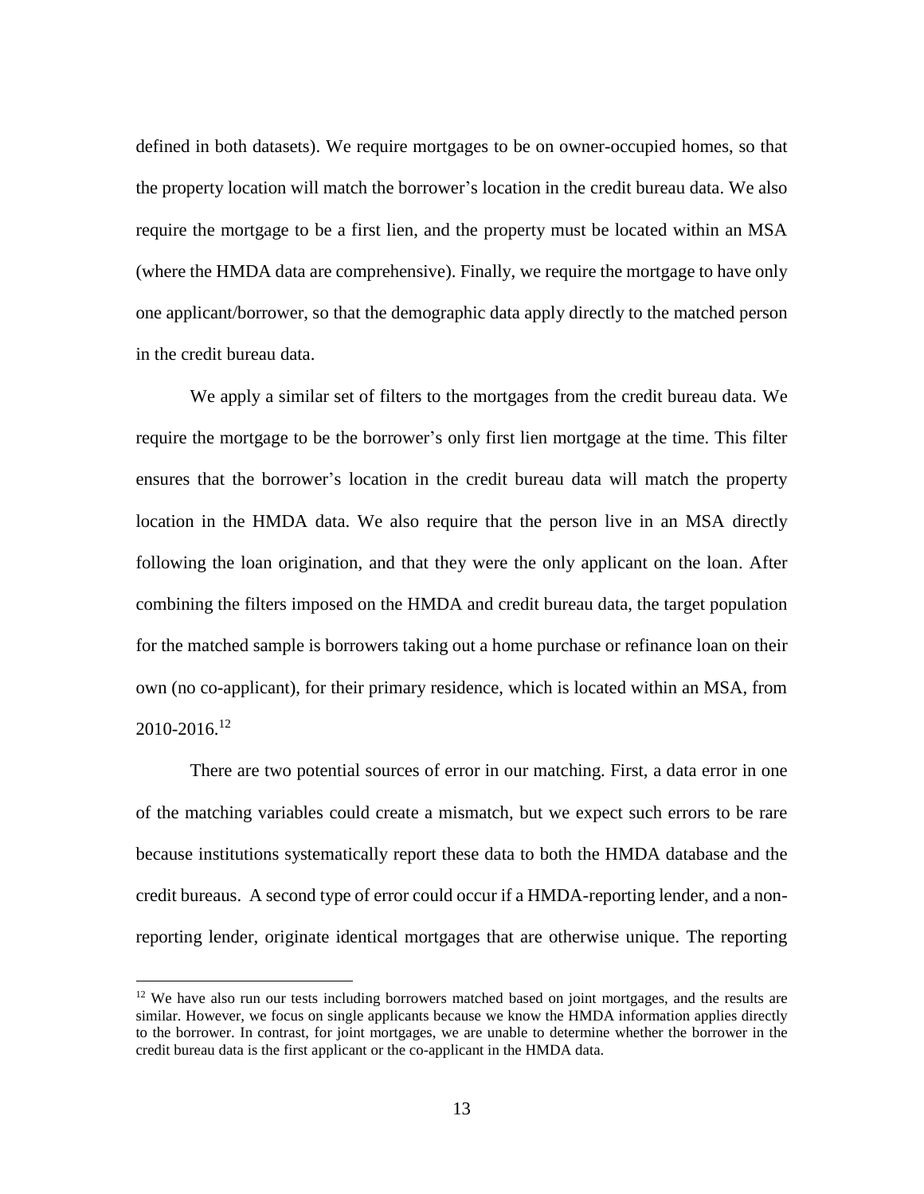defined in both datasets). We require mortgages to be on owner-occupied homes, so that the property location will match the borrower's location in the credit bureau data. We also require the mortgage to be a first lien, and the property must be located within an MSA (where the HMDA data are comprehensive). Finally, we require the mortgage to have only one applicant/borrower, so that the demographic data apply directly to the matched person in the credit bureau data.

We apply a similar set of filters to the mortgages from the credit bureau data. We require the mortgage to be the borrower's only first lien mortgage at the time. This filter ensures that the borrower's location in the credit bureau data will match the property location in the HMDA data. We also require that the person live in an MSA directly following the loan origination, and that they were the only applicant on the loan. After combining the filters imposed on the HMDA and credit bureau data, the target population for the matched sample is borrowers taking out a home purchase or refinance loan on their own (no co-applicant), for their primary residence, which is located within an MSA, from 2010-2016.[12]

There are two potential sources of error in our matching. First, a data error in one of the matching variables could create a mismatch, but we expect such errors to be rare because institutions systematically report these data to both the HMDA database and the credit bureaus. A second type of error could occur if a HMDA-reporting lender, and a non-reporting lender, originate identical mortgages that are otherwise unique. The reporting

[12] We have also run our tests including borrowers matched based on joint mortgages, and the results are similar. However, we focus on single applicants because we know the HMDA information applies directly to the borrower. In contrast, for joint mortgages, we are unable to determine whether the borrower in the credit bureau data is the first applicant or the co-applicant in the HMDA data.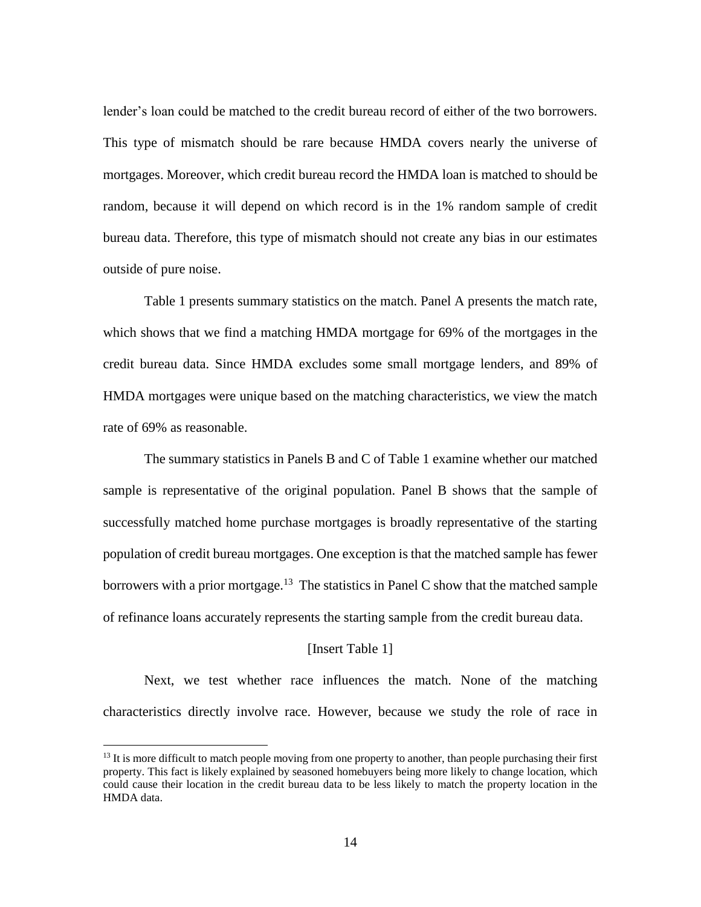lender's loan could be matched to the credit bureau record of either of the two borrowers. This type of mismatch should be rare because HMDA covers nearly the universe of mortgages. Moreover, which credit bureau record the HMDA loan is matched to should be random, because it will depend on which record is in the 1% random sample of credit bureau data. Therefore, this type of mismatch should not create any bias in our estimates outside of pure noise.

Table 1 presents summary statistics on the match. Panel A presents the match rate, which shows that we find a matching HMDA mortgage for 69% of the mortgages in the credit bureau data. Since HMDA excludes some small mortgage lenders, and 89% of HMDA mortgages were unique based on the matching characteristics, we view the match rate of 69% as reasonable.

The summary statistics in Panels B and C of Table 1 examine whether our matched sample is representative of the original population. Panel B shows that the sample of successfully matched home purchase mortgages is broadly representative of the starting population of credit bureau mortgages. One exception is that the matched sample has fewer borrowers with a prior mortgage.[13] The statistics in Panel C show that the matched sample of refinance loans accurately represents the starting sample from the credit bureau data.

[Insert Table 1]

Next, we test whether race influences the match. None of the matching characteristics directly involve race. However, because we study the role of race in

[13] It is more difficult to match people moving from one property to another, than people purchasing their first property. This fact is likely explained by seasoned homebuyers being more likely to change location, which could cause their location in the credit bureau data to be less likely to match the property location in the HMDA data.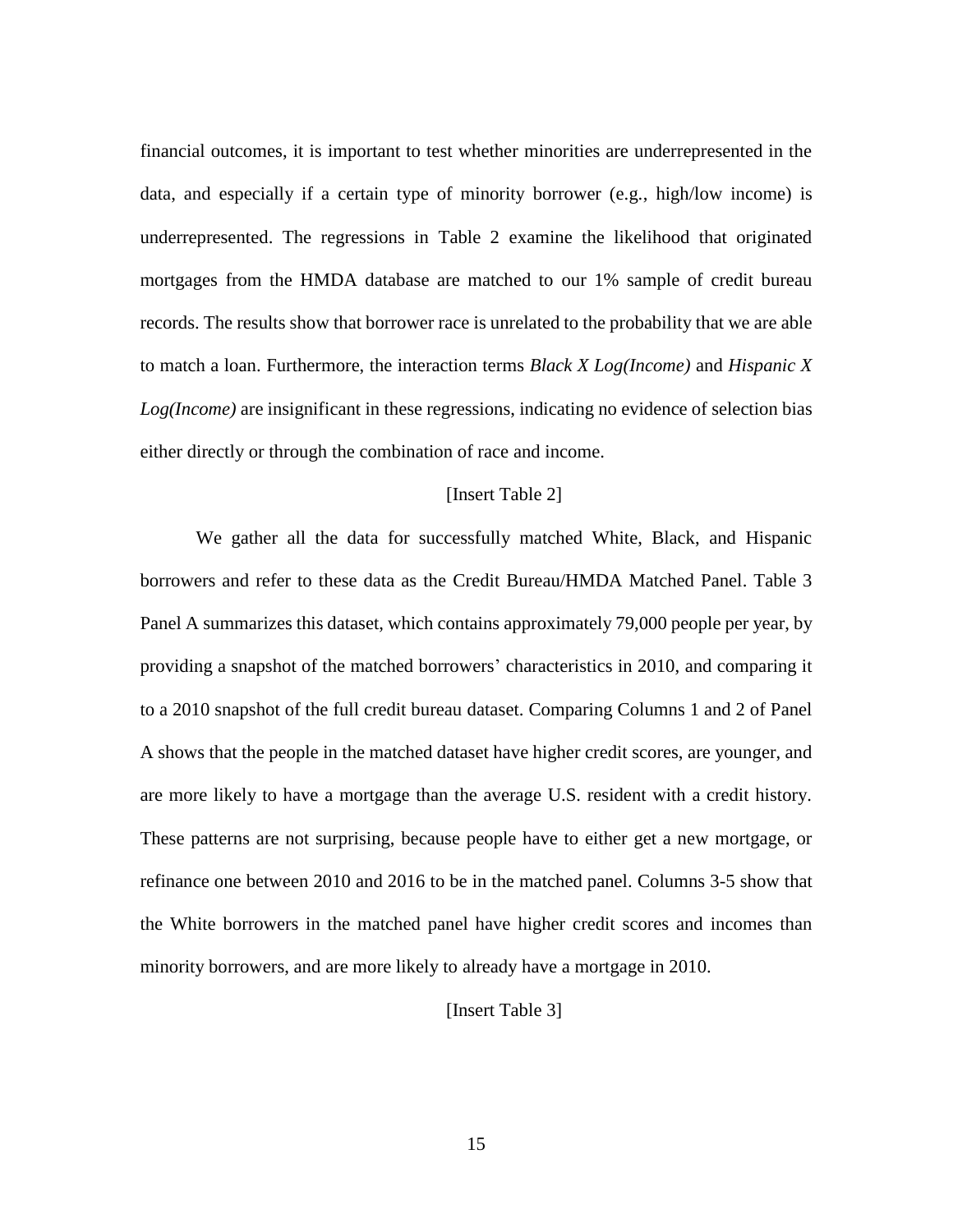financial outcomes, it is important to test whether minorities are underrepresented in the data, and especially if a certain type of minority borrower (e.g., high/low income) is underrepresented. The regressions in Table 2 examine the likelihood that originated mortgages from the HMDA database are matched to our 1% sample of credit bureau records. The results show that borrower race is unrelated to the probability that we are able to match a loan. Furthermore, the interaction terms *Black X Log(Income)* and *Hispanic X Log(Income)* are insignificant in these regressions, indicating no evidence of selection bias either directly or through the combination of race and income.

[Insert Table 2]

We gather all the data for successfully matched White, Black, and Hispanic borrowers and refer to these data as the Credit Bureau/HMDA Matched Panel. Table 3 Panel A summarizes this dataset, which contains approximately 79,000 people per year, by providing a snapshot of the matched borrowers' characteristics in 2010, and comparing it to a 2010 snapshot of the full credit bureau dataset. Comparing Columns 1 and 2 of Panel A shows that the people in the matched dataset have higher credit scores, are younger, and are more likely to have a mortgage than the average U.S. resident with a credit history. These patterns are not surprising, because people have to either get a new mortgage, or refinance one between 2010 and 2016 to be in the matched panel. Columns 3-5 show that the White borrowers in the matched panel have higher credit scores and incomes than minority borrowers, and are more likely to already have a mortgage in 2010.

[Insert Table 3]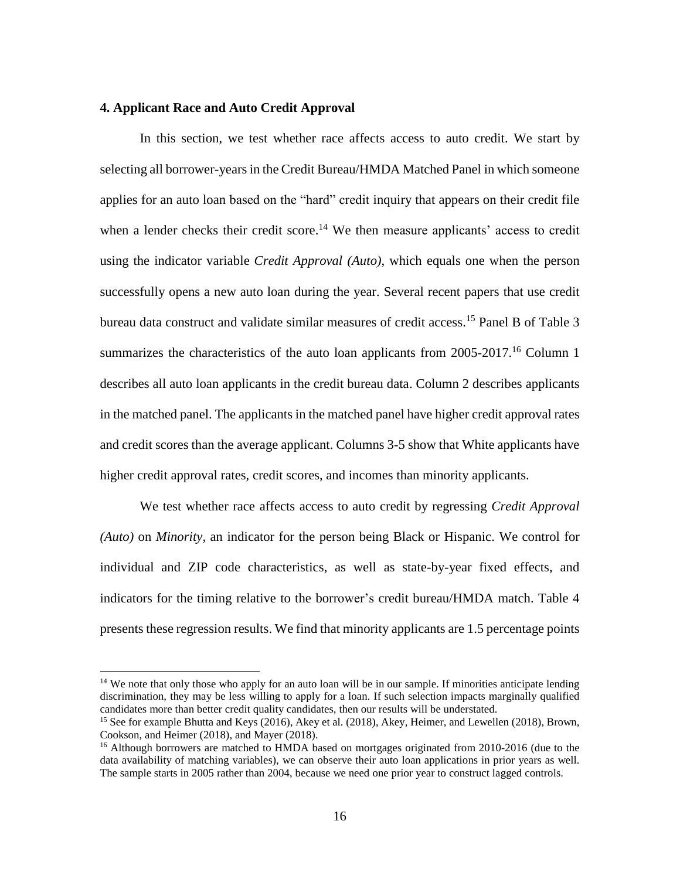## 4. Applicant Race and Auto Credit Approval

In this section, we test whether race affects access to auto credit. We start by selecting all borrower-years in the Credit Bureau/HMDA Matched Panel in which someone applies for an auto loan based on the "hard" credit inquiry that appears on their credit file when a lender checks their credit score.[14] We then measure applicants' access to credit using the indicator variable *Credit Approval (Auto)*, which equals one when the person successfully opens a new auto loan during the year. Several recent papers that use credit bureau data construct and validate similar measures of credit access.[15] Panel B of Table 3 summarizes the characteristics of the auto loan applicants from 2005-2017.[16] Column 1 describes all auto loan applicants in the credit bureau data. Column 2 describes applicants in the matched panel. The applicants in the matched panel have higher credit approval rates and credit scores than the average applicant. Columns 3-5 show that White applicants have higher credit approval rates, credit scores, and incomes than minority applicants.

We test whether race affects access to auto credit by regressing *Credit Approval (Auto)* on *Minority*, an indicator for the person being Black or Hispanic. We control for individual and ZIP code characteristics, as well as state-by-year fixed effects, and indicators for the timing relative to the borrower's credit bureau/HMDA match. Table 4 presents these regression results. We find that minority applicants are 1.5 percentage points

[14] We note that only those who apply for an auto loan will be in our sample. If minorities anticipate lending discrimination, they may be less willing to apply for a loan. If such selection impacts marginally qualified candidates more than better credit quality candidates, then our results will be understated.

[15] See for example Bhutta and Keys (2016), Akey et al. (2018), Akey, Heimer, and Lewellen (2018), Brown, Cookson, and Heimer (2018), and Mayer (2018).

[16] Although borrowers are matched to HMDA based on mortgages originated from 2010-2016 (due to the data availability of matching variables), we can observe their auto loan applications in prior years as well. The sample starts in 2005 rather than 2004, because we need one prior year to construct lagged controls.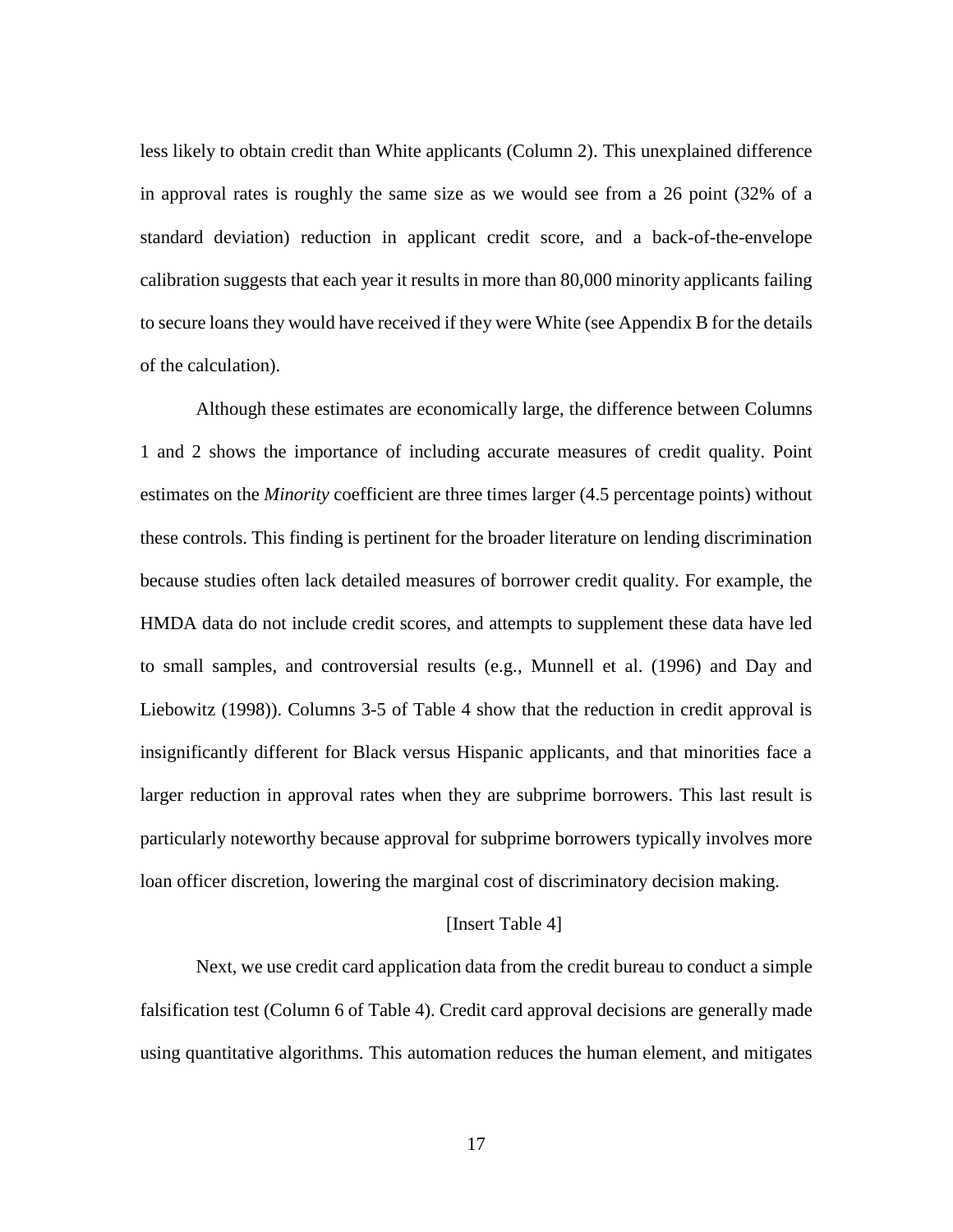less likely to obtain credit than White applicants (Column 2). This unexplained difference in approval rates is roughly the same size as we would see from a 26 point (32% of a standard deviation) reduction in applicant credit score, and a back-of-the-envelope calibration suggests that each year it results in more than 80,000 minority applicants failing to secure loans they would have received if they were White (see Appendix B for the details of the calculation).

Although these estimates are economically large, the difference between Columns 1 and 2 shows the importance of including accurate measures of credit quality. Point estimates on the *Minority* coefficient are three times larger (4.5 percentage points) without these controls. This finding is pertinent for the broader literature on lending discrimination because studies often lack detailed measures of borrower credit quality. For example, the HMDA data do not include credit scores, and attempts to supplement these data have led to small samples, and controversial results (e.g., Munnell et al. (1996) and Day and Liebowitz (1998)). Columns 3-5 of Table 4 show that the reduction in credit approval is insignificantly different for Black versus Hispanic applicants, and that minorities face a larger reduction in approval rates when they are subprime borrowers. This last result is particularly noteworthy because approval for subprime borrowers typically involves more loan officer discretion, lowering the marginal cost of discriminatory decision making.

[Insert Table 4]

Next, we use credit card application data from the credit bureau to conduct a simple falsification test (Column 6 of Table 4). Credit card approval decisions are generally made using quantitative algorithms. This automation reduces the human element, and mitigates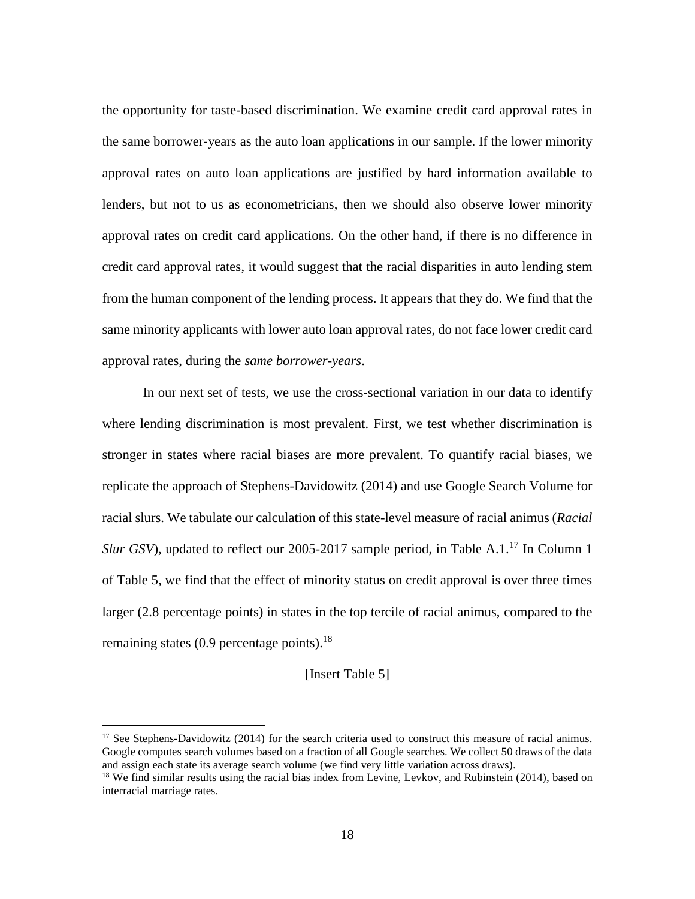the opportunity for taste-based discrimination. We examine credit card approval rates in the same borrower-years as the auto loan applications in our sample. If the lower minority approval rates on auto loan applications are justified by hard information available to lenders, but not to us as econometricians, then we should also observe lower minority approval rates on credit card applications. On the other hand, if there is no difference in credit card approval rates, it would suggest that the racial disparities in auto lending stem from the human component of the lending process. It appears that they do. We find that the same minority applicants with lower auto loan approval rates, do not face lower credit card approval rates, during the *same borrower-years*.

In our next set of tests, we use the cross-sectional variation in our data to identify where lending discrimination is most prevalent. First, we test whether discrimination is stronger in states where racial biases are more prevalent. To quantify racial biases, we replicate the approach of Stephens-Davidowitz (2014) and use Google Search Volume for racial slurs. We tabulate our calculation of this state-level measure of racial animus (*Racial Slur GSV*), updated to reflect our 2005-2017 sample period, in Table A.1.[17] In Column 1 of Table 5, we find that the effect of minority status on credit approval is over three times larger (2.8 percentage points) in states in the top tercile of racial animus, compared to the remaining states (0.9 percentage points).[18]

[Insert Table 5]

[17] See Stephens-Davidowitz (2014) for the search criteria used to construct this measure of racial animus. Google computes search volumes based on a fraction of all Google searches. We collect 50 draws of the data and assign each state its average search volume (we find very little variation across draws).

[18] We find similar results using the racial bias index from Levine, Levkov, and Rubinstein (2014), based on interracial marriage rates.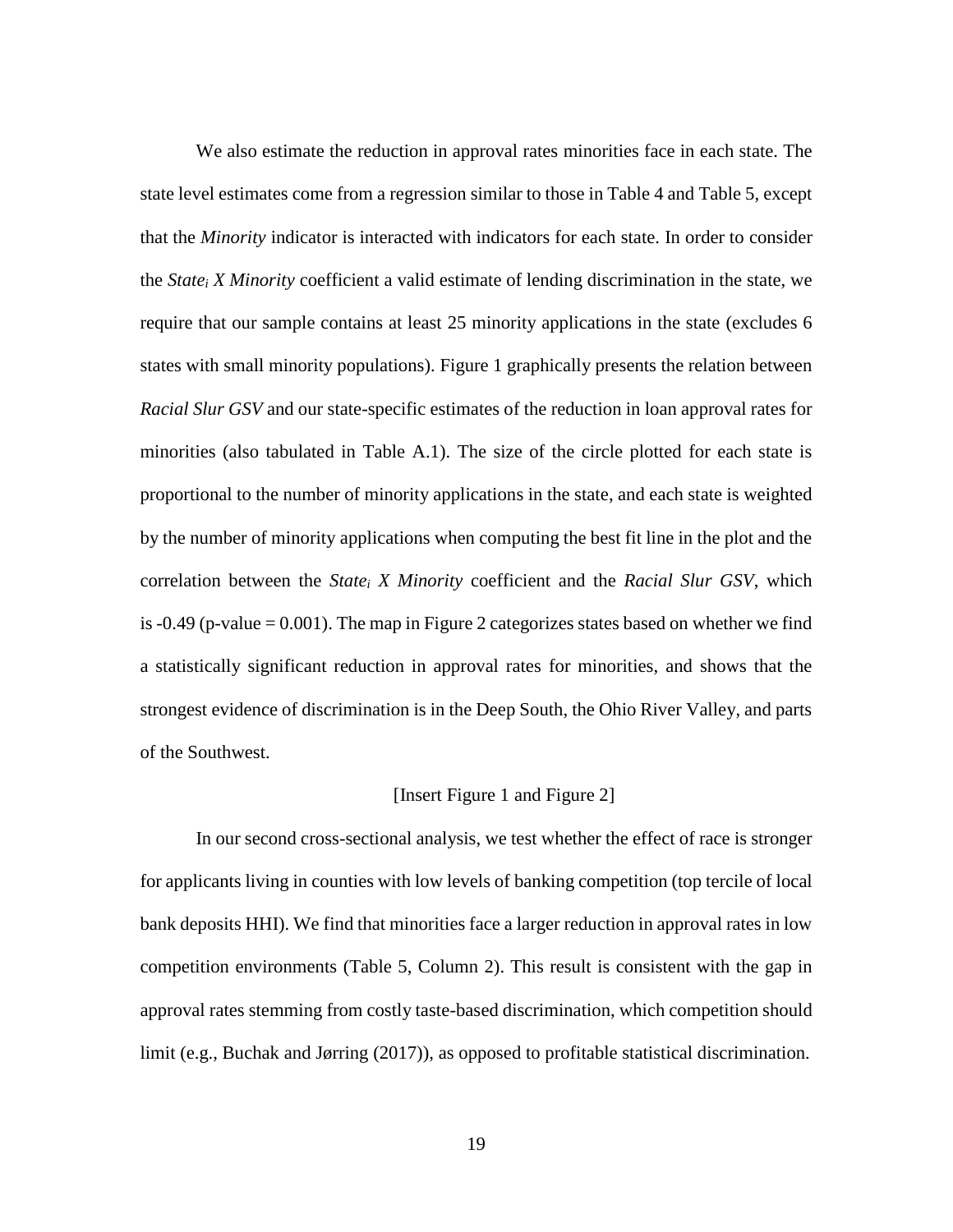We also estimate the reduction in approval rates minorities face in each state. The state level estimates come from a regression similar to those in Table 4 and Table 5, except that the *Minority* indicator is interacted with indicators for each state. In order to consider the *State$_i$ X Minority* coefficient a valid estimate of lending discrimination in the state, we require that our sample contains at least 25 minority applications in the state (excludes 6 states with small minority populations). Figure 1 graphically presents the relation between *Racial Slur GSV* and our state-specific estimates of the reduction in loan approval rates for minorities (also tabulated in Table A.1). The size of the circle plotted for each state is proportional to the number of minority applications in the state, and each state is weighted by the number of minority applications when computing the best fit line in the plot and the correlation between the *State$_i$ X Minority* coefficient and the *Racial Slur GSV*, which is -0.49 (p-value = 0.001). The map in Figure 2 categorizes states based on whether we find a statistically significant reduction in approval rates for minorities, and shows that the strongest evidence of discrimination is in the Deep South, the Ohio River Valley, and parts of the Southwest.

[Insert Figure 1 and Figure 2]

In our second cross-sectional analysis, we test whether the effect of race is stronger for applicants living in counties with low levels of banking competition (top tercile of local bank deposits HHI). We find that minorities face a larger reduction in approval rates in low competition environments (Table 5, Column 2). This result is consistent with the gap in approval rates stemming from costly taste-based discrimination, which competition should limit (e.g., Buchak and Jørring (2017)), as opposed to profitable statistical discrimination.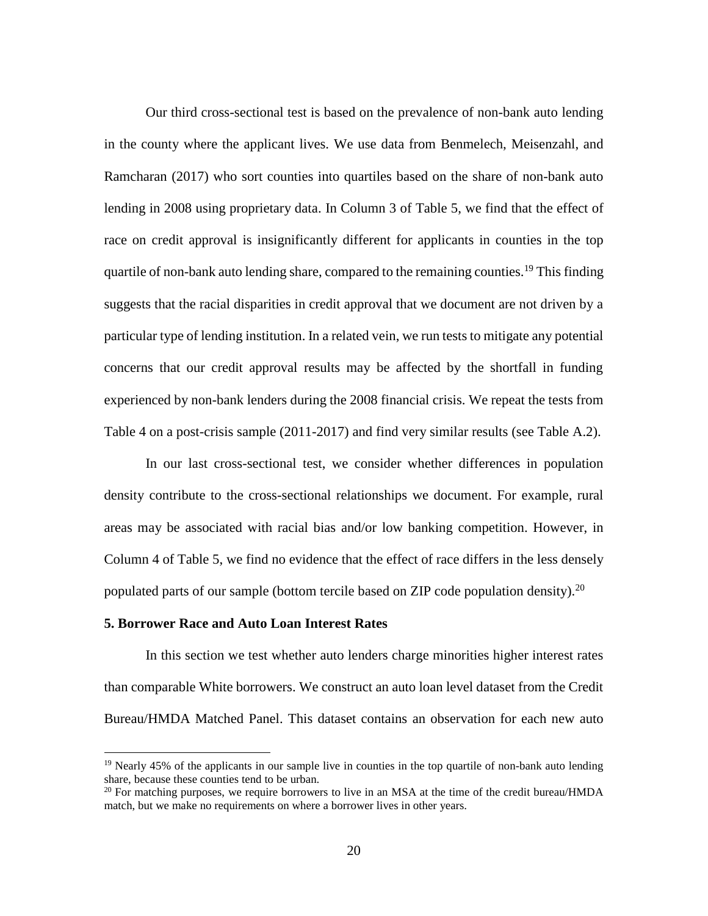Our third cross-sectional test is based on the prevalence of non-bank auto lending in the county where the applicant lives. We use data from Benmelech, Meisenzahl, and Ramcharan (2017) who sort counties into quartiles based on the share of non-bank auto lending in 2008 using proprietary data. In Column 3 of Table 5, we find that the effect of race on credit approval is insignificantly different for applicants in counties in the top quartile of non-bank auto lending share, compared to the remaining counties.[19] This finding suggests that the racial disparities in credit approval that we document are not driven by a particular type of lending institution. In a related vein, we run tests to mitigate any potential concerns that our credit approval results may be affected by the shortfall in funding experienced by non-bank lenders during the 2008 financial crisis. We repeat the tests from Table 4 on a post-crisis sample (2011-2017) and find very similar results (see Table A.2).

In our last cross-sectional test, we consider whether differences in population density contribute to the cross-sectional relationships we document. For example, rural areas may be associated with racial bias and/or low banking competition. However, in Column 4 of Table 5, we find no evidence that the effect of race differs in the less densely populated parts of our sample (bottom tercile based on ZIP code population density).[20]

## 5. Borrower Race and Auto Loan Interest Rates

In this section we test whether auto lenders charge minorities higher interest rates than comparable White borrowers. We construct an auto loan level dataset from the Credit Bureau/HMDA Matched Panel. This dataset contains an observation for each new auto

[19] Nearly 45% of the applicants in our sample live in counties in the top quartile of non-bank auto lending share, because these counties tend to be urban.

[20] For matching purposes, we require borrowers to live in an MSA at the time of the credit bureau/HMDA match, but we make no requirements on where a borrower lives in other years.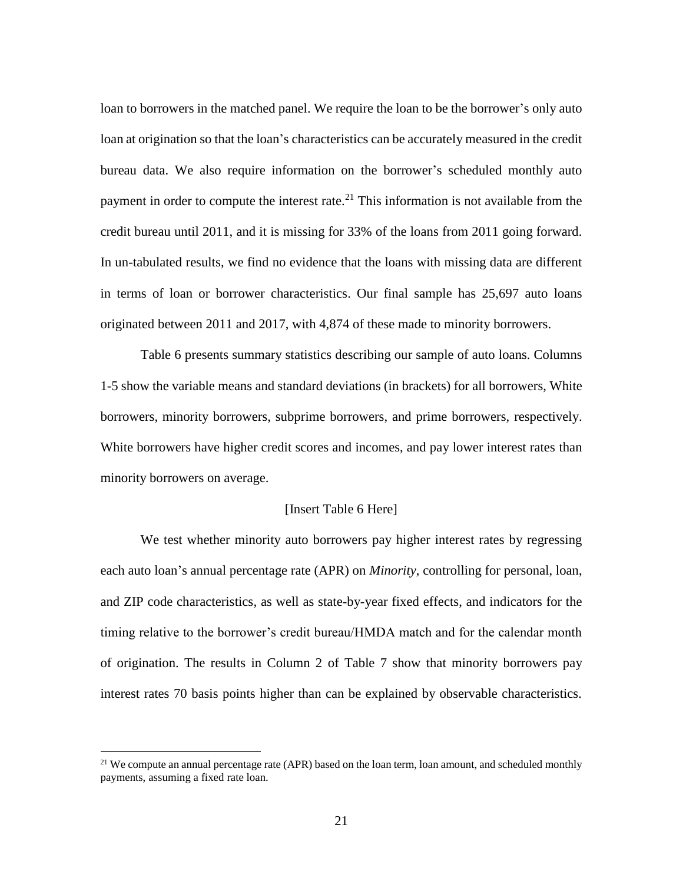loan to borrowers in the matched panel. We require the loan to be the borrower's only auto loan at origination so that the loan's characteristics can be accurately measured in the credit bureau data. We also require information on the borrower's scheduled monthly auto payment in order to compute the interest rate.[21] This information is not available from the credit bureau until 2011, and it is missing for 33% of the loans from 2011 going forward. In un-tabulated results, we find no evidence that the loans with missing data are different in terms of loan or borrower characteristics. Our final sample has 25,697 auto loans originated between 2011 and 2017, with 4,874 of these made to minority borrowers.

Table 6 presents summary statistics describing our sample of auto loans. Columns 1-5 show the variable means and standard deviations (in brackets) for all borrowers, White borrowers, minority borrowers, subprime borrowers, and prime borrowers, respectively. White borrowers have higher credit scores and incomes, and pay lower interest rates than minority borrowers on average.

[Insert Table 6 Here]

We test whether minority auto borrowers pay higher interest rates by regressing each auto loan's annual percentage rate (APR) on *Minority*, controlling for personal, loan, and ZIP code characteristics, as well as state-by-year fixed effects, and indicators for the timing relative to the borrower's credit bureau/HMDA match and for the calendar month of origination. The results in Column 2 of Table 7 show that minority borrowers pay interest rates 70 basis points higher than can be explained by observable characteristics.

[21] We compute an annual percentage rate (APR) based on the loan term, loan amount, and scheduled monthly payments, assuming a fixed rate loan.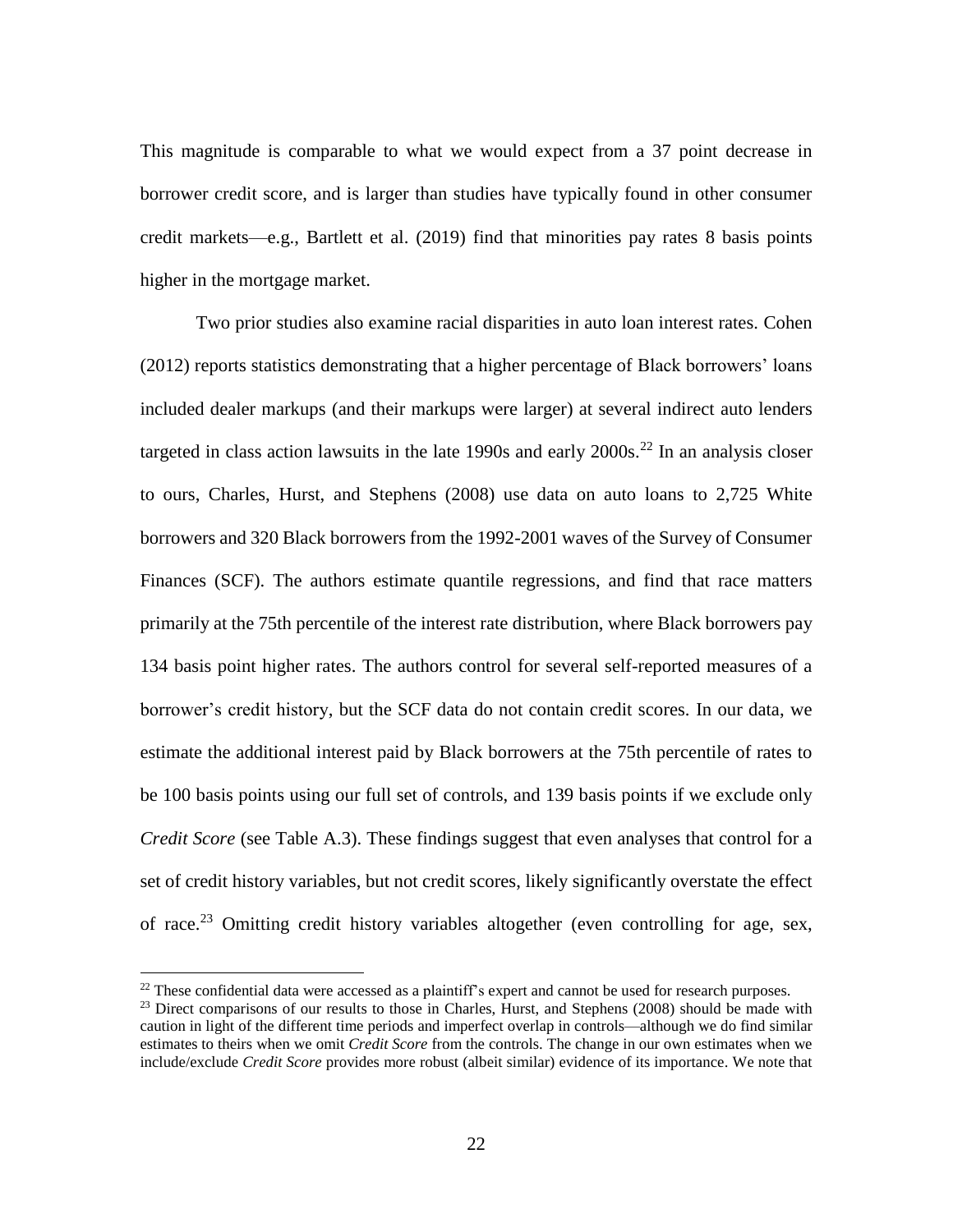This magnitude is comparable to what we would expect from a 37 point decrease in borrower credit score, and is larger than studies have typically found in other consumer credit markets—e.g., Bartlett et al. (2019) find that minorities pay rates 8 basis points higher in the mortgage market.

Two prior studies also examine racial disparities in auto loan interest rates. Cohen (2012) reports statistics demonstrating that a higher percentage of Black borrowers' loans included dealer markups (and their markups were larger) at several indirect auto lenders targeted in class action lawsuits in the late 1990s and early 2000s.[22] In an analysis closer to ours, Charles, Hurst, and Stephens (2008) use data on auto loans to 2,725 White borrowers and 320 Black borrowers from the 1992-2001 waves of the Survey of Consumer Finances (SCF). The authors estimate quantile regressions, and find that race matters primarily at the 75th percentile of the interest rate distribution, where Black borrowers pay 134 basis point higher rates. The authors control for several self-reported measures of a borrower's credit history, but the SCF data do not contain credit scores. In our data, we estimate the additional interest paid by Black borrowers at the 75th percentile of rates to be 100 basis points using our full set of controls, and 139 basis points if we exclude only *Credit Score* (see Table A.3). These findings suggest that even analyses that control for a set of credit history variables, but not credit scores, likely significantly overstate the effect of race.[23] Omitting credit history variables altogether (even controlling for age, sex,

[22] These confidential data were accessed as a plaintiff's expert and cannot be used for research purposes.

[23] Direct comparisons of our results to those in Charles, Hurst, and Stephens (2008) should be made with caution in light of the different time periods and imperfect overlap in controls—although we do find similar estimates to theirs when we omit *Credit Score* from the controls. The change in our own estimates when we include/exclude *Credit Score* provides more robust (albeit similar) evidence of its importance. We note that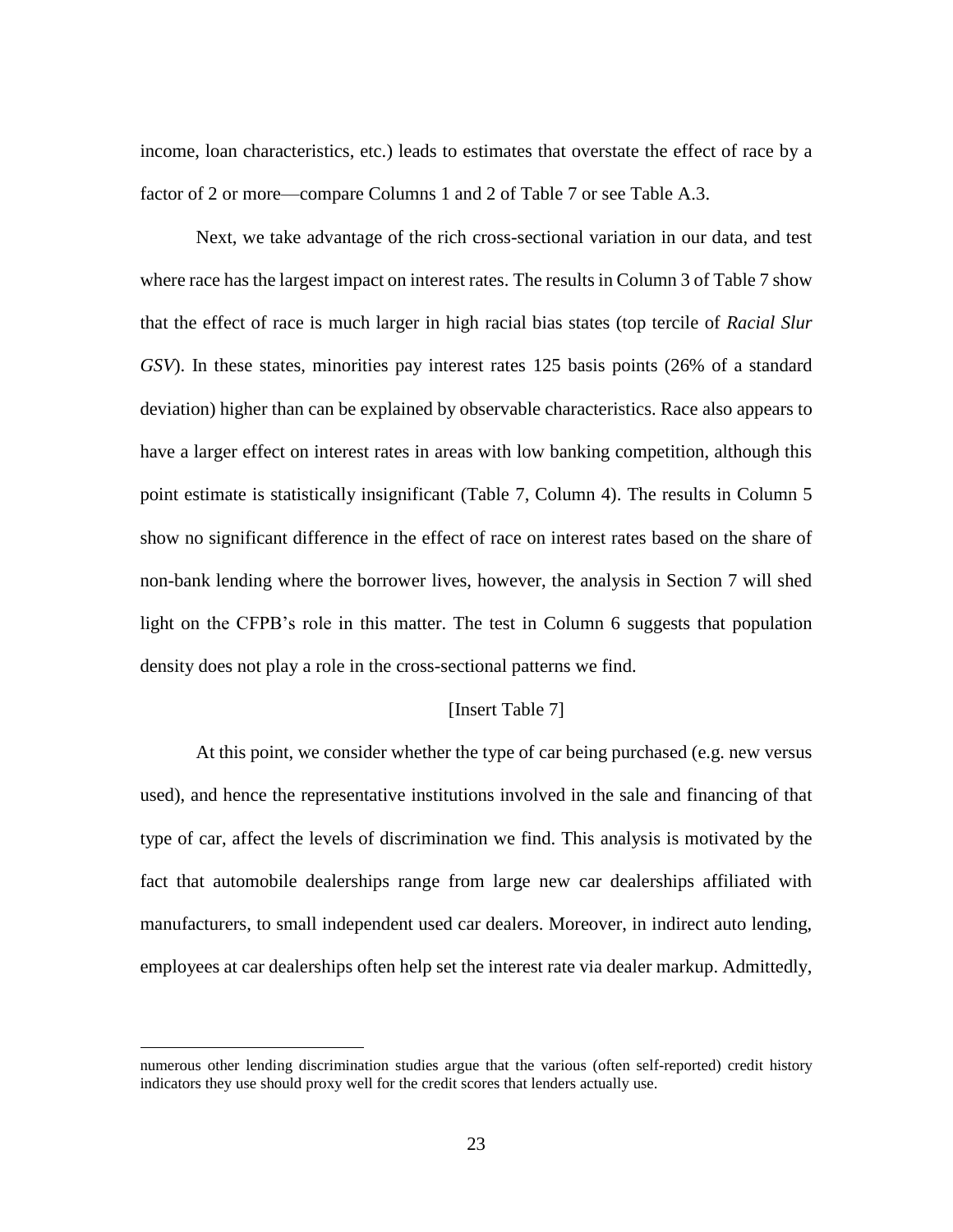income, loan characteristics, etc.) leads to estimates that overstate the effect of race by a factor of 2 or more—compare Columns 1 and 2 of Table 7 or see Table A.3.

Next, we take advantage of the rich cross-sectional variation in our data, and test where race has the largest impact on interest rates. The results in Column 3 of Table 7 show that the effect of race is much larger in high racial bias states (top tercile of *Racial Slur GSV*). In these states, minorities pay interest rates 125 basis points (26% of a standard deviation) higher than can be explained by observable characteristics. Race also appears to have a larger effect on interest rates in areas with low banking competition, although this point estimate is statistically insignificant (Table 7, Column 4). The results in Column 5 show no significant difference in the effect of race on interest rates based on the share of non-bank lending where the borrower lives, however, the analysis in Section 7 will shed light on the CFPB's role in this matter. The test in Column 6 suggests that population density does not play a role in the cross-sectional patterns we find.

[Insert Table 7]

At this point, we consider whether the type of car being purchased (e.g. new versus used), and hence the representative institutions involved in the sale and financing of that type of car, affect the levels of discrimination we find. This analysis is motivated by the fact that automobile dealerships range from large new car dealerships affiliated with manufacturers, to small independent used car dealers. Moreover, in indirect auto lending, employees at car dealerships often help set the interest rate via dealer markup. Admittedly,

numerous other lending discrimination studies argue that the various (often self-reported) credit history indicators they use should proxy well for the credit scores that lenders actually use.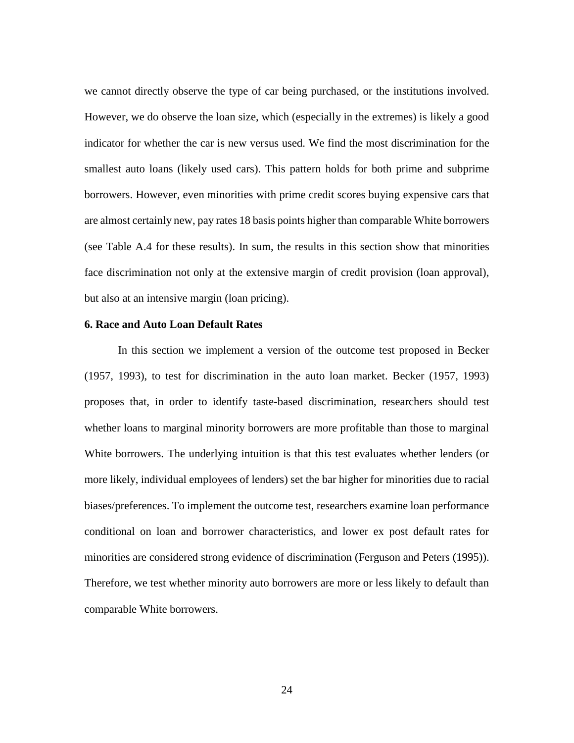we cannot directly observe the type of car being purchased, or the institutions involved. However, we do observe the loan size, which (especially in the extremes) is likely a good indicator for whether the car is new versus used. We find the most discrimination for the smallest auto loans (likely used cars). This pattern holds for both prime and subprime borrowers. However, even minorities with prime credit scores buying expensive cars that are almost certainly new, pay rates 18 basis points higher than comparable White borrowers (see Table A.4 for these results). In sum, the results in this section show that minorities face discrimination not only at the extensive margin of credit provision (loan approval), but also at an intensive margin (loan pricing).

## 6. Race and Auto Loan Default Rates

In this section we implement a version of the outcome test proposed in Becker (1957, 1993), to test for discrimination in the auto loan market. Becker (1957, 1993) proposes that, in order to identify taste-based discrimination, researchers should test whether loans to marginal minority borrowers are more profitable than those to marginal White borrowers. The underlying intuition is that this test evaluates whether lenders (or more likely, individual employees of lenders) set the bar higher for minorities due to racial biases/preferences. To implement the outcome test, researchers examine loan performance conditional on loan and borrower characteristics, and lower ex post default rates for minorities are considered strong evidence of discrimination (Ferguson and Peters (1995)). Therefore, we test whether minority auto borrowers are more or less likely to default than comparable White borrowers.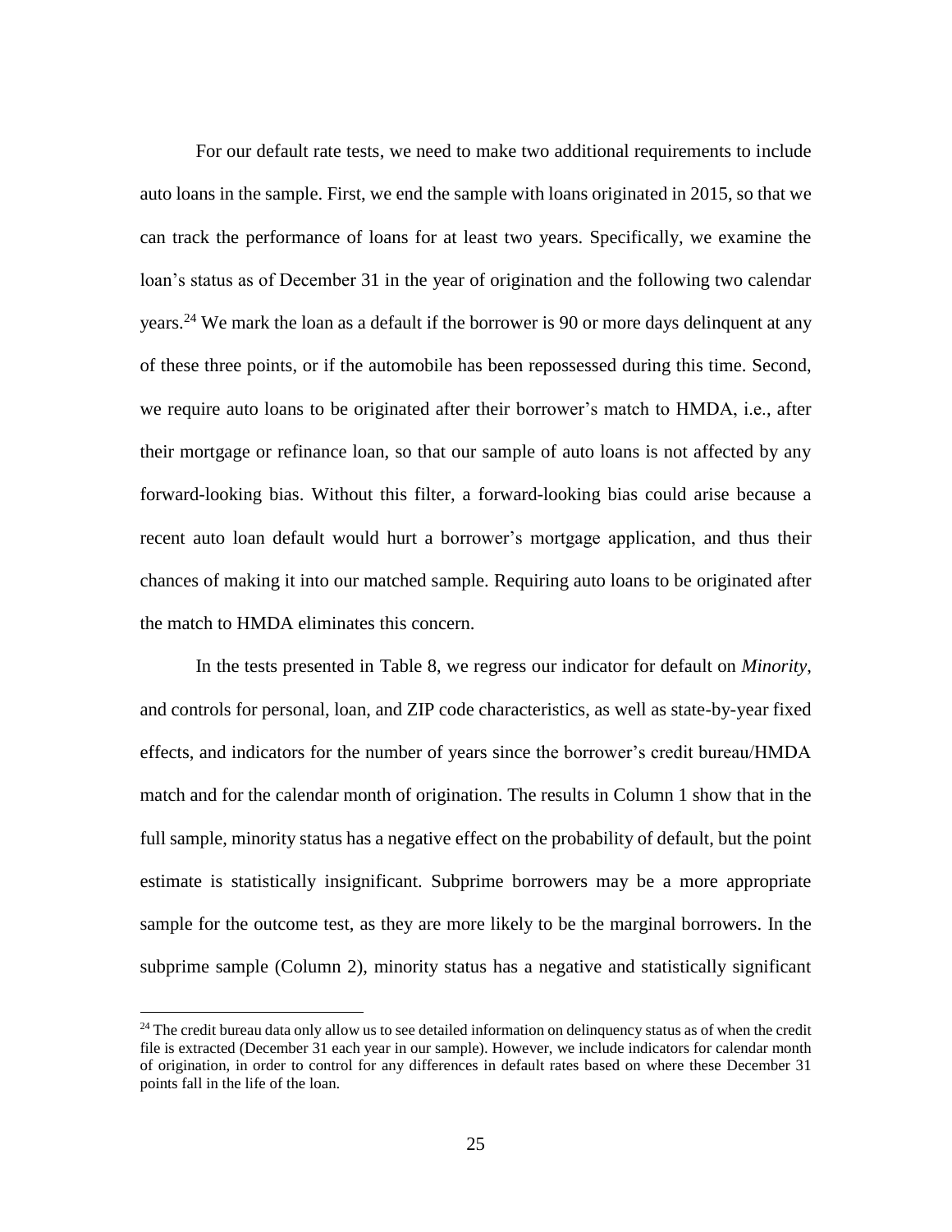For our default rate tests, we need to make two additional requirements to include auto loans in the sample. First, we end the sample with loans originated in 2015, so that we can track the performance of loans for at least two years. Specifically, we examine the loan's status as of December 31 in the year of origination and the following two calendar years.[24] We mark the loan as a default if the borrower is 90 or more days delinquent at any of these three points, or if the automobile has been repossessed during this time. Second, we require auto loans to be originated after their borrower's match to HMDA, i.e., after their mortgage or refinance loan, so that our sample of auto loans is not affected by any forward-looking bias. Without this filter, a forward-looking bias could arise because a recent auto loan default would hurt a borrower's mortgage application, and thus their chances of making it into our matched sample. Requiring auto loans to be originated after the match to HMDA eliminates this concern.

In the tests presented in Table 8, we regress our indicator for default on *Minority*, and controls for personal, loan, and ZIP code characteristics, as well as state-by-year fixed effects, and indicators for the number of years since the borrower's credit bureau/HMDA match and for the calendar month of origination. The results in Column 1 show that in the full sample, minority status has a negative effect on the probability of default, but the point estimate is statistically insignificant. Subprime borrowers may be a more appropriate sample for the outcome test, as they are more likely to be the marginal borrowers. In the subprime sample (Column 2), minority status has a negative and statistically significant

[24] The credit bureau data only allow us to see detailed information on delinquency status as of when the credit file is extracted (December 31 each year in our sample). However, we include indicators for calendar month of origination, in order to control for any differences in default rates based on where these December 31 points fall in the life of the loan.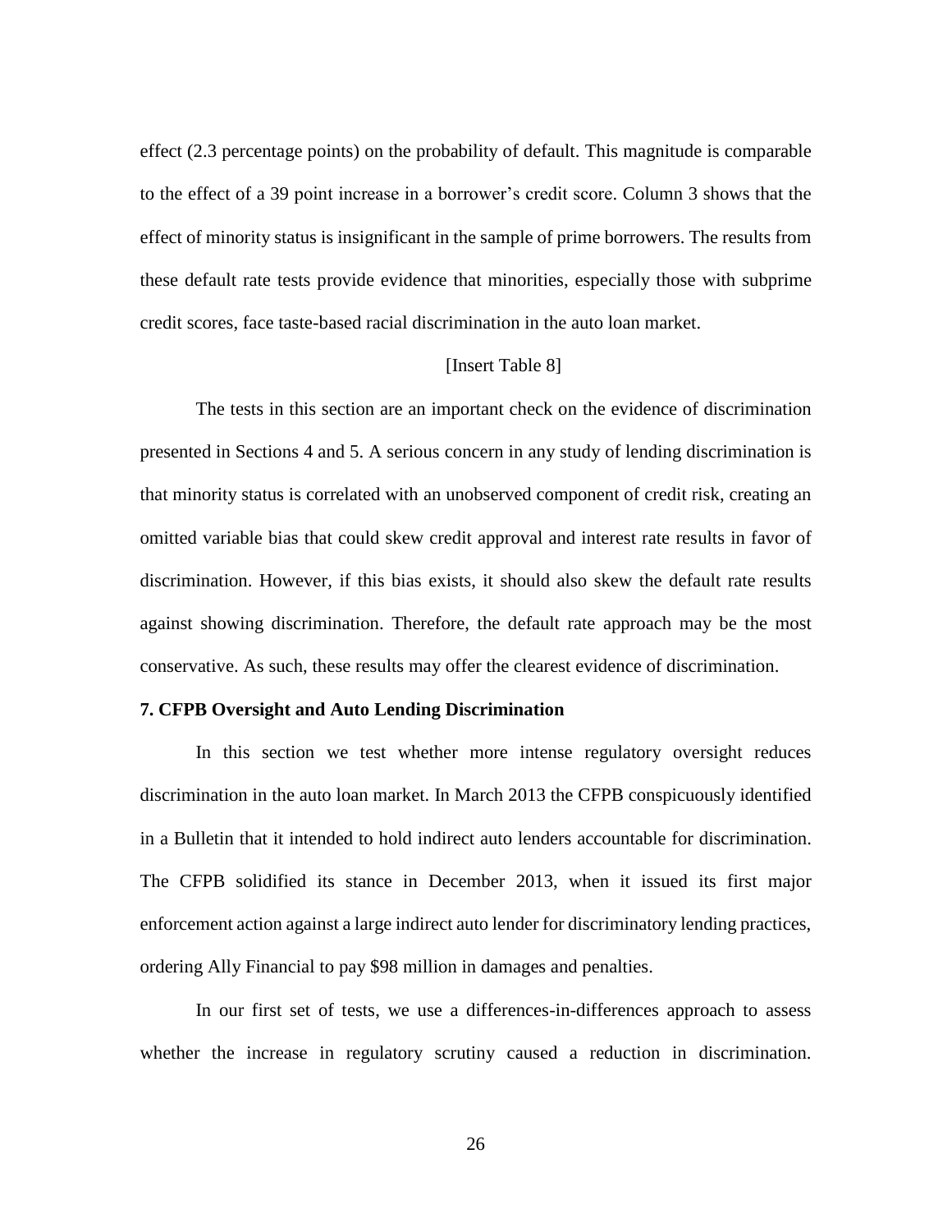effect (2.3 percentage points) on the probability of default. This magnitude is comparable to the effect of a 39 point increase in a borrower's credit score. Column 3 shows that the effect of minority status is insignificant in the sample of prime borrowers. The results from these default rate tests provide evidence that minorities, especially those with subprime credit scores, face taste-based racial discrimination in the auto loan market.

[Insert Table 8]

The tests in this section are an important check on the evidence of discrimination presented in Sections 4 and 5. A serious concern in any study of lending discrimination is that minority status is correlated with an unobserved component of credit risk, creating an omitted variable bias that could skew credit approval and interest rate results in favor of discrimination. However, if this bias exists, it should also skew the default rate results against showing discrimination. Therefore, the default rate approach may be the most conservative. As such, these results may offer the clearest evidence of discrimination.

## 7. CFPB Oversight and Auto Lending Discrimination

In this section we test whether more intense regulatory oversight reduces discrimination in the auto loan market. In March 2013 the CFPB conspicuously identified in a Bulletin that it intended to hold indirect auto lenders accountable for discrimination. The CFPB solidified its stance in December 2013, when it issued its first major enforcement action against a large indirect auto lender for discriminatory lending practices, ordering Ally Financial to pay $98 million in damages and penalties.

In our first set of tests, we use a differences-in-differences approach to assess whether the increase in regulatory scrutiny caused a reduction in discrimination.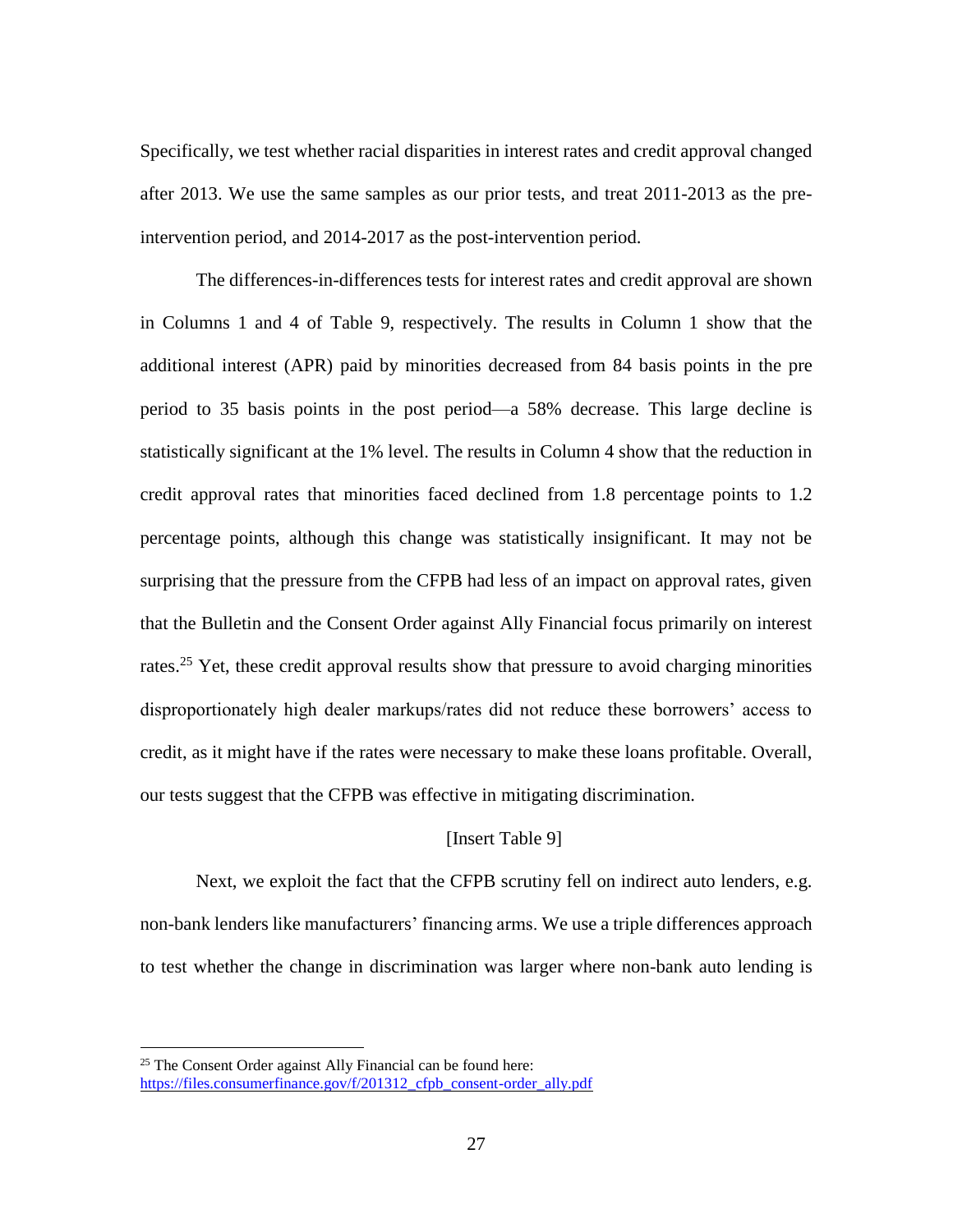Specifically, we test whether racial disparities in interest rates and credit approval changed after 2013. We use the same samples as our prior tests, and treat 2011-2013 as the pre-intervention period, and 2014-2017 as the post-intervention period.

The differences-in-differences tests for interest rates and credit approval are shown in Columns 1 and 4 of Table 9, respectively. The results in Column 1 show that the additional interest (APR) paid by minorities decreased from 84 basis points in the pre period to 35 basis points in the post period—a 58% decrease. This large decline is statistically significant at the 1% level. The results in Column 4 show that the reduction in credit approval rates that minorities faced declined from 1.8 percentage points to 1.2 percentage points, although this change was statistically insignificant. It may not be surprising that the pressure from the CFPB had less of an impact on approval rates, given that the Bulletin and the Consent Order against Ally Financial focus primarily on interest rates.[25] Yet, these credit approval results show that pressure to avoid charging minorities disproportionately high dealer markups/rates did not reduce these borrowers' access to credit, as it might have if the rates were necessary to make these loans profitable. Overall, our tests suggest that the CFPB was effective in mitigating discrimination.

[Insert Table 9]

Next, we exploit the fact that the CFPB scrutiny fell on indirect auto lenders, e.g. non-bank lenders like manufacturers' financing arms. We use a triple differences approach to test whether the change in discrimination was larger where non-bank auto lending is

[25] The Consent Order against Ally Financial can be found here: https://files.consumerfinance.gov/f/201312_cfpb_consent-order_ally.pdf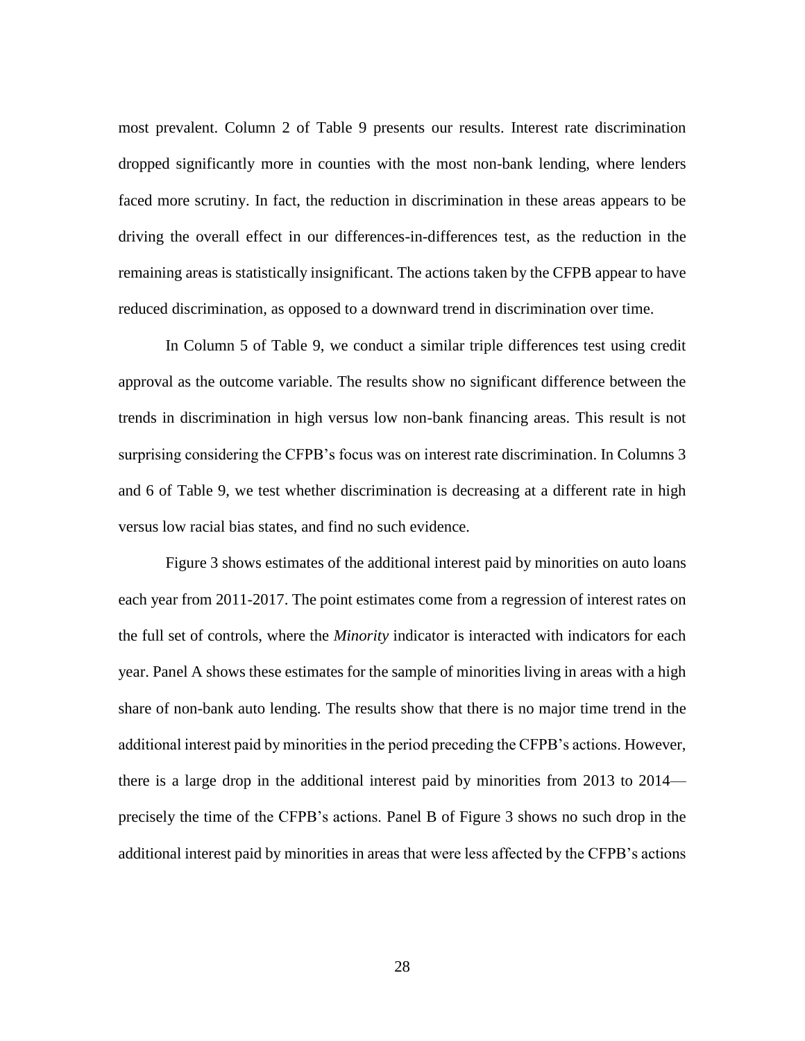most prevalent. Column 2 of Table 9 presents our results. Interest rate discrimination dropped significantly more in counties with the most non-bank lending, where lenders faced more scrutiny. In fact, the reduction in discrimination in these areas appears to be driving the overall effect in our differences-in-differences test, as the reduction in the remaining areas is statistically insignificant. The actions taken by the CFPB appear to have reduced discrimination, as opposed to a downward trend in discrimination over time.

In Column 5 of Table 9, we conduct a similar triple differences test using credit approval as the outcome variable. The results show no significant difference between the trends in discrimination in high versus low non-bank financing areas. This result is not surprising considering the CFPB's focus was on interest rate discrimination. In Columns 3 and 6 of Table 9, we test whether discrimination is decreasing at a different rate in high versus low racial bias states, and find no such evidence.

Figure 3 shows estimates of the additional interest paid by minorities on auto loans each year from 2011-2017. The point estimates come from a regression of interest rates on the full set of controls, where the *Minority* indicator is interacted with indicators for each year. Panel A shows these estimates for the sample of minorities living in areas with a high share of non-bank auto lending. The results show that there is no major time trend in the additional interest paid by minorities in the period preceding the CFPB's actions. However, there is a large drop in the additional interest paid by minorities from 2013 to 2014—precisely the time of the CFPB's actions. Panel B of Figure 3 shows no such drop in the additional interest paid by minorities in areas that were less affected by the CFPB's actions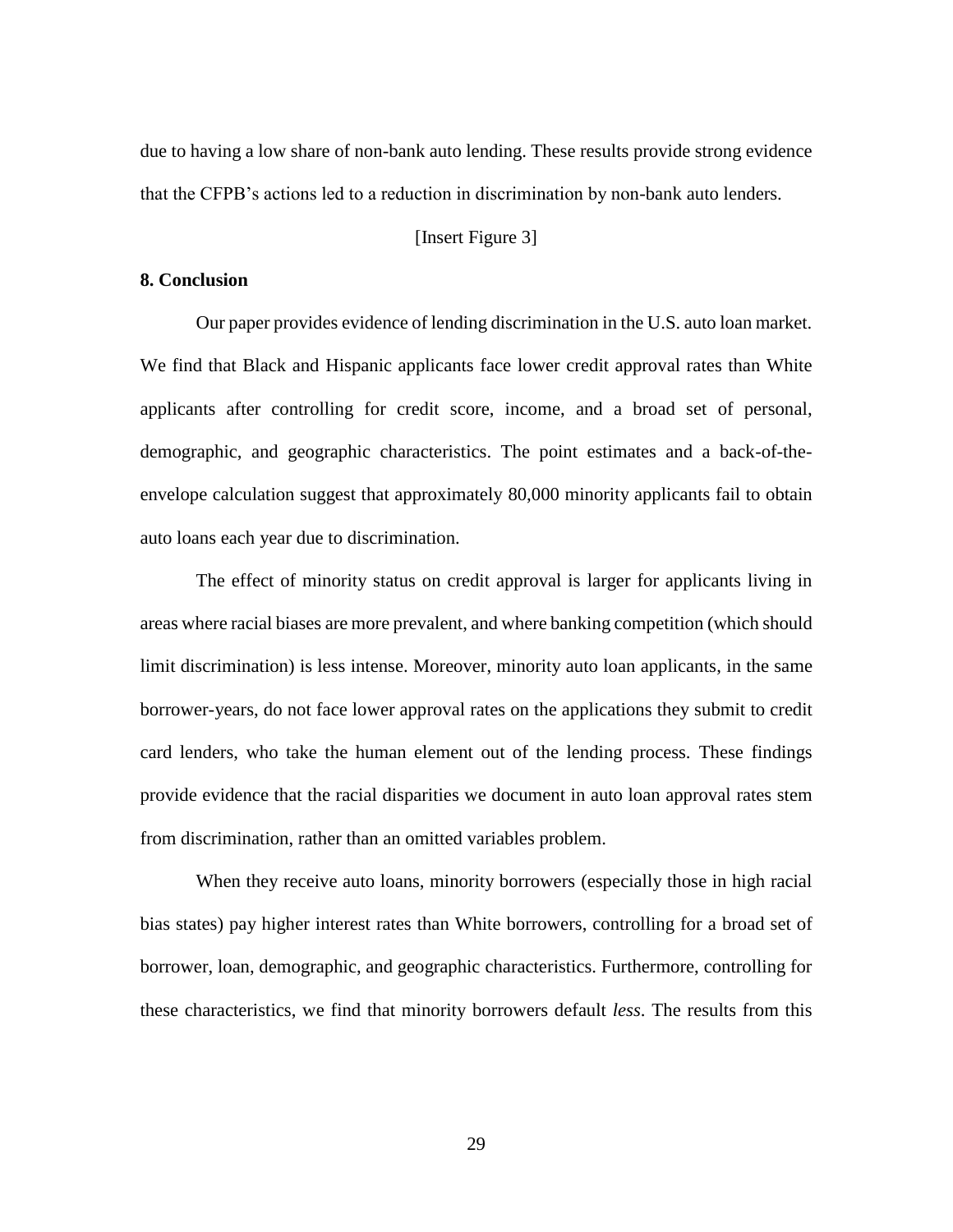due to having a low share of non-bank auto lending. These results provide strong evidence that the CFPB's actions led to a reduction in discrimination by non-bank auto lenders.

[Insert Figure 3]

## 8. Conclusion

Our paper provides evidence of lending discrimination in the U.S. auto loan market. We find that Black and Hispanic applicants face lower credit approval rates than White applicants after controlling for credit score, income, and a broad set of personal, demographic, and geographic characteristics. The point estimates and a back-of-the-envelope calculation suggest that approximately 80,000 minority applicants fail to obtain auto loans each year due to discrimination.

The effect of minority status on credit approval is larger for applicants living in areas where racial biases are more prevalent, and where banking competition (which should limit discrimination) is less intense. Moreover, minority auto loan applicants, in the same borrower-years, do not face lower approval rates on the applications they submit to credit card lenders, who take the human element out of the lending process. These findings provide evidence that the racial disparities we document in auto loan approval rates stem from discrimination, rather than an omitted variables problem.

When they receive auto loans, minority borrowers (especially those in high racial bias states) pay higher interest rates than White borrowers, controlling for a broad set of borrower, loan, demographic, and geographic characteristics. Furthermore, controlling for these characteristics, we find that minority borrowers default *less*. The results from this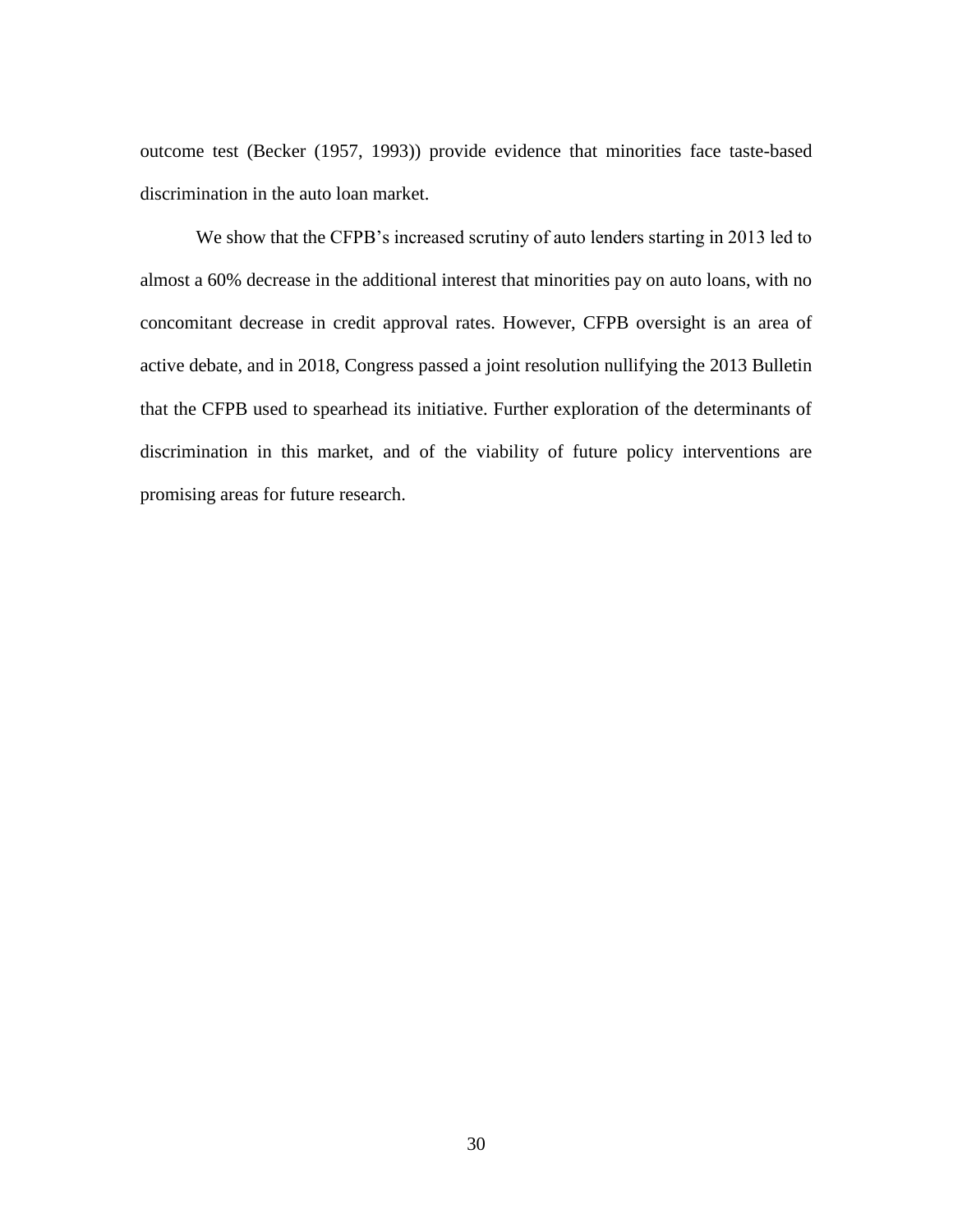outcome test (Becker (1957, 1993)) provide evidence that minorities face taste-based discrimination in the auto loan market.

We show that the CFPB's increased scrutiny of auto lenders starting in 2013 led to almost a 60% decrease in the additional interest that minorities pay on auto loans, with no concomitant decrease in credit approval rates. However, CFPB oversight is an area of active debate, and in 2018, Congress passed a joint resolution nullifying the 2013 Bulletin that the CFPB used to spearhead its initiative. Further exploration of the determinants of discrimination in this market, and of the viability of future policy interventions are promising areas for future research.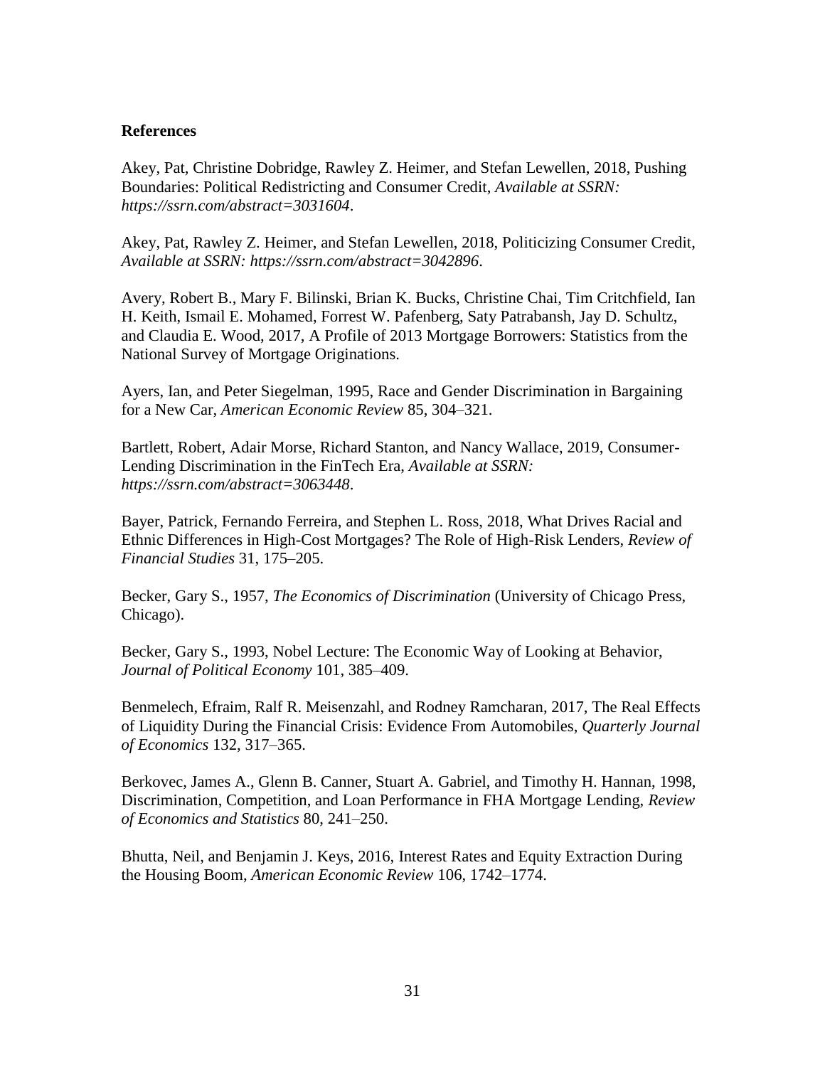## References

Akey, Pat, Christine Dobridge, Rawley Z. Heimer, and Stefan Lewellen, 2018, Pushing Boundaries: Political Redistricting and Consumer Credit, *Available at SSRN: https://ssrn.com/abstract=3031604*.

Akey, Pat, Rawley Z. Heimer, and Stefan Lewellen, 2018, Politicizing Consumer Credit, *Available at SSRN: https://ssrn.com/abstract=3042896*.

Avery, Robert B., Mary F. Bilinski, Brian K. Bucks, Christine Chai, Tim Critchfield, Ian H. Keith, Ismail E. Mohamed, Forrest W. Pafenberg, Saty Patrabansh, Jay D. Schultz, and Claudia E. Wood, 2017, A Profile of 2013 Mortgage Borrowers: Statistics from the National Survey of Mortgage Originations.

Ayers, Ian, and Peter Siegelman, 1995, Race and Gender Discrimination in Bargaining for a New Car, *American Economic Review* 85, 304–321.

Bartlett, Robert, Adair Morse, Richard Stanton, and Nancy Wallace, 2019, Consumer-Lending Discrimination in the FinTech Era, *Available at SSRN: https://ssrn.com/abstract=3063448*.

Bayer, Patrick, Fernando Ferreira, and Stephen L. Ross, 2018, What Drives Racial and Ethnic Differences in High-Cost Mortgages? The Role of High-Risk Lenders, *Review of Financial Studies* 31, 175–205.

Becker, Gary S., 1957, *The Economics of Discrimination* (University of Chicago Press, Chicago).

Becker, Gary S., 1993, Nobel Lecture: The Economic Way of Looking at Behavior, *Journal of Political Economy* 101, 385–409.

Benmelech, Efraim, Ralf R. Meisenzahl, and Rodney Ramcharan, 2017, The Real Effects of Liquidity During the Financial Crisis: Evidence From Automobiles, *Quarterly Journal of Economics* 132, 317–365.

Berkovec, James A., Glenn B. Canner, Stuart A. Gabriel, and Timothy H. Hannan, 1998, Discrimination, Competition, and Loan Performance in FHA Mortgage Lending, *Review of Economics and Statistics* 80, 241–250.

Bhutta, Neil, and Benjamin J. Keys, 2016, Interest Rates and Equity Extraction During the Housing Boom, *American Economic Review* 106, 1742–1774.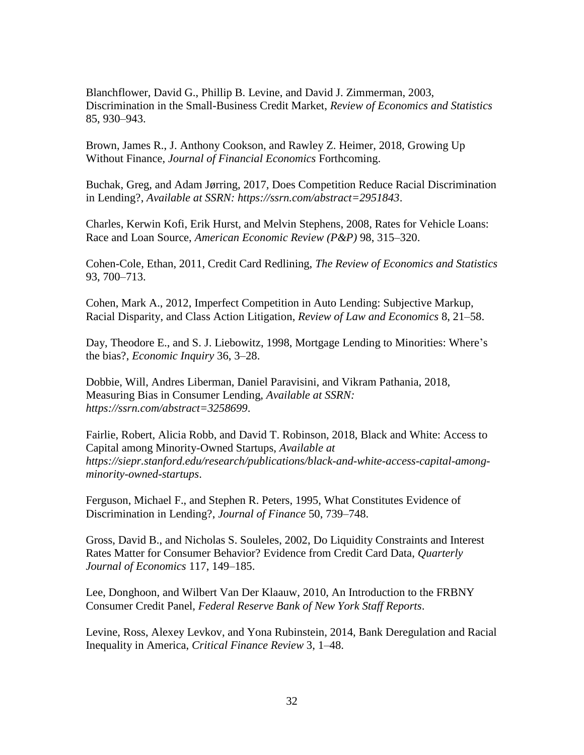Blanchflower, David G., Phillip B. Levine, and David J. Zimmerman, 2003, Discrimination in the Small-Business Credit Market, *Review of Economics and Statistics* 85, 930–943.

Brown, James R., J. Anthony Cookson, and Rawley Z. Heimer, 2018, Growing Up Without Finance, *Journal of Financial Economics* Forthcoming.

Buchak, Greg, and Adam Jørring, 2017, Does Competition Reduce Racial Discrimination in Lending?, *Available at SSRN: https://ssrn.com/abstract=2951843*.

Charles, Kerwin Kofi, Erik Hurst, and Melvin Stephens, 2008, Rates for Vehicle Loans: Race and Loan Source, *American Economic Review (P&P)* 98, 315–320.

Cohen-Cole, Ethan, 2011, Credit Card Redlining, *The Review of Economics and Statistics* 93, 700–713.

Cohen, Mark A., 2012, Imperfect Competition in Auto Lending: Subjective Markup, Racial Disparity, and Class Action Litigation, *Review of Law and Economics* 8, 21–58.

Day, Theodore E., and S. J. Liebowitz, 1998, Mortgage Lending to Minorities: Where's the bias?, *Economic Inquiry* 36, 3–28.

Dobbie, Will, Andres Liberman, Daniel Paravisini, and Vikram Pathania, 2018, Measuring Bias in Consumer Lending, *Available at SSRN: https://ssrn.com/abstract=3258699*.

Fairlie, Robert, Alicia Robb, and David T. Robinson, 2018, Black and White: Access to Capital among Minority-Owned Startups, *Available at https://siepr.stanford.edu/research/publications/black-and-white-access-capital-among-minority-owned-startups*.

Ferguson, Michael F., and Stephen R. Peters, 1995, What Constitutes Evidence of Discrimination in Lending?, *Journal of Finance* 50, 739–748.

Gross, David B., and Nicholas S. Souleles, 2002, Do Liquidity Constraints and Interest Rates Matter for Consumer Behavior? Evidence from Credit Card Data, *Quarterly Journal of Economics* 117, 149–185.

Lee, Donghoon, and Wilbert Van Der Klaauw, 2010, An Introduction to the FRBNY Consumer Credit Panel, *Federal Reserve Bank of New York Staff Reports*.

Levine, Ross, Alexey Levkov, and Yona Rubinstein, 2014, Bank Deregulation and Racial Inequality in America, *Critical Finance Review* 3, 1–48.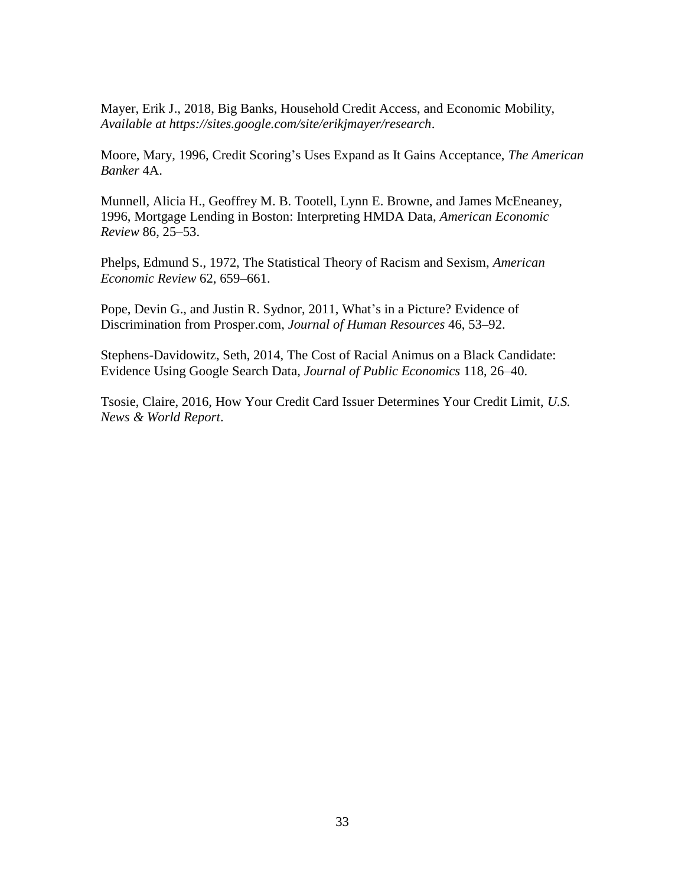Mayer, Erik J., 2018, Big Banks, Household Credit Access, and Economic Mobility, *Available at https://sites.google.com/site/erikjmayer/research*.

Moore, Mary, 1996, Credit Scoring's Uses Expand as It Gains Acceptance, *The American Banker* 4A.

Munnell, Alicia H., Geoffrey M. B. Tootell, Lynn E. Browne, and James McEneaney, 1996, Mortgage Lending in Boston: Interpreting HMDA Data, *American Economic Review* 86, 25–53.

Phelps, Edmund S., 1972, The Statistical Theory of Racism and Sexism, *American Economic Review* 62, 659–661.

Pope, Devin G., and Justin R. Sydnor, 2011, What's in a Picture? Evidence of Discrimination from Prosper.com, *Journal of Human Resources* 46, 53–92.

Stephens-Davidowitz, Seth, 2014, The Cost of Racial Animus on a Black Candidate: Evidence Using Google Search Data, *Journal of Public Economics* 118, 26–40.

Tsosie, Claire, 2016, How Your Credit Card Issuer Determines Your Credit Limit, *U.S. News & World Report*.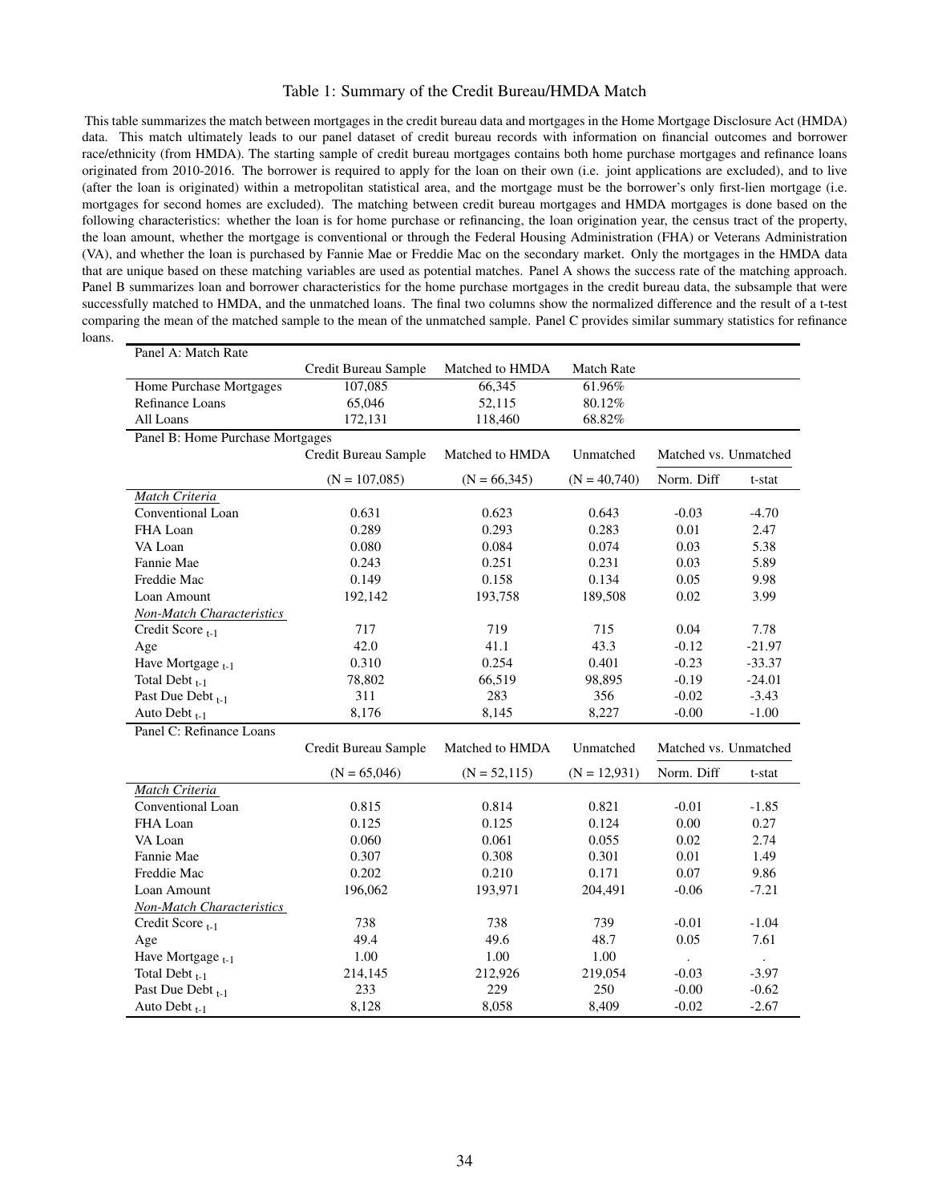Table 1: Summary of the Credit Bureau/HMDA Match

This table summarizes the match between mortgages in the credit bureau data and mortgages in the Home Mortgage Disclosure Act (HMDA) data. This match ultimately leads to our panel dataset of credit bureau records with information on financial outcomes and borrower race/ethnicity (from HMDA). The starting sample of credit bureau mortgages contains both home purchase mortgages and refinance loans originated from 2010-2016. The borrower is required to apply for the loan on their own (i.e. joint applications are excluded), and to live (after the loan is originated) within a metropolitan statistical area, and the mortgage must be the borrower's only first-lien mortgage (i.e. mortgages for second homes are excluded). The matching between credit bureau mortgages and HMDA mortgages is done based on the following characteristics: whether the loan is for home purchase or refinancing, the loan origination year, the census tract of the property, the loan amount, whether the mortgage is conventional or through the Federal Housing Administration (FHA) or Veterans Administration (VA), and whether the loan is purchased by Fannie Mae or Freddie Mac on the secondary market. Only the mortgages in the HMDA data that are unique based on these matching variables are used as potential matches. Panel A shows the success rate of the matching approach. Panel B summarizes loan and borrower characteristics for the home purchase mortgages in the credit bureau data, the subsample that were successfully matched to HMDA, and the unmatched loans. The final two columns show the normalized difference and the result of a t-test comparing the mean of the matched sample to the mean of the unmatched sample. Panel C provides similar summary statistics for refinance loans.

| Panel A: Match Rate | | | | | |
|---|---|---|---|---|---|
| | Credit Bureau Sample | Matched to HMDA | Match Rate | | |
| Home Purchase Mortgages | 107,085 | 66,345 | 61.96% | | |
| Refinance Loans | 65,046 | 52,115 | 80.12% | | |
| All Loans | 172,131 | 118,460 | 68.82% | | |
| **Panel B: Home Purchase Mortgages** | | | | | |
| | Credit Bureau Sample | Matched to HMDA | Unmatched | Matched vs. Unmatched | |
| | (N = 107,085) | (N = 66,345) | (N = 40,740) | Norm. Diff | t-stat |
| *Match Criteria* | | | | | |
| Conventional Loan | 0.631 | 0.623 | 0.643 | -0.03 | -4.70 |
| FHA Loan | 0.289 | 0.293 | 0.283 | 0.01 | 2.47 |
| VA Loan | 0.080 | 0.084 | 0.074 | 0.03 | 5.38 |
| Fannie Mae | 0.243 | 0.251 | 0.231 | 0.03 | 5.89 |
| Freddie Mac | 0.149 | 0.158 | 0.134 | 0.05 | 9.98 |
| Loan Amount | 192,142 | 193,758 | 189,508 | 0.02 | 3.99 |
| *Non-Match Characteristics* | | | | | |
| Credit Score $_{t-1}$ | 717 | 719 | 715 | 0.04 | 7.78 |
| Age | 42.0 | 41.1 | 43.3 | -0.12 | -21.97 |
| Have Mortgage $_{t-1}$ | 0.310 | 0.254 | 0.401 | -0.23 | -33.37 |
| Total Debt $_{t-1}$ | 78,802 | 66,519 | 98,895 | -0.19 | -24.01 |
| Past Due Debt $_{t-1}$ | 311 | 283 | 356 | -0.02 | -3.43 |
| Auto Debt $_{t-1}$ | 8,176 | 8,145 | 8,227 | -0.00 | -1.00 |
| **Panel C: Refinance Loans** | | | | | |
| | Credit Bureau Sample | Matched to HMDA | Unmatched | Matched vs. Unmatched | |
| | (N = 65,046) | (N = 52,115) | (N = 12,931) | Norm. Diff | t-stat |
| *Match Criteria* | | | | | |
| Conventional Loan | 0.815 | 0.814 | 0.821 | -0.01 | -1.85 |
| FHA Loan | 0.125 | 0.125 | 0.124 | 0.00 | 0.27 |
| VA Loan | 0.060 | 0.061 | 0.055 | 0.02 | 2.74 |
| Fannie Mae | 0.307 | 0.308 | 0.301 | 0.01 | 1.49 |
| Freddie Mac | 0.202 | 0.210 | 0.171 | 0.07 | 9.86 |
| Loan Amount | 196,062 | 193,971 | 204,491 | -0.06 | -7.21 |
| *Non-Match Characteristics* | | | | | |
| Credit Score $_{t-1}$ | 738 | 738 | 739 | -0.01 | -1.04 |
| Age | 49.4 | 49.6 | 48.7 | 0.05 | 7.61 |
| Have Mortgage $_{t-1}$ | 1.00 | 1.00 | 1.00 | . | . |
| Total Debt $_{t-1}$ | 214,145 | 212,926 | 219,054 | -0.03 | -3.97 |
| Past Due Debt $_{t-1}$ | 233 | 229 | 250 | -0.00 | -0.62 |
| Auto Debt $_{t-1}$ | 8,128 | 8,058 | 8,409 | -0.02 | -2.67 |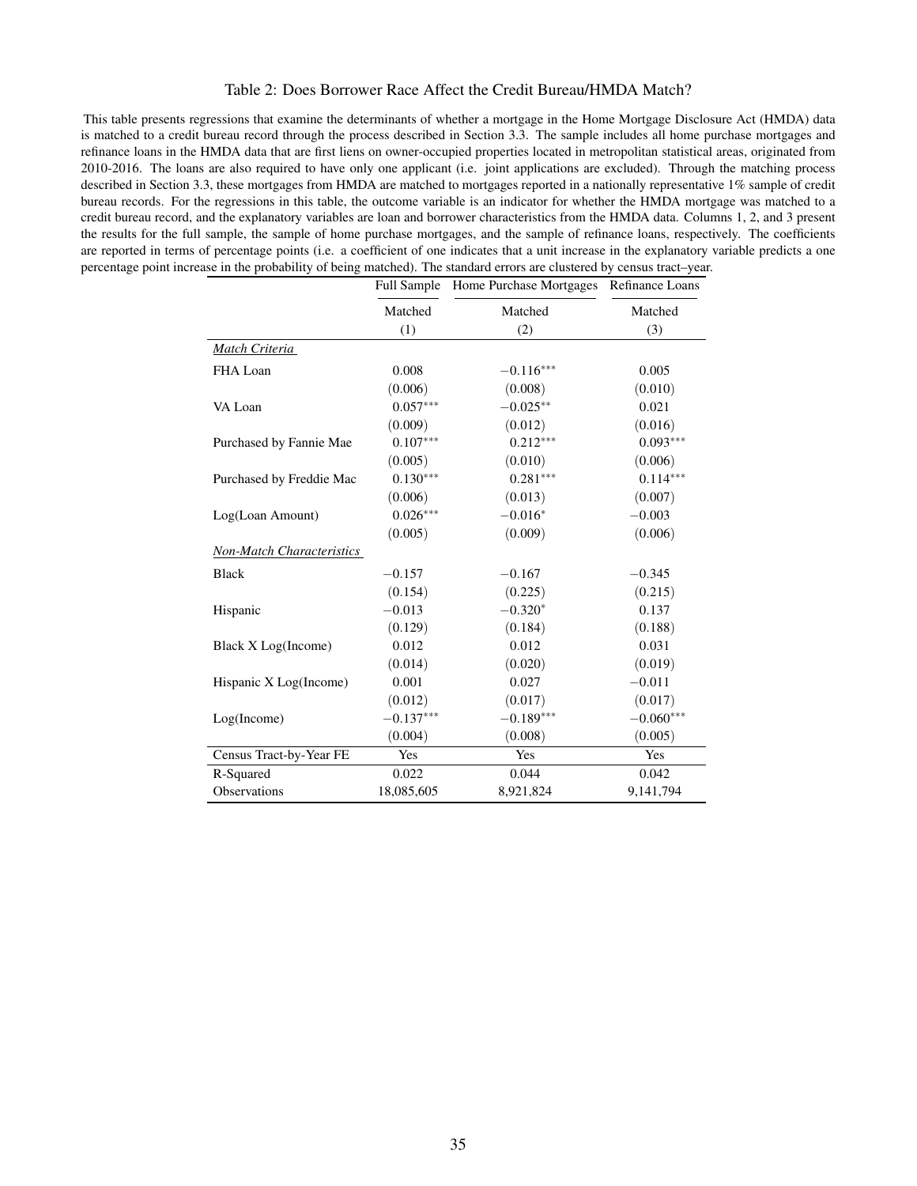Table 2: Does Borrower Race Affect the Credit Bureau/HMDA Match?

This table presents regressions that examine the determinants of whether a mortgage in the Home Mortgage Disclosure Act (HMDA) data is matched to a credit bureau record through the process described in Section 3.3. The sample includes all home purchase mortgages and refinance loans in the HMDA data that are first liens on owner-occupied properties located in metropolitan statistical areas, originated from 2010-2016. The loans are also required to have only one applicant (i.e. joint applications are excluded). Through the matching process described in Section 3.3, these mortgages from HMDA are matched to mortgages reported in a nationally representative 1% sample of credit bureau records. For the regressions in this table, the outcome variable is an indicator for whether the HMDA mortgage was matched to a credit bureau record, and the explanatory variables are loan and borrower characteristics from the HMDA data. Columns 1, 2, and 3 present the results for the full sample, the sample of home purchase mortgages, and the sample of refinance loans, respectively. The coefficients are reported in terms of percentage points (i.e. a coefficient of one indicates that a unit increase in the explanatory variable predicts a one percentage point increase in the probability of being matched). The standard errors are clustered by census tract–year.

| | Full Sample | Home Purchase Mortgages | Refinance Loans |
|---|---|---|---|
| | Matched | Matched | Matched |
| | (1) | (2) | (3) |
| *Match Criteria* | | | |
| FHA Loan | 0.008 | $-0.116^{***}$ | 0.005 |
| | (0.006) | (0.008) | (0.010) |
| VA Loan | $0.057^{***}$ | $-0.025^{**}$ | 0.021 |
| | (0.009) | (0.012) | (0.016) |
| Purchased by Fannie Mae | $0.107^{***}$ | $0.212^{***}$ | $0.093^{***}$ |
| | (0.005) | (0.010) | (0.006) |
| Purchased by Freddie Mac | $0.130^{***}$ | $0.281^{***}$ | $0.114^{***}$ |
| | (0.006) | (0.013) | (0.007) |
| Log(Loan Amount) | $0.026^{***}$ | $-0.016^{*}$ | $-0.003$ |
| | (0.005) | (0.009) | (0.006) |
| *Non-Match Characteristics* | | | |
| Black | $-0.157$ | $-0.167$ | $-0.345$ |
| | (0.154) | (0.225) | (0.215) |
| Hispanic | $-0.013$ | $-0.320^{*}$ | 0.137 |
| | (0.129) | (0.184) | (0.188) |
| Black X Log(Income) | 0.012 | 0.012 | 0.031 |
| | (0.014) | (0.020) | (0.019) |
| Hispanic X Log(Income) | 0.001 | 0.027 | $-0.011$ |
| | (0.012) | (0.017) | (0.017) |
| Log(Income) | $-0.137^{***}$ | $-0.189^{***}$ | $-0.060^{***}$ |
| | (0.004) | (0.008) | (0.005) |
| Census Tract-by-Year FE | Yes | Yes | Yes |
| R-Squared | 0.022 | 0.044 | 0.042 |
| Observations | 18,085,605 | 8,921,824 | 9,141,794 |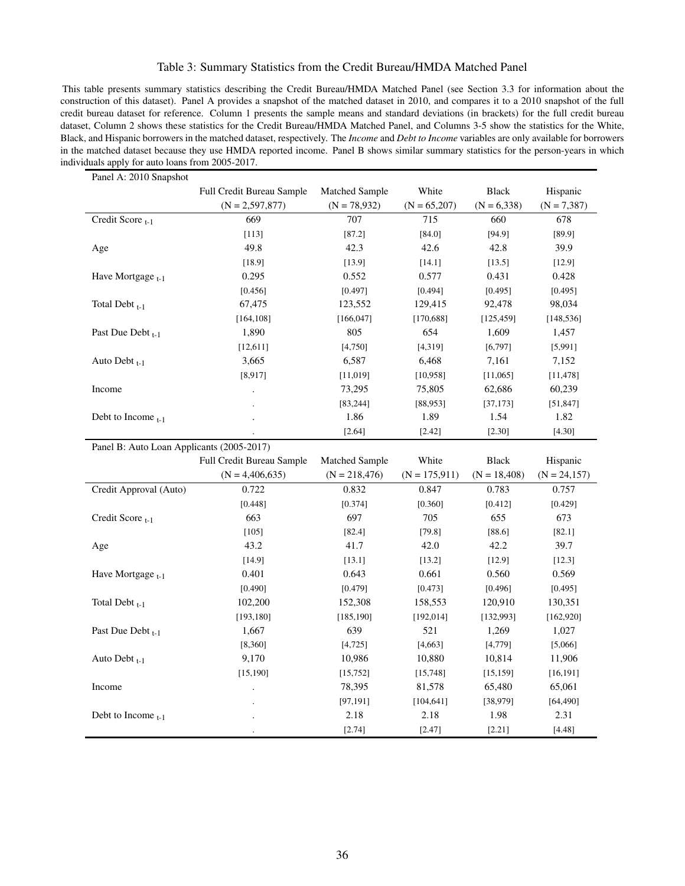Table 3: Summary Statistics from the Credit Bureau/HMDA Matched Panel

This table presents summary statistics describing the Credit Bureau/HMDA Matched Panel (see Section 3.3 for information about the construction of this dataset). Panel A provides a snapshot of the matched dataset in 2010, and compares it to a 2010 snapshot of the full credit bureau dataset for reference. Column 1 presents the sample means and standard deviations (in brackets) for the full credit bureau dataset, Column 2 shows these statistics for the Credit Bureau/HMDA Matched Panel, and Columns 3-5 show the statistics for the White, Black, and Hispanic borrowers in the matched dataset, respectively. The *Income* and *Debt to Income* variables are only available for borrowers in the matched dataset because they use HMDA reported income. Panel B shows similar summary statistics for the person-years in which individuals apply for auto loans from 2005-2017.

| Panel A: 2010 Snapshot | | | | | |
|---|---|---|---|---|---|
| | Full Credit Bureau Sample | Matched Sample | White | Black | Hispanic |
| | (N = 2,597,877) | (N = 78,932) | (N = 65,207) | (N = 6,338) | (N = 7,387) |
| Credit Score $_{t-1}$ | 669 | 707 | 715 | 660 | 678 |
| | [113] | [87.2] | [84.0] | [94.9] | [89.9] |
| Age | 49.8 | 42.3 | 42.6 | 42.8 | 39.9 |
| | [18.9] | [13.9] | [14.1] | [13.5] | [12.9] |
| Have Mortgage $_{t-1}$ | 0.295 | 0.552 | 0.577 | 0.431 | 0.428 |
| | [0.456] | [0.497] | [0.494] | [0.495] | [0.495] |
| Total Debt $_{t-1}$ | 67,475 | 123,552 | 129,415 | 92,478 | 98,034 |
| | [164,108] | [166,047] | [170,688] | [125,459] | [148,536] |
| Past Due Debt $_{t-1}$ | 1,890 | 805 | 654 | 1,609 | 1,457 |
| | [12,611] | [4,750] | [4,319] | [6,797] | [5,991] |
| Auto Debt $_{t-1}$ | 3,665 | 6,587 | 6,468 | 7,161 | 7,152 |
| | [8,917] | [11,019] | [10,958] | [11,065] | [11,478] |
| Income | . | 73,295 | 75,805 | 62,686 | 60,239 |
| | . | [83,244] | [88,953] | [37,173] | [51,847] |
| Debt to Income $_{t-1}$ | . | 1.86 | 1.89 | 1.54 | 1.82 |
| | . | [2.64] | [2.42] | [2.30] | [4.30] |

| Panel B: Auto Loan Applicants (2005-2017) | | | | | |
|---|---|---|---|---|---|
| | Full Credit Bureau Sample | Matched Sample | White | Black | Hispanic |
| | (N = 4,406,635) | (N = 218,476) | (N = 175,911) | (N = 18,408) | (N = 24,157) |
| Credit Approval (Auto) | 0.722 | 0.832 | 0.847 | 0.783 | 0.757 |
| | [0.448] | [0.374] | [0.360] | [0.412] | [0.429] |
| Credit Score $_{t-1}$ | 663 | 697 | 705 | 655 | 673 |
| | [105] | [82.4] | [79.8] | [88.6] | [82.1] |
| Age | 43.2 | 41.7 | 42.0 | 42.2 | 39.7 |
| | [14.9] | [13.1] | [13.2] | [12.9] | [12.3] |
| Have Mortgage $_{t-1}$ | 0.401 | 0.643 | 0.661 | 0.560 | 0.569 |
| | [0.490] | [0.479] | [0.473] | [0.496] | [0.495] |
| Total Debt $_{t-1}$ | 102,200 | 152,308 | 158,553 | 120,910 | 130,351 |
| | [193,180] | [185,190] | [192,014] | [132,993] | [162,920] |
| Past Due Debt $_{t-1}$ | 1,667 | 639 | 521 | 1,269 | 1,027 |
| | [8,360] | [4,725] | [4,663] | [4,779] | [5,066] |
| Auto Debt $_{t-1}$ | 9,170 | 10,986 | 10,880 | 10,814 | 11,906 |
| | [15,190] | [15,752] | [15,748] | [15,159] | [16,191] |
| Income | . | 78,395 | 81,578 | 65,480 | 65,061 |
| | . | [97,191] | [104,641] | [38,979] | [64,490] |
| Debt to Income $_{t-1}$ | . | 2.18 | 2.18 | 1.98 | 2.31 |
| | . | [2.74] | [2.47] | [2.21] | [4.48] |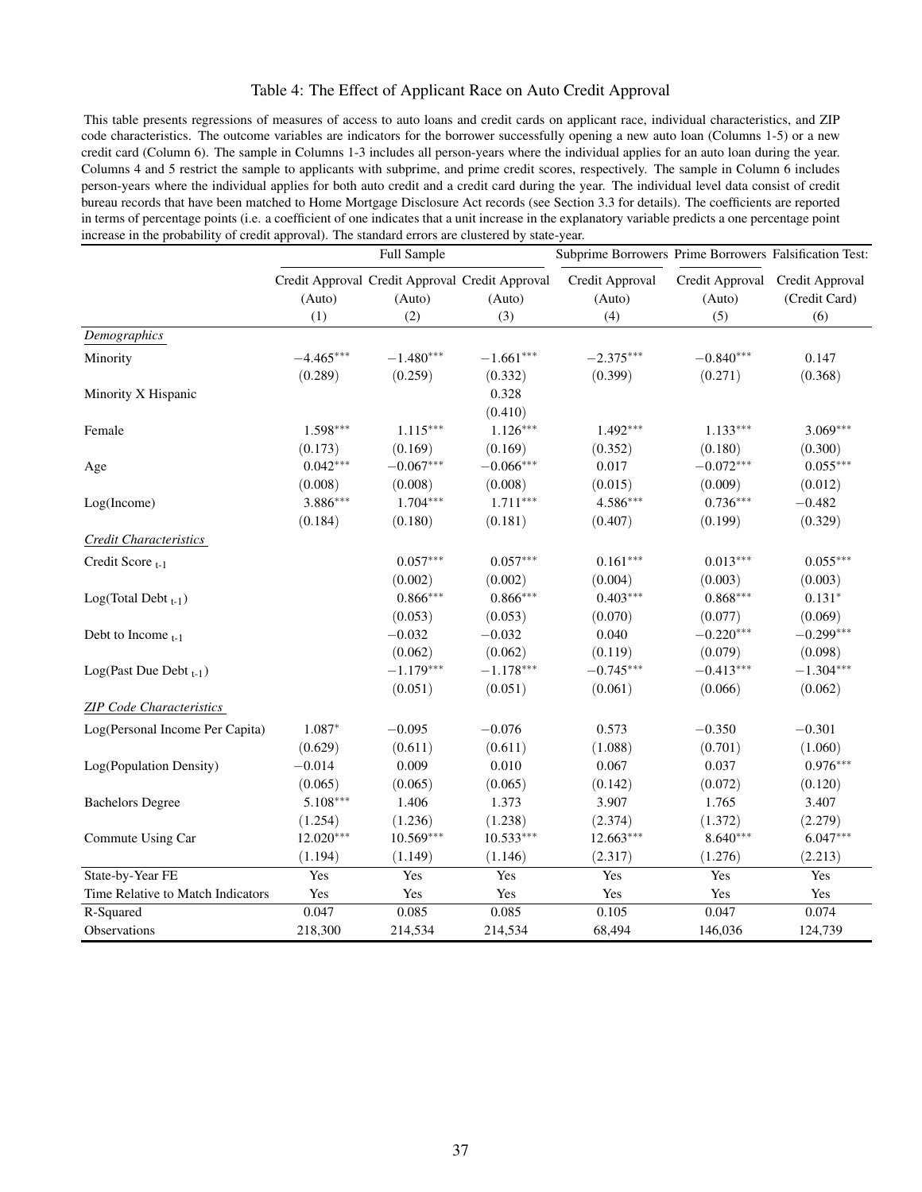Table 4: The Effect of Applicant Race on Auto Credit Approval

This table presents regressions of measures of access to auto loans and credit cards on applicant race, individual characteristics, and ZIP code characteristics. The outcome variables are indicators for the borrower successfully opening a new auto loan (Columns 1-5) or a new credit card (Column 6). The sample in Columns 1-3 includes all person-years where the individual applies for an auto loan during the year. Columns 4 and 5 restrict the sample to applicants with subprime, and prime credit scores, respectively. The sample in Column 6 includes person-years where the individual applies for both auto credit and a credit card during the year. The individual level data consist of credit bureau records that have been matched to Home Mortgage Disclosure Act records (see Section 3.3 for details). The coefficients are reported in terms of percentage points (i.e. a coefficient of one indicates that a unit increase in the explanatory variable predicts a one percentage point increase in the probability of credit approval). The standard errors are clustered by state-year.

| | Full Sample | | | Subprime Borrowers | Prime Borrowers | Falsification Test: |
|---|---|---|---|---|---|---|
| | Credit Approval (Auto) | Credit Approval (Auto) | Credit Approval (Auto) | Credit Approval (Auto) | Credit Approval (Auto) | Credit Approval (Credit Card) |
| | (1) | (2) | (3) | (4) | (5) | (6) |
| *Demographics* | | | | | | |
| Minority | $-4.465^{***}$ | $-1.480^{***}$ | $-1.661^{***}$ | $-2.375^{***}$ | $-0.840^{***}$ | 0.147 |
| | (0.289) | (0.259) | (0.332) | (0.399) | (0.271) | (0.368) |
| Minority X Hispanic | | | 0.328 | | | |
| | | | (0.410) | | | |
| Female | $1.598^{***}$ | $1.115^{***}$ | $1.126^{***}$ | $1.492^{***}$ | $1.133^{***}$ | $3.069^{***}$ |
| | (0.173) | (0.169) | (0.169) | (0.352) | (0.180) | (0.300) |
| Age | $0.042^{***}$ | $-0.067^{***}$ | $-0.066^{***}$ | 0.017 | $-0.072^{***}$ | $0.055^{***}$ |
| | (0.008) | (0.008) | (0.008) | (0.015) | (0.009) | (0.012) |
| Log(Income) | $3.886^{***}$ | $1.704^{***}$ | $1.711^{***}$ | $4.586^{***}$ | $0.736^{***}$ | $-0.482$ |
| | (0.184) | (0.180) | (0.181) | (0.407) | (0.199) | (0.329) |
| *Credit Characteristics* | | | | | | |
| Credit Score $_{t-1}$ | | $0.057^{***}$ | $0.057^{***}$ | $0.161^{***}$ | $0.013^{***}$ | $0.055^{***}$ |
| | | (0.002) | (0.002) | (0.004) | (0.003) | (0.003) |
| Log(Total Debt $_{t-1}$) | | $0.866^{***}$ | $0.866^{***}$ | $0.403^{***}$ | $0.868^{***}$ | $0.131^{*}$ |
| | | (0.053) | (0.053) | (0.070) | (0.077) | (0.069) |
| Debt to Income $_{t-1}$ | | $-0.032$ | $-0.032$ | 0.040 | $-0.220^{***}$ | $-0.299^{***}$ |
| | | (0.062) | (0.062) | (0.119) | (0.079) | (0.098) |
| Log(Past Due Debt $_{t-1}$) | | $-1.179^{***}$ | $-1.178^{***}$ | $-0.745^{***}$ | $-0.413^{***}$ | $-1.304^{***}$ |
| | | (0.051) | (0.051) | (0.061) | (0.066) | (0.062) |
| *ZIP Code Characteristics* | | | | | | |
| Log(Personal Income Per Capita) | $1.087^{*}$ | $-0.095$ | $-0.076$ | 0.573 | $-0.350$ | $-0.301$ |
| | (0.629) | (0.611) | (0.611) | (1.088) | (0.701) | (1.060) |
| Log(Population Density) | $-0.014$ | 0.009 | 0.010 | 0.067 | 0.037 | $0.976^{***}$ |
| | (0.065) | (0.065) | (0.065) | (0.142) | (0.072) | (0.120) |
| Bachelors Degree | $5.108^{***}$ | 1.406 | 1.373 | 3.907 | 1.765 | 3.407 |
| | (1.254) | (1.236) | (1.238) | (2.374) | (1.372) | (2.279) |
| Commute Using Car | $12.020^{***}$ | $10.569^{***}$ | $10.533^{***}$ | $12.663^{***}$ | $8.640^{***}$ | $6.047^{***}$ |
| | (1.194) | (1.149) | (1.146) | (2.317) | (1.276) | (2.213) |
| State-by-Year FE | Yes | Yes | Yes | Yes | Yes | Yes |
| Time Relative to Match Indicators | Yes | Yes | Yes | Yes | Yes | Yes |
| R-Squared | 0.047 | 0.085 | 0.085 | 0.105 | 0.047 | 0.074 |
| Observations | 218,300 | 214,534 | 214,534 | 68,494 | 146,036 | 124,739 |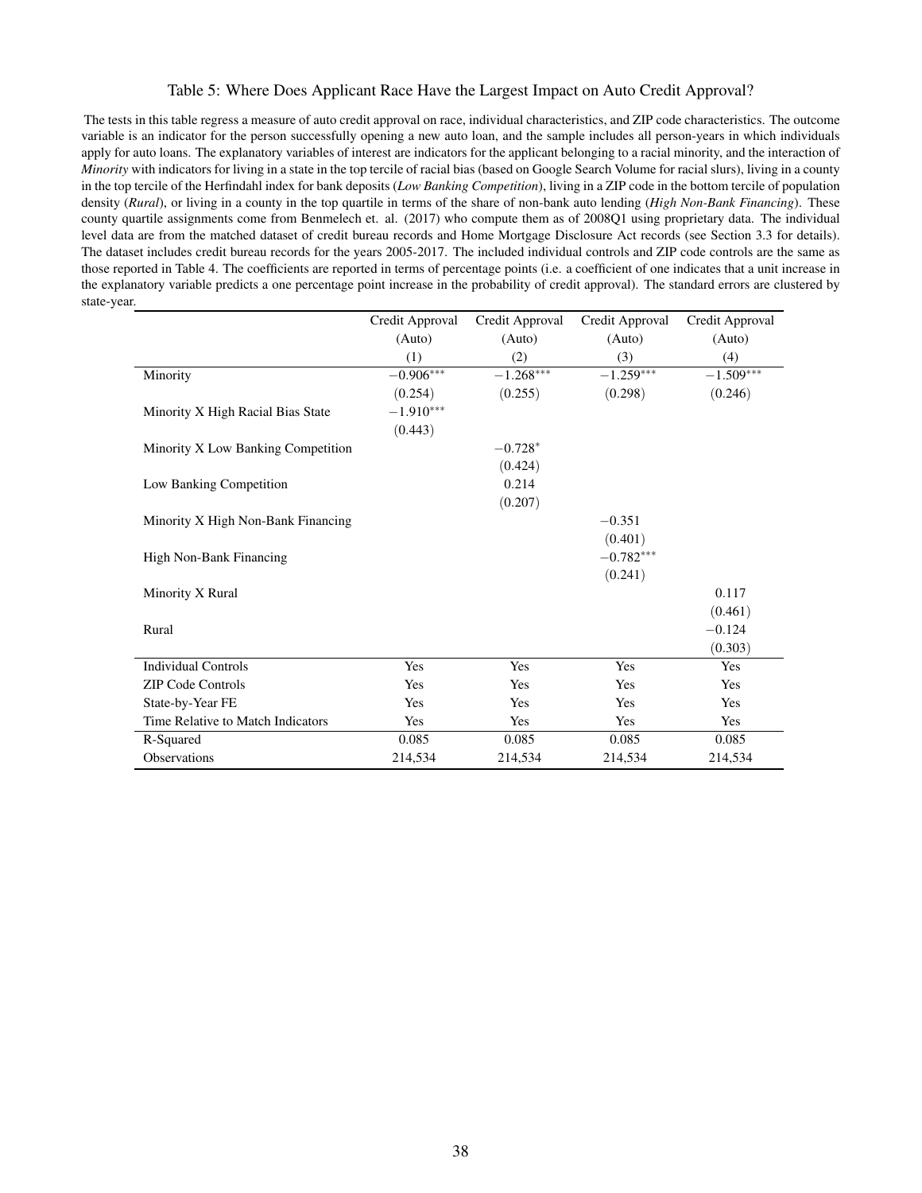Table 5: Where Does Applicant Race Have the Largest Impact on Auto Credit Approval?

The tests in this table regress a measure of auto credit approval on race, individual characteristics, and ZIP code characteristics. The outcome variable is an indicator for the person successfully opening a new auto loan, and the sample includes all person-years in which individuals apply for auto loans. The explanatory variables of interest are indicators for the applicant belonging to a racial minority, and the interaction of *Minority* with indicators for living in a state in the top tercile of racial bias (based on Google Search Volume for racial slurs), living in a county in the top tercile of the Herfindahl index for bank deposits (*Low Banking Competition*), living in a ZIP code in the bottom tercile of population density (*Rural*), or living in a county in the top quartile in terms of the share of non-bank auto lending (*High Non-Bank Financing*). These county quartile assignments come from Benmelech et. al. (2017) who compute them as of 2008Q1 using proprietary data. The individual level data are from the matched dataset of credit bureau records and Home Mortgage Disclosure Act records (see Section 3.3 for details). The dataset includes credit bureau records for the years 2005-2017. The included individual controls and ZIP code controls are the same as those reported in Table 4. The coefficients are reported in terms of percentage points (i.e. a coefficient of one indicates that a unit increase in the explanatory variable predicts a one percentage point increase in the probability of credit approval). The standard errors are clustered by state-year.

| | Credit Approval (Auto) | Credit Approval (Auto) | Credit Approval (Auto) | Credit Approval (Auto) |
|---|---|---|---|---|
| | (1) | (2) | (3) | (4) |
| Minority | $-0.906^{***}$ | $-1.268^{***}$ | $-1.259^{***}$ | $-1.509^{***}$ |
| | (0.254) | (0.255) | (0.298) | (0.246) |
| Minority X High Racial Bias State | $-1.910^{***}$ | | | |
| | (0.443) | | | |
| Minority X Low Banking Competition | | $-0.728^{*}$ | | |
| | | (0.424) | | |
| Low Banking Competition | | 0.214 | | |
| | | (0.207) | | |
| Minority X High Non-Bank Financing | | | $-0.351$ | |
| | | | (0.401) | |
| High Non-Bank Financing | | | $-0.782^{***}$ | |
| | | | (0.241) | |
| Minority X Rural | | | | 0.117 |
| | | | | (0.461) |
| Rural | | | | $-0.124$ |
| | | | | (0.303) |
| Individual Controls | Yes | Yes | Yes | Yes |
| ZIP Code Controls | Yes | Yes | Yes | Yes |
| State-by-Year FE | Yes | Yes | Yes | Yes |
| Time Relative to Match Indicators | Yes | Yes | Yes | Yes |
| R-Squared | 0.085 | 0.085 | 0.085 | 0.085 |
| Observations | 214,534 | 214,534 | 214,534 | 214,534 |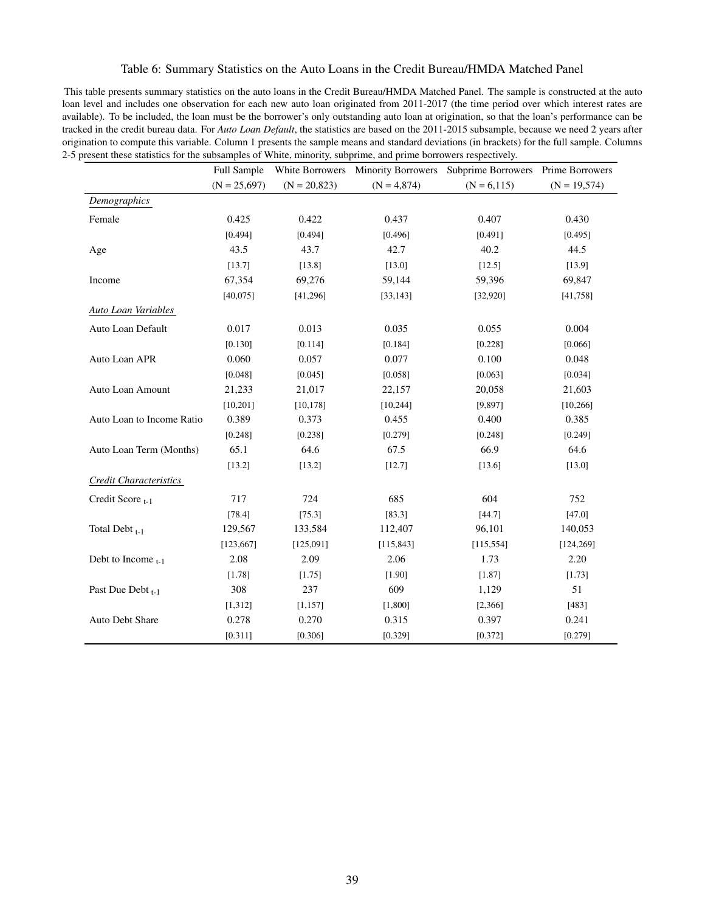Table 6: Summary Statistics on the Auto Loans in the Credit Bureau/HMDA Matched Panel

This table presents summary statistics on the auto loans in the Credit Bureau/HMDA Matched Panel. The sample is constructed at the auto loan level and includes one observation for each new auto loan originated from 2011-2017 (the time period over which interest rates are available). To be included, the loan must be the borrower's only outstanding auto loan at origination, so that the loan's performance can be tracked in the credit bureau data. For *Auto Loan Default*, the statistics are based on the 2011-2015 subsample, because we need 2 years after origination to compute this variable. Column 1 presents the sample means and standard deviations (in brackets) for the full sample. Columns 2-5 present these statistics for the subsamples of White, minority, subprime, and prime borrowers respectively.

| | Full Sample | White Borrowers | Minority Borrowers | Subprime Borrowers | Prime Borrowers |
|---|---|---|---|---|---|
| | (N = 25,697) | (N = 20,823) | (N = 4,874) | (N = 6,115) | (N = 19,574) |
| *Demographics* | | | | | |
| Female | 0.425 | 0.422 | 0.437 | 0.407 | 0.430 |
| | [0.494] | [0.494] | [0.496] | [0.491] | [0.495] |
| Age | 43.5 | 43.7 | 42.7 | 40.2 | 44.5 |
| | [13.7] | [13.8] | [13.0] | [12.5] | [13.9] |
| Income | 67,354 | 69,276 | 59,144 | 59,396 | 69,847 |
| | [40,075] | [41,296] | [33,143] | [32,920] | [41,758] |
| *Auto Loan Variables* | | | | | |
| Auto Loan Default | 0.017 | 0.013 | 0.035 | 0.055 | 0.004 |
| | [0.130] | [0.114] | [0.184] | [0.228] | [0.066] |
| Auto Loan APR | 0.060 | 0.057 | 0.077 | 0.100 | 0.048 |
| | [0.048] | [0.045] | [0.058] | [0.063] | [0.034] |
| Auto Loan Amount | 21,233 | 21,017 | 22,157 | 20,058 | 21,603 |
| | [10,201] | [10,178] | [10,244] | [9,897] | [10,266] |
| Auto Loan to Income Ratio | 0.389 | 0.373 | 0.455 | 0.400 | 0.385 |
| | [0.248] | [0.238] | [0.279] | [0.248] | [0.249] |
| Auto Loan Term (Months) | 65.1 | 64.6 | 67.5 | 66.9 | 64.6 |
| | [13.2] | [13.2] | [12.7] | [13.6] | [13.0] |
| *Credit Characteristics* | | | | | |
| Credit Score $_{t-1}$ | 717 | 724 | 685 | 604 | 752 |
| | [78.4] | [75.3] | [83.3] | [44.7] | [47.0] |
| Total Debt $_{t-1}$ | 129,567 | 133,584 | 112,407 | 96,101 | 140,053 |
| | [123,667] | [125,091] | [115,843] | [115,554] | [124,269] |
| Debt to Income $_{t-1}$ | 2.08 | 2.09 | 2.06 | 1.73 | 2.20 |
| | [1.78] | [1.75] | [1.90] | [1.87] | [1.73] |
| Past Due Debt $_{t-1}$ | 308 | 237 | 609 | 1,129 | 51 |
| | [1,312] | [1,157] | [1,800] | [2,366] | [483] |
| Auto Debt Share | 0.278 | 0.270 | 0.315 | 0.397 | 0.241 |
| | [0.311] | [0.306] | [0.329] | [0.372] | [0.279] |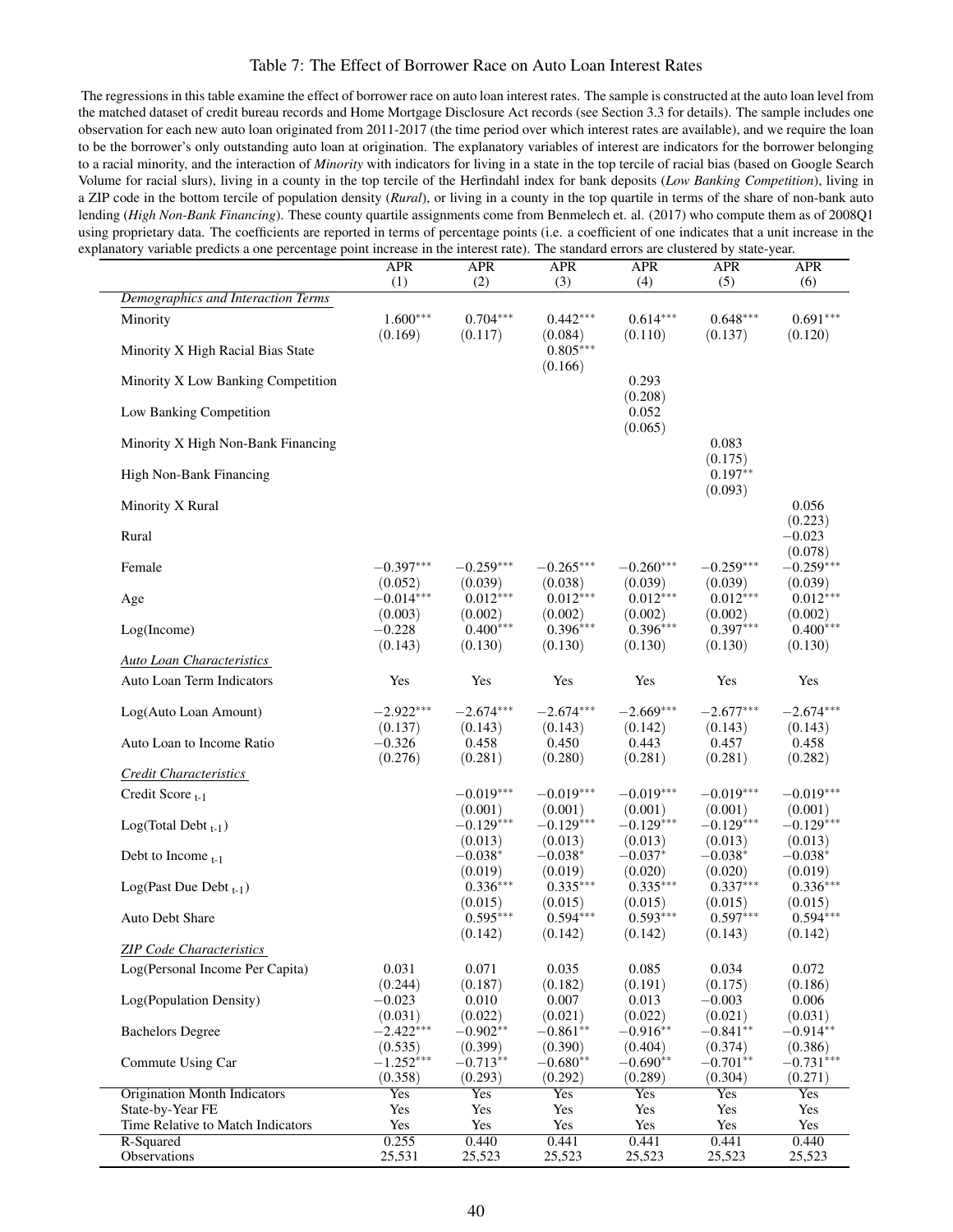# Table 7: The Effect of Borrower Race on Auto Loan Interest Rates

The regressions in this table examine the effect of borrower race on auto loan interest rates. The sample is constructed at the auto loan level from the matched dataset of credit bureau records and Home Mortgage Disclosure Act records (see Section 3.3 for details). The sample includes one observation for each new auto loan originated from 2011-2017 (the time period over which interest rates are available), and we require the loan to be the borrower's only outstanding auto loan at origination. The explanatory variables of interest are indicators for the borrower belonging to a racial minority, and the interaction of *Minority* with indicators for living in a state in the top tercile of racial bias (based on Google Search Volume for racial slurs), living in a county in the top tercile of the Herfindahl index for bank deposits (*Low Banking Competition*), living in a ZIP code in the bottom tercile of population density (*Rural*), or living in a county in the top quartile in terms of the share of non-bank auto lending (*High Non-Bank Financing*). These county quartile assignments come from Benmelech et. al. (2017) who compute them as of 2008Q1 using proprietary data. The coefficients are reported in terms of percentage points (i.e. a coefficient of one indicates that a unit increase in the explanatory variable predicts a one percentage point increase in the interest rate). The standard errors are clustered by state-year.

| | APR (1) | APR (2) | APR (3) | APR (4) | APR (5) | APR (6) |
|---|---|---|---|---|---|---|
| *Demographics and Interaction Terms* | | | | | | |
| Minority | 1.600*** | 0.704*** | 0.442*** | 0.614*** | 0.648*** | 0.691*** |
| | (0.169) | (0.117) | (0.084) | (0.110) | (0.137) | (0.120) |
| Minority X High Racial Bias State | | | 0.805*** | | | |
| | | | (0.166) | | | |
| Minority X Low Banking Competition | | | | 0.293 | | |
| | | | | (0.208) | | |
| Low Banking Competition | | | | 0.052 | | |
| | | | | (0.065) | | |
| Minority X High Non-Bank Financing | | | | | 0.083 | |
| | | | | | (0.175) | |
| High Non-Bank Financing | | | | | 0.197** | |
| | | | | | (0.093) | |
| Minority X Rural | | | | | | 0.056 |
| | | | | | | (0.223) |
| Rural | | | | | | −0.023 |
| | | | | | | (0.078) |
| Female | −0.397*** | −0.259*** | −0.265*** | −0.260*** | −0.259*** | −0.259*** |
| | (0.052) | (0.039) | (0.038) | (0.039) | (0.039) | (0.039) |
| Age | −0.014*** | 0.012*** | 0.012*** | 0.012*** | 0.012*** | 0.012*** |
| | (0.003) | (0.002) | (0.002) | (0.002) | (0.002) | (0.002) |
| Log(Income) | −0.228 | 0.400*** | 0.396*** | 0.396*** | 0.397*** | 0.400*** |
| | (0.143) | (0.130) | (0.130) | (0.130) | (0.130) | (0.130) |
| *Auto Loan Characteristics* | | | | | | |
| Auto Loan Term Indicators | Yes | Yes | Yes | Yes | Yes | Yes |
| Log(Auto Loan Amount) | −2.922*** | −2.674*** | −2.674*** | −2.669*** | −2.677*** | −2.674*** |
| | (0.137) | (0.143) | (0.143) | (0.142) | (0.143) | (0.143) |
| Auto Loan to Income Ratio | −0.326 | 0.458 | 0.450 | 0.443 | 0.457 | 0.458 |
| | (0.276) | (0.281) | (0.280) | (0.281) | (0.281) | (0.282) |
| *Credit Characteristics* | | | | | | |
| Credit Score $_{t-1}$ | | −0.019*** | −0.019*** | −0.019*** | −0.019*** | −0.019*** |
| | | (0.001) | (0.001) | (0.001) | (0.001) | (0.001) |
| Log(Total Debt $_{t-1}$) | | −0.129*** | −0.129*** | −0.129*** | −0.129*** | −0.129*** |
| | | (0.013) | (0.013) | (0.013) | (0.013) | (0.013) |
| Debt to Income $_{t-1}$ | | −0.038* | −0.038* | −0.037* | −0.038* | −0.038* |
| | | (0.019) | (0.019) | (0.020) | (0.020) | (0.019) |
| Log(Past Due Debt $_{t-1}$) | | 0.336*** | 0.335*** | 0.335*** | 0.337*** | 0.336*** |
| | | (0.015) | (0.015) | (0.015) | (0.015) | (0.015) |
| Auto Debt Share | | 0.595*** | 0.594*** | 0.593*** | 0.597*** | 0.594*** |
| | | (0.142) | (0.142) | (0.142) | (0.143) | (0.142) |
| *ZIP Code Characteristics* | | | | | | |
| Log(Personal Income Per Capita) | 0.031 | 0.071 | 0.035 | 0.085 | 0.034 | 0.072 |
| | (0.244) | (0.187) | (0.182) | (0.191) | (0.175) | (0.186) |
| Log(Population Density) | −0.023 | 0.010 | 0.007 | 0.013 | −0.003 | 0.006 |
| | (0.031) | (0.022) | (0.022) | (0.022) | (0.021) | (0.031) |
| Bachelors Degree | −2.422*** | −0.902** | −0.861** | −0.916** | −0.841** | −0.914** |
| | (0.535) | (0.399) | (0.390) | (0.404) | (0.374) | (0.386) |
| Commute Using Car | −1.252*** | −0.713** | −0.680** | −0.690** | −0.701** | −0.731*** |
| | (0.358) | (0.293) | (0.292) | (0.289) | (0.304) | (0.271) |
| Origination Month Indicators | Yes | Yes | Yes | Yes | Yes | Yes |
| State-by-Year FE | Yes | Yes | Yes | Yes | Yes | Yes |
| Time Relative to Match Indicators | Yes | Yes | Yes | Yes | Yes | Yes |
| R-Squared | 0.255 | 0.440 | 0.441 | 0.441 | 0.441 | 0.440 |
| Observations | 25,531 | 25,523 | 25,523 | 25,523 | 25,523 | 25,523 |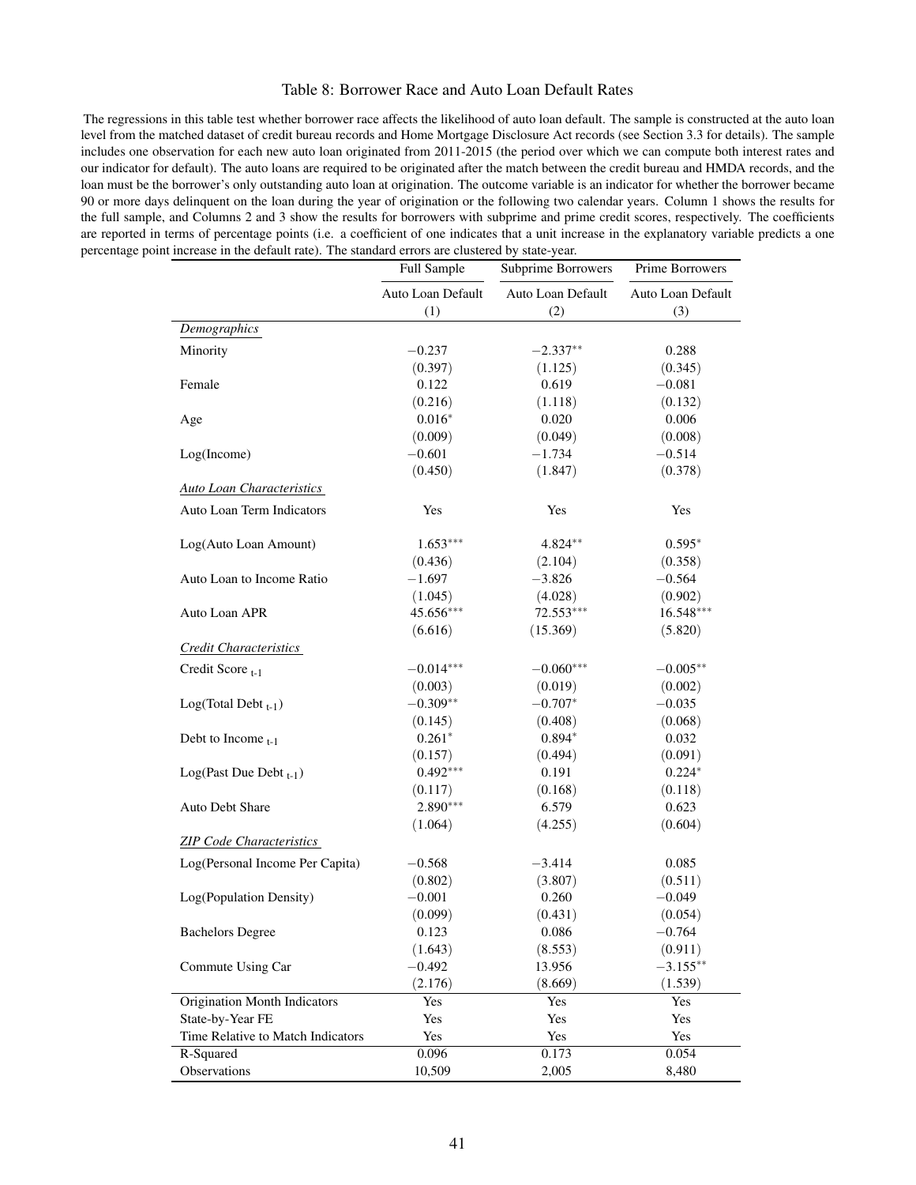Table 8: Borrower Race and Auto Loan Default Rates

The regressions in this table test whether borrower race affects the likelihood of auto loan default. The sample is constructed at the auto loan level from the matched dataset of credit bureau records and Home Mortgage Disclosure Act records (see Section 3.3 for details). The sample includes one observation for each new auto loan originated from 2011-2015 (the period over which we can compute both interest rates and our indicator for default). The auto loans are required to be originated after the match between the credit bureau and HMDA records, and the loan must be the borrower's only outstanding auto loan at origination. The outcome variable is an indicator for whether the borrower became 90 or more days delinquent on the loan during the year of origination or the following two calendar years. Column 1 shows the results for the full sample, and Columns 2 and 3 show the results for borrowers with subprime and prime credit scores, respectively. The coefficients are reported in terms of percentage points (i.e. a coefficient of one indicates that a unit increase in the explanatory variable predicts a one percentage point increase in the default rate). The standard errors are clustered by state-year.

| | Full Sample | Subprime Borrowers | Prime Borrowers |
|---|---|---|---|
| | Auto Loan Default | Auto Loan Default | Auto Loan Default |
| | (1) | (2) | (3) |
| *Demographics* | | | |
| Minority | −0.237 | −2.337** | 0.288 |
| | (0.397) | (1.125) | (0.345) |
| Female | 0.122 | 0.619 | −0.081 |
| | (0.216) | (1.118) | (0.132) |
| Age | 0.016* | 0.020 | 0.006 |
| | (0.009) | (0.049) | (0.008) |
| Log(Income) | −0.601 | −1.734 | −0.514 |
| | (0.450) | (1.847) | (0.378) |
| *Auto Loan Characteristics* | | | |
| Auto Loan Term Indicators | Yes | Yes | Yes |
| Log(Auto Loan Amount) | 1.653*** | 4.824** | 0.595* |
| | (0.436) | (2.104) | (0.358) |
| Auto Loan to Income Ratio | −1.697 | −3.826 | −0.564 |
| | (1.045) | (4.028) | (0.902) |
| Auto Loan APR | 45.656*** | 72.553*** | 16.548*** |
| | (6.616) | (15.369) | (5.820) |
| *Credit Characteristics* | | | |
| Credit Score $_{t-1}$ | −0.014*** | −0.060*** | −0.005** |
| | (0.003) | (0.019) | (0.002) |
| Log(Total Debt $_{t-1}$) | −0.309** | −0.707* | −0.035 |
| | (0.145) | (0.408) | (0.068) |
| Debt to Income $_{t-1}$ | 0.261* | 0.894* | 0.032 |
| | (0.157) | (0.494) | (0.091) |
| Log(Past Due Debt $_{t-1}$) | 0.492*** | 0.191 | 0.224* |
| | (0.117) | (0.168) | (0.118) |
| Auto Debt Share | 2.890*** | 6.579 | 0.623 |
| | (1.064) | (4.255) | (0.604) |
| *ZIP Code Characteristics* | | | |
| Log(Personal Income Per Capita) | −0.568 | −3.414 | 0.085 |
| | (0.802) | (3.807) | (0.511) |
| Log(Population Density) | −0.001 | 0.260 | −0.049 |
| | (0.099) | (0.431) | (0.054) |
| Bachelors Degree | 0.123 | 0.086 | −0.764 |
| | (1.643) | (8.553) | (0.911) |
| Commute Using Car | −0.492 | 13.956 | −3.155** |
| | (2.176) | (8.669) | (1.539) |
| Origination Month Indicators | Yes | Yes | Yes |
| State-by-Year FE | Yes | Yes | Yes |
| Time Relative to Match Indicators | Yes | Yes | Yes |
| R-Squared | 0.096 | 0.173 | 0.054 |
| Observations | 10,509 | 2,005 | 8,480 |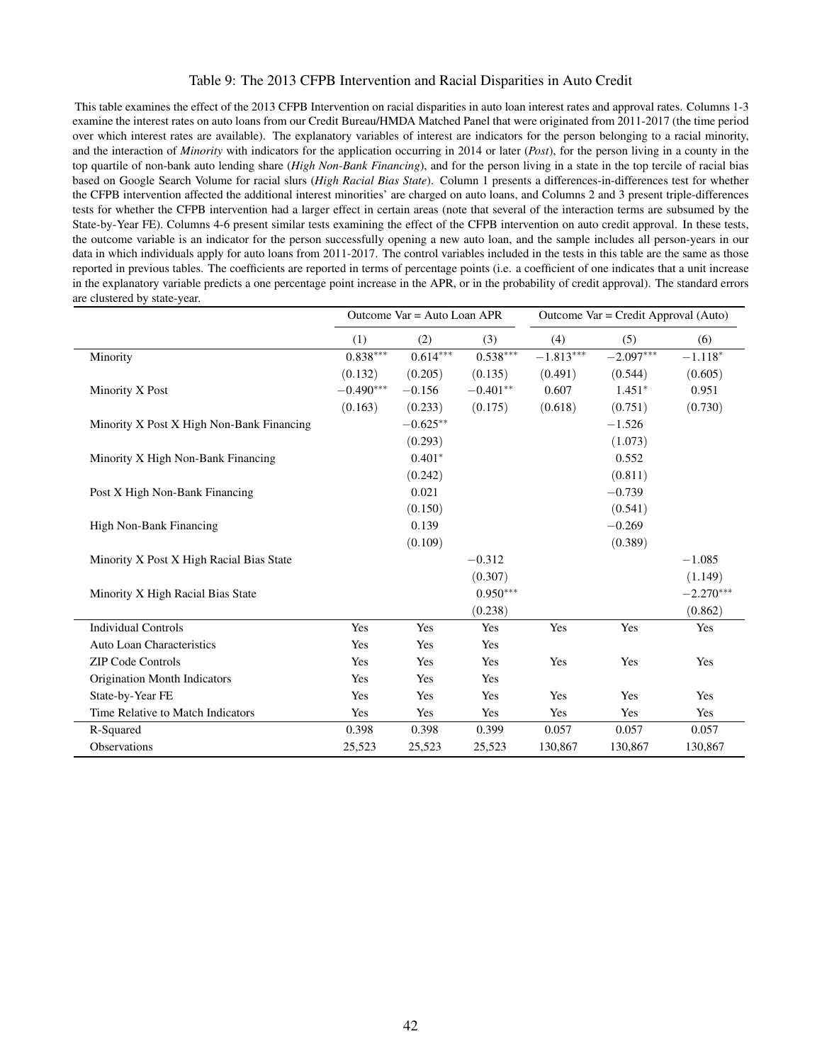Table 9: The 2013 CFPB Intervention and Racial Disparities in Auto Credit

This table examines the effect of the 2013 CFPB Intervention on racial disparities in auto loan interest rates and approval rates. Columns 1-3 examine the interest rates on auto loans from our Credit Bureau/HMDA Matched Panel that were originated from 2011-2017 (the time period over which interest rates are available). The explanatory variables of interest are indicators for the person belonging to a racial minority, and the interaction of *Minority* with indicators for the application occurring in 2014 or later (*Post*), for the person living in a county in the top quartile of non-bank auto lending share (*High Non-Bank Financing*), and for the person living in a state in the top tercile of racial bias based on Google Search Volume for racial slurs (*High Racial Bias State*). Column 1 presents a differences-in-differences test for whether the CFPB intervention affected the additional interest minorities' are charged on auto loans, and Columns 2 and 3 present triple-differences tests for whether the CFPB intervention had a larger effect in certain areas (note that several of the interaction terms are subsumed by the State-by-Year FE). Columns 4-6 present similar tests examining the effect of the CFPB intervention on auto credit approval. In these tests, the outcome variable is an indicator for the person successfully opening a new auto loan, and the sample includes all person-years in our data in which individuals apply for auto loans from 2011-2017. The control variables included in the tests in this table are the same as those reported in previous tables. The coefficients are reported in terms of percentage points (i.e. a coefficient of one indicates that a unit increase in the explanatory variable predicts a one percentage point increase in the APR, or in the probability of credit approval). The standard errors are clustered by state-year.

| | Outcome Var = Auto Loan APR | | | Outcome Var = Credit Approval (Auto) | | |
|---|---|---|---|---|---|---|
| | (1) | (2) | (3) | (4) | (5) | (6) |
| Minority | $0.838^{***}$ | $0.614^{***}$ | $0.538^{***}$ | $-1.813^{***}$ | $-2.097^{***}$ | $-1.118^{*}$ |
| | (0.132) | (0.205) | (0.135) | (0.491) | (0.544) | (0.605) |
| Minority X Post | $-0.490^{***}$ | $-0.156$ | $-0.401^{**}$ | 0.607 | $1.451^{*}$ | 0.951 |
| | (0.163) | (0.233) | (0.175) | (0.618) | (0.751) | (0.730) |
| Minority X Post X High Non-Bank Financing | | $-0.625^{**}$ | | | $-1.526$ | |
| | | (0.293) | | | (1.073) | |
| Minority X High Non-Bank Financing | | $0.401^{*}$ | | | 0.552 | |
| | | (0.242) | | | (0.811) | |
| Post X High Non-Bank Financing | | 0.021 | | | $-0.739$ | |
| | | (0.150) | | | (0.541) | |
| High Non-Bank Financing | | 0.139 | | | $-0.269$ | |
| | | (0.109) | | | (0.389) | |
| Minority X Post X High Racial Bias State | | | $-0.312$ | | | $-1.085$ |
| | | | (0.307) | | | (1.149) |
| Minority X High Racial Bias State | | | $0.950^{***}$ | | | $-2.270^{***}$ |
| | | | (0.238) | | | (0.862) |
| Individual Controls | Yes | Yes | Yes | Yes | Yes | Yes |
| Auto Loan Characteristics | Yes | Yes | Yes | | | |
| ZIP Code Controls | Yes | Yes | Yes | Yes | Yes | Yes |
| Origination Month Indicators | Yes | Yes | Yes | | | |
| State-by-Year FE | Yes | Yes | Yes | Yes | Yes | Yes |
| Time Relative to Match Indicators | Yes | Yes | Yes | Yes | Yes | Yes |
| R-Squared | 0.398 | 0.398 | 0.399 | 0.057 | 0.057 | 0.057 |
| Observations | 25,523 | 25,523 | 25,523 | 130,867 | 130,867 | 130,867 |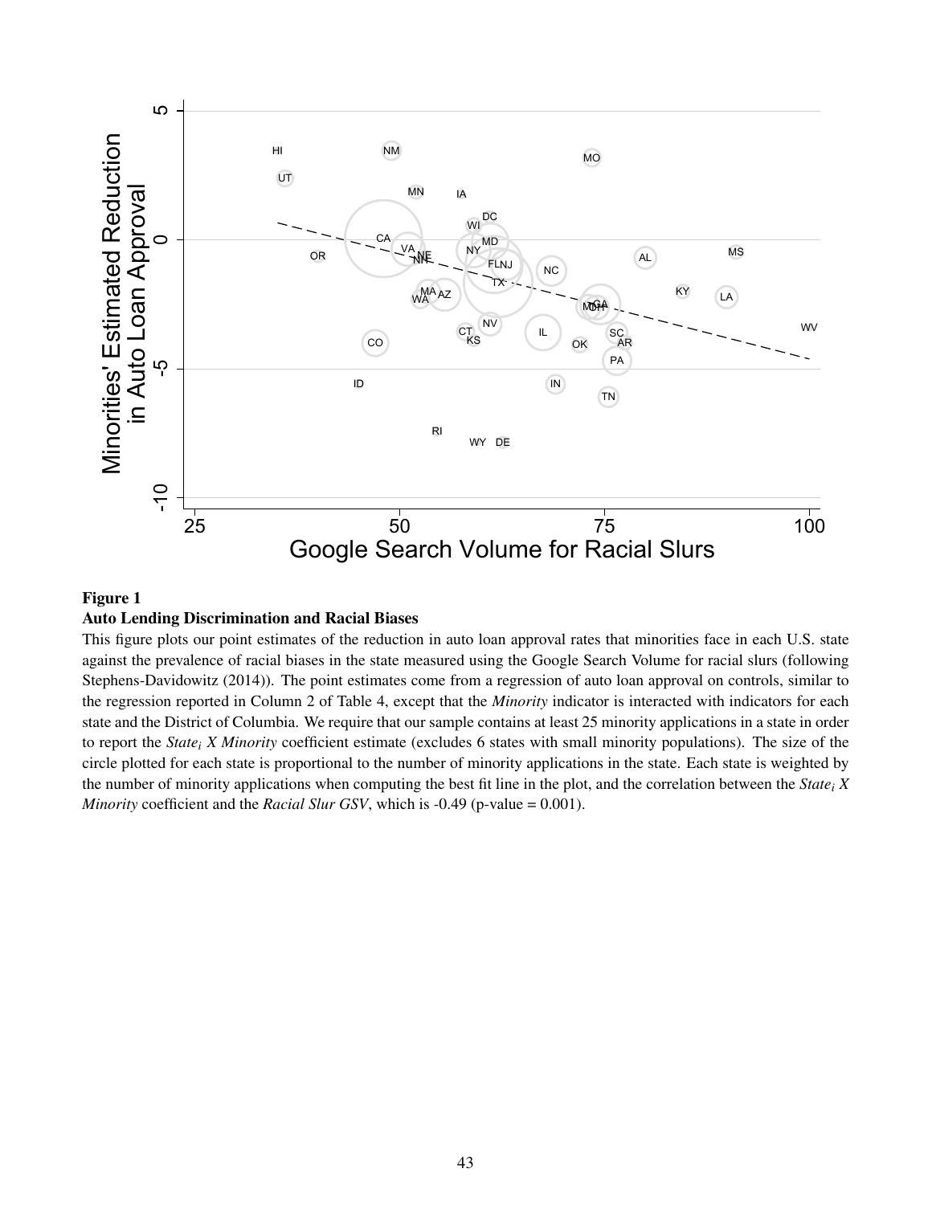**Figure 1**
**Auto Lending Discrimination and Racial Biases**

This figure plots our point estimates of the reduction in auto loan approval rates that minorities face in each U.S. state against the prevalence of racial biases in the state measured using the Google Search Volume for racial slurs (following Stephens-Davidowitz (2014)). The point estimates come from a regression of auto loan approval on controls, similar to the regression reported in Column 2 of Table 4, except that the *Minority* indicator is interacted with indicators for each state and the District of Columbia. We require that our sample contains at least 25 minority applications in a state in order to report the *State$_i$ X Minority* coefficient estimate (excludes 6 states with small minority populations). The size of the circle plotted for each state is proportional to the number of minority applications in the state. Each state is weighted by the number of minority applications when computing the best fit line in the plot, and the correlation between the *State$_i$ X Minority* coefficient and the *Racial Slur GSV*, which is -0.49 (p-value = 0.001).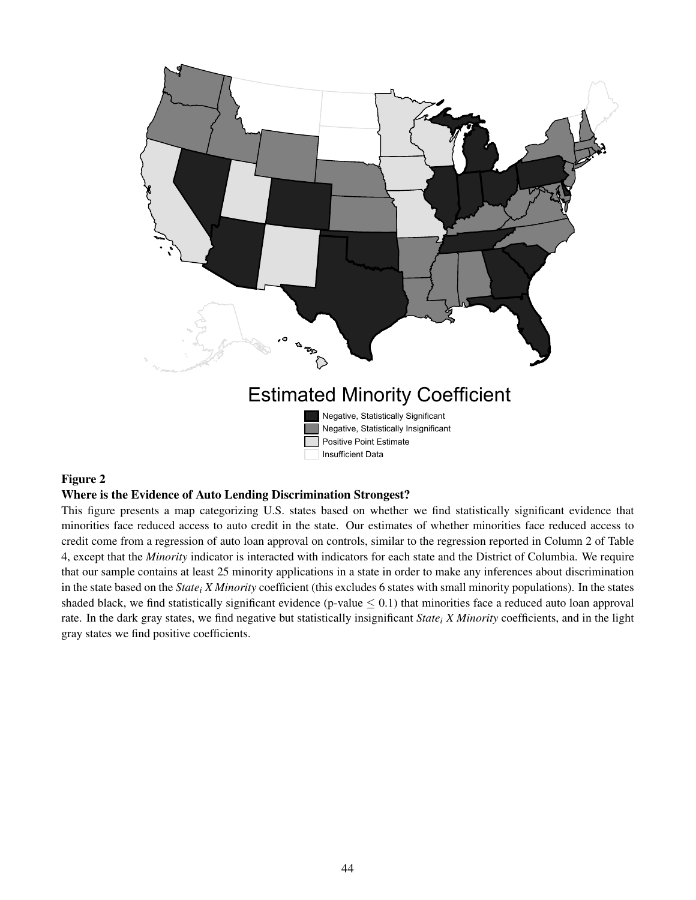**Figure 2**

**Where is the Evidence of Auto Lending Discrimination Strongest?**

This figure presents a map categorizing U.S. states based on whether we find statistically significant evidence that minorities face reduced access to auto credit in the state. Our estimates of whether minorities face reduced access to credit come from a regression of auto loan approval on controls, similar to the regression reported in Column 2 of Table 4, except that the *Minority* indicator is interacted with indicators for each state and the District of Columbia. We require that our sample contains at least 25 minority applications in a state in order to make any inferences about discrimination in the state based on the $State_i$ *X Minority* coefficient (this excludes 6 states with small minority populations). In the states shaded black, we find statistically significant evidence (p-value $\leq 0.1$) that minorities face a reduced auto loan approval rate. In the dark gray states, we find negative but statistically insignificant $State_i$ *X Minority* coefficients, and in the light gray states we find positive coefficients.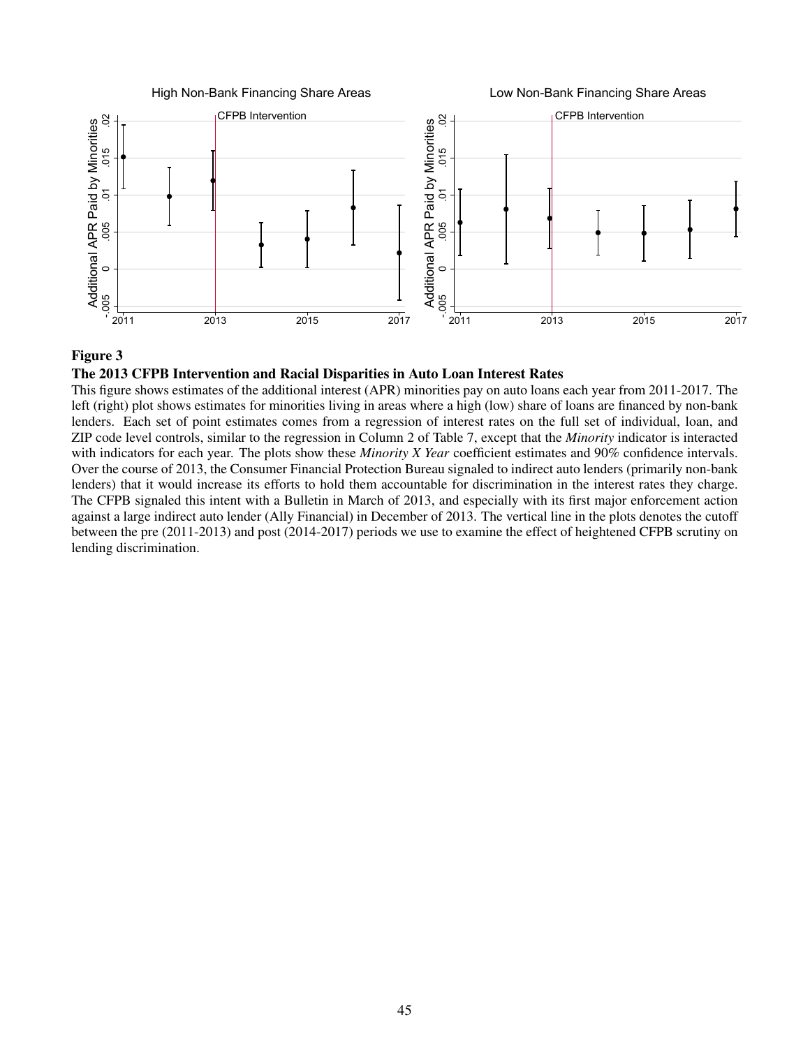**Figure 3**

**The 2013 CFPB Intervention and Racial Disparities in Auto Loan Interest Rates**

This figure shows estimates of the additional interest (APR) minorities pay on auto loans each year from 2011-2017. The left (right) plot shows estimates for minorities living in areas where a high (low) share of loans are financed by non-bank lenders. Each set of point estimates comes from a regression of interest rates on the full set of individual, loan, and ZIP code level controls, similar to the regression in Column 2 of Table 7, except that the *Minority* indicator is interacted with indicators for each year. The plots show these *Minority X Year* coefficient estimates and 90% confidence intervals. Over the course of 2013, the Consumer Financial Protection Bureau signaled to indirect auto lenders (primarily non-bank lenders) that it would increase its efforts to hold them accountable for discrimination in the interest rates they charge. The CFPB signaled this intent with a Bulletin in March of 2013, and especially with its first major enforcement action against a large indirect auto lender (Ally Financial) in December of 2013. The vertical line in the plots denotes the cutoff between the pre (2011-2013) and post (2014-2017) periods we use to examine the effect of heightened CFPB scrutiny on lending discrimination.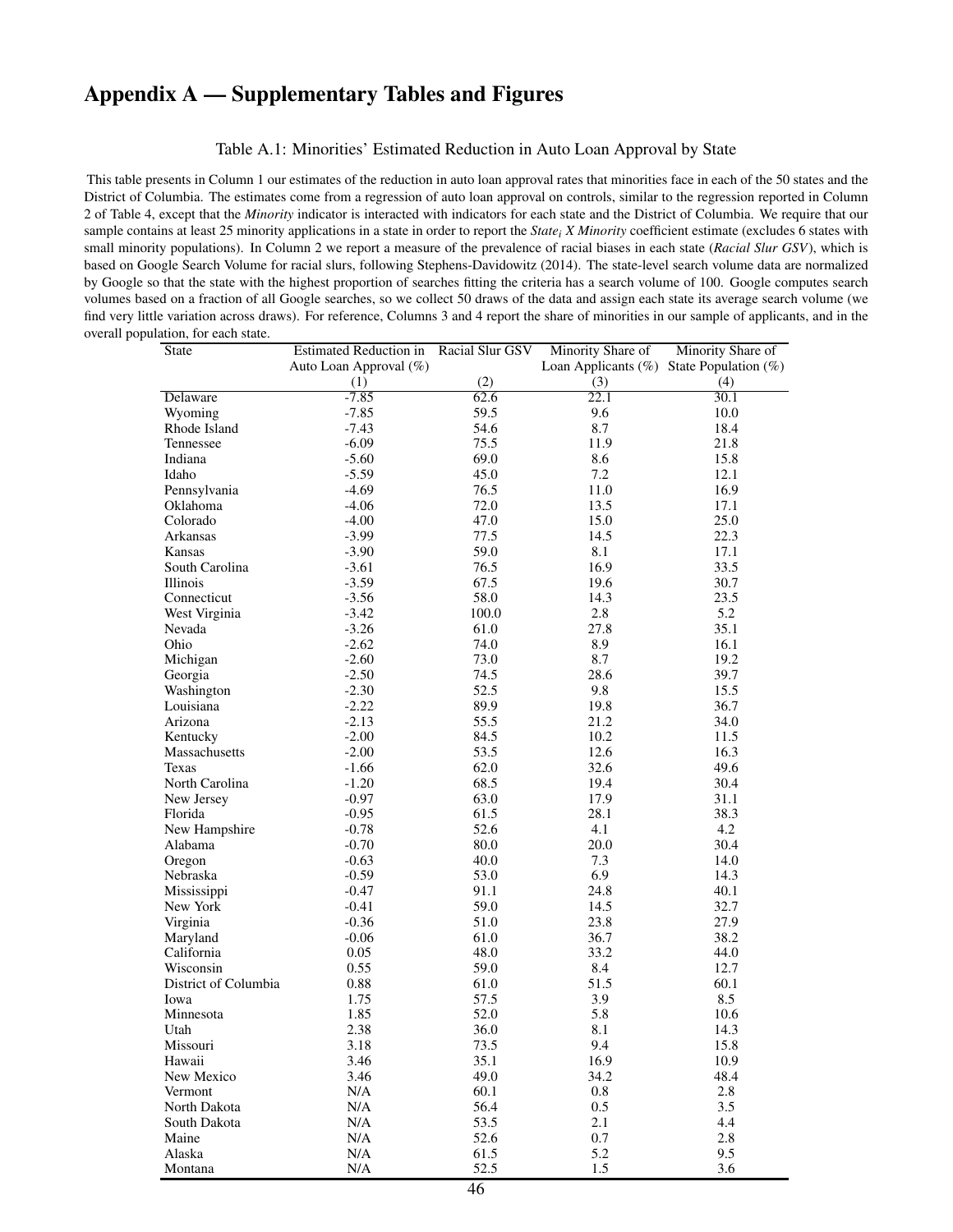# Appendix A — Supplementary Tables and Figures

Table A.1: Minorities' Estimated Reduction in Auto Loan Approval by State

This table presents in Column 1 our estimates of the reduction in auto loan approval rates that minorities face in each of the 50 states and the District of Columbia. The estimates come from a regression of auto loan approval on controls, similar to the regression reported in Column 2 of Table 4, except that the *Minority* indicator is interacted with indicators for each state and the District of Columbia. We require that our sample contains at least 25 minority applications in a state in order to report the *State*$_i$ *X Minority* coefficient estimate (excludes 6 states with small minority populations). In Column 2 we report a measure of the prevalence of racial biases in each state (*Racial Slur GSV*), which is based on Google Search Volume for racial slurs, following Stephens-Davidowitz (2014). The state-level search volume data are normalized by Google so that the state with the highest proportion of searches fitting the criteria has a search volume of 100. Google computes search volumes based on a fraction of all Google searches, so we collect 50 draws of the data and assign each state its average search volume (we find very little variation across draws). For reference, Columns 3 and 4 report the share of minorities in our sample of applicants, and in the overall population, for each state.

| State | Estimated Reduction in Auto Loan Approval (%) | Racial Slur GSV | Minority Share of Loan Applicants (%) | Minority Share of State Population (%) |
|---|---|---|---|---|
| | (1) | (2) | (3) | (4) |
| Delaware | -7.85 | 62.6 | 22.1 | 30.1 |
| Wyoming | -7.85 | 59.5 | 9.6 | 10.0 |
| Rhode Island | -7.43 | 54.6 | 8.7 | 18.4 |
| Tennessee | -6.09 | 75.5 | 11.9 | 21.8 |
| Indiana | -5.60 | 69.0 | 8.6 | 15.8 |
| Idaho | -5.59 | 45.0 | 7.2 | 12.1 |
| Pennsylvania | -4.69 | 76.5 | 11.0 | 16.9 |
| Oklahoma | -4.06 | 72.0 | 13.5 | 17.1 |
| Colorado | -4.00 | 47.0 | 15.0 | 25.0 |
| Arkansas | -3.99 | 77.5 | 14.5 | 22.3 |
| Kansas | -3.90 | 59.0 | 8.1 | 17.1 |
| South Carolina | -3.61 | 76.5 | 16.9 | 33.5 |
| Illinois | -3.59 | 67.5 | 19.6 | 30.7 |
| Connecticut | -3.56 | 58.0 | 14.3 | 23.5 |
| West Virginia | -3.42 | 100.0 | 2.8 | 5.2 |
| Nevada | -3.26 | 61.0 | 27.8 | 35.1 |
| Ohio | -2.62 | 74.0 | 8.9 | 16.1 |
| Michigan | -2.60 | 73.0 | 8.7 | 19.2 |
| Georgia | -2.50 | 74.5 | 28.6 | 39.7 |
| Washington | -2.30 | 52.5 | 9.8 | 15.5 |
| Louisiana | -2.22 | 89.9 | 19.8 | 36.7 |
| Arizona | -2.13 | 55.5 | 21.2 | 34.0 |
| Kentucky | -2.00 | 84.5 | 10.2 | 11.5 |
| Massachusetts | -2.00 | 53.5 | 12.6 | 16.3 |
| Texas | -1.66 | 62.0 | 32.6 | 49.6 |
| North Carolina | -1.20 | 68.5 | 19.4 | 30.4 |
| New Jersey | -0.97 | 63.0 | 17.9 | 31.1 |
| Florida | -0.95 | 61.5 | 28.1 | 38.3 |
| New Hampshire | -0.78 | 52.6 | 4.1 | 4.2 |
| Alabama | -0.70 | 80.0 | 20.0 | 30.4 |
| Oregon | -0.63 | 40.0 | 7.3 | 14.0 |
| Nebraska | -0.59 | 53.0 | 6.9 | 14.3 |
| Mississippi | -0.47 | 91.1 | 24.8 | 40.1 |
| New York | -0.41 | 59.0 | 14.5 | 32.7 |
| Virginia | -0.36 | 51.0 | 23.8 | 27.9 |
| Maryland | -0.06 | 61.0 | 36.7 | 38.2 |
| California | 0.05 | 48.0 | 33.2 | 44.0 |
| Wisconsin | 0.55 | 59.0 | 8.4 | 12.7 |
| District of Columbia | 0.88 | 61.0 | 51.5 | 60.1 |
| Iowa | 1.75 | 57.5 | 3.9 | 8.5 |
| Minnesota | 1.85 | 52.0 | 5.8 | 10.6 |
| Utah | 2.38 | 36.0 | 8.1 | 14.3 |
| Missouri | 3.18 | 73.5 | 9.4 | 15.8 |
| Hawaii | 3.46 | 35.1 | 16.9 | 10.9 |
| New Mexico | 3.46 | 49.0 | 34.2 | 48.4 |
| Vermont | N/A | 60.1 | 0.8 | 2.8 |
| North Dakota | N/A | 56.4 | 0.5 | 3.5 |
| South Dakota | N/A | 53.5 | 2.1 | 4.4 |
| Maine | N/A | 52.6 | 0.7 | 2.8 |
| Alaska | N/A | 61.5 | 5.2 | 9.5 |
| Montana | N/A | 52.5 | 1.5 | 3.6 |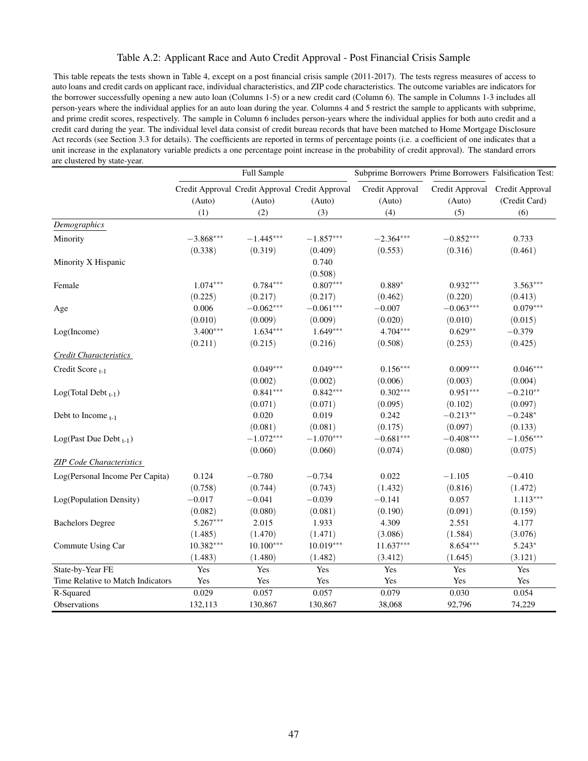Table A.2: Applicant Race and Auto Credit Approval - Post Financial Crisis Sample

This table repeats the tests shown in Table 4, except on a post financial crisis sample (2011-2017). The tests regress measures of access to auto loans and credit cards on applicant race, individual characteristics, and ZIP code characteristics. The outcome variables are indicators for the borrower successfully opening a new auto loan (Columns 1-5) or a new credit card (Column 6). The sample in Columns 1-3 includes all person-years where the individual applies for an auto loan during the year. Columns 4 and 5 restrict the sample to applicants with subprime, and prime credit scores, respectively. The sample in Column 6 includes person-years where the individual applies for both auto credit and a credit card during the year. The individual level data consist of credit bureau records that have been matched to Home Mortgage Disclosure Act records (see Section 3.3 for details). The coefficients are reported in terms of percentage points (i.e. a coefficient of one indicates that a unit increase in the explanatory variable predicts a one percentage point increase in the probability of credit approval). The standard errors are clustered by state-year.

| | Full Sample | | | Subprime Borrowers | Prime Borrowers | Falsification Test: |
|---|---|---|---|---|---|---|
| | Credit Approval (Auto) | Credit Approval (Auto) | Credit Approval (Auto) | Credit Approval (Auto) | Credit Approval (Auto) | Credit Approval (Credit Card) |
| | (1) | (2) | (3) | (4) | (5) | (6) |
| *Demographics* | | | | | | |
| Minority | $-3.868^{***}$ | $-1.445^{***}$ | $-1.857^{***}$ | $-2.364^{***}$ | $-0.852^{***}$ | 0.733 |
| | (0.338) | (0.319) | (0.409) | (0.553) | (0.316) | (0.461) |
| Minority X Hispanic | | | 0.740 | | | |
| | | | (0.508) | | | |
| Female | $1.074^{***}$ | $0.784^{***}$ | $0.807^{***}$ | $0.889^{*}$ | $0.932^{***}$ | $3.563^{***}$ |
| | (0.225) | (0.217) | (0.217) | (0.462) | (0.220) | (0.413) |
| Age | 0.006 | $-0.062^{***}$ | $-0.061^{***}$ | $-0.007$ | $-0.063^{***}$ | $0.079^{***}$ |
| | (0.010) | (0.009) | (0.009) | (0.020) | (0.010) | (0.015) |
| Log(Income) | $3.400^{***}$ | $1.634^{***}$ | $1.649^{***}$ | $4.704^{***}$ | $0.629^{**}$ | $-0.379$ |
| | (0.211) | (0.215) | (0.216) | (0.508) | (0.253) | (0.425) |
| *Credit Characteristics* | | | | | | |
| Credit Score $_{t-1}$ | | $0.049^{***}$ | $0.049^{***}$ | $0.156^{***}$ | $0.009^{***}$ | $0.046^{***}$ |
| | | (0.002) | (0.002) | (0.006) | (0.003) | (0.004) |
| Log(Total Debt $_{t-1}$) | | $0.841^{***}$ | $0.842^{***}$ | $0.302^{***}$ | $0.951^{***}$ | $-0.210^{**}$ |
| | | (0.071) | (0.071) | (0.095) | (0.102) | (0.097) |
| Debt to Income $_{t-1}$ | | 0.020 | 0.019 | 0.242 | $-0.213^{**}$ | $-0.248^{*}$ |
| | | (0.081) | (0.081) | (0.175) | (0.097) | (0.133) |
| Log(Past Due Debt $_{t-1}$) | | $-1.072^{***}$ | $-1.070^{***}$ | $-0.681^{***}$ | $-0.408^{***}$ | $-1.056^{***}$ |
| | | (0.060) | (0.060) | (0.074) | (0.080) | (0.075) |
| *ZIP Code Characteristics* | | | | | | |
| Log(Personal Income Per Capita) | 0.124 | $-0.780$ | $-0.734$ | 0.022 | $-1.105$ | $-0.410$ |
| | (0.758) | (0.744) | (0.743) | (1.432) | (0.816) | (1.472) |
| Log(Population Density) | $-0.017$ | $-0.041$ | $-0.039$ | $-0.141$ | 0.057 | $1.113^{***}$ |
| | (0.082) | (0.080) | (0.081) | (0.190) | (0.091) | (0.159) |
| Bachelors Degree | $5.267^{***}$ | 2.015 | 1.933 | 4.309 | 2.551 | 4.177 |
| | (1.485) | (1.470) | (1.471) | (3.086) | (1.584) | (3.076) |
| Commute Using Car | $10.382^{***}$ | $10.100^{***}$ | $10.019^{***}$ | $11.637^{***}$ | $8.654^{***}$ | $5.243^{*}$ |
| | (1.483) | (1.480) | (1.482) | (3.412) | (1.645) | (3.121) |
| State-by-Year FE | Yes | Yes | Yes | Yes | Yes | Yes |
| Time Relative to Match Indicators | Yes | Yes | Yes | Yes | Yes | Yes |
| R-Squared | 0.029 | 0.057 | 0.057 | 0.079 | 0.030 | 0.054 |
| Observations | 132,113 | 130,867 | 130,867 | 38,068 | 92,796 | 74,229 |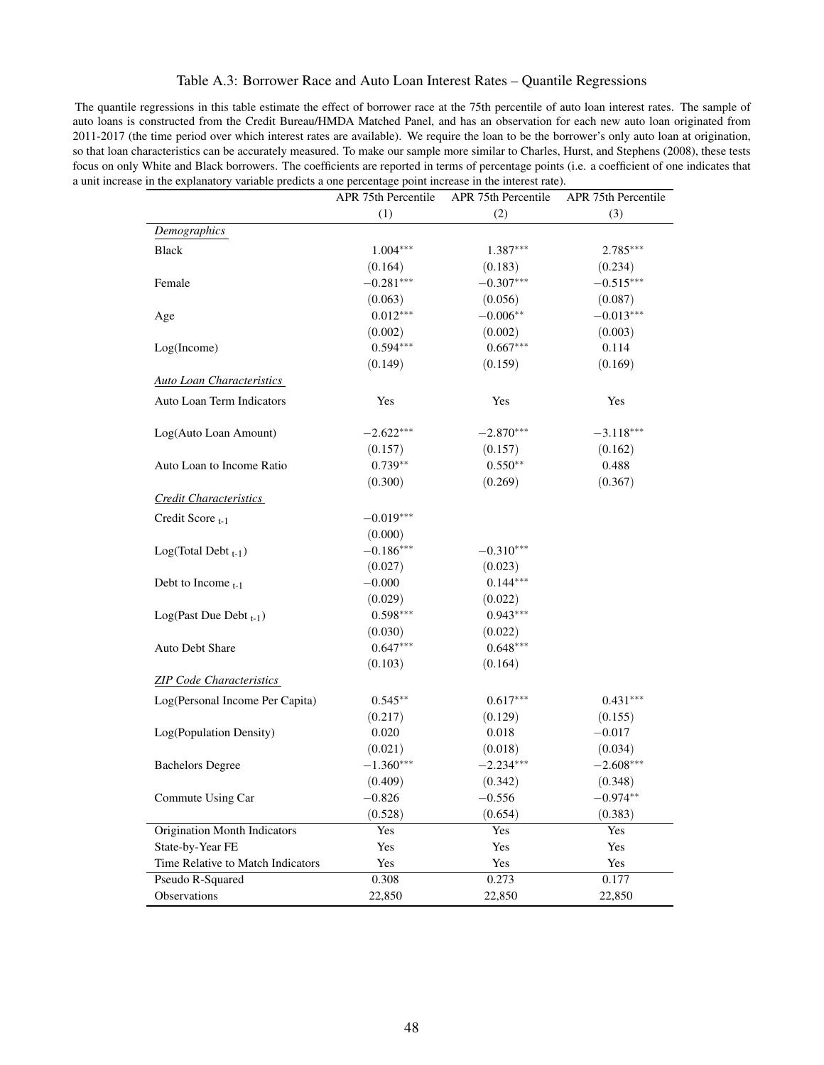Table A.3: Borrower Race and Auto Loan Interest Rates – Quantile Regressions

The quantile regressions in this table estimate the effect of borrower race at the 75th percentile of auto loan interest rates. The sample of auto loans is constructed from the Credit Bureau/HMDA Matched Panel, and has an observation for each new auto loan originated from 2011-2017 (the time period over which interest rates are available). We require the loan to be the borrower's only auto loan at origination, so that loan characteristics can be accurately measured. To make our sample more similar to Charles, Hurst, and Stephens (2008), these tests focus on only White and Black borrowers. The coefficients are reported in terms of percentage points (i.e. a coefficient of one indicates that a unit increase in the explanatory variable predicts a one percentage point increase in the interest rate).

| | APR 75th Percentile | APR 75th Percentile | APR 75th Percentile |
|---|---|---|---|
| | (1) | (2) | (3) |
| *Demographics* | | | |
| Black | $1.004^{***}$ | $1.387^{***}$ | $2.785^{***}$ |
| | (0.164) | (0.183) | (0.234) |
| Female | $-0.281^{***}$ | $-0.307^{***}$ | $-0.515^{***}$ |
| | (0.063) | (0.056) | (0.087) |
| Age | $0.012^{***}$ | $-0.006^{**}$ | $-0.013^{***}$ |
| | (0.002) | (0.002) | (0.003) |
| Log(Income) | $0.594^{***}$ | $0.667^{***}$ | 0.114 |
| | (0.149) | (0.159) | (0.169) |
| *Auto Loan Characteristics* | | | |
| Auto Loan Term Indicators | Yes | Yes | Yes |
| Log(Auto Loan Amount) | $-2.622^{***}$ | $-2.870^{***}$ | $-3.118^{***}$ |
| | (0.157) | (0.157) | (0.162) |
| Auto Loan to Income Ratio | $0.739^{**}$ | $0.550^{**}$ | 0.488 |
| | (0.300) | (0.269) | (0.367) |
| *Credit Characteristics* | | | |
| Credit Score $_{t-1}$ | $-0.019^{***}$ | | |
| | (0.000) | | |
| Log(Total Debt $_{t-1}$) | $-0.186^{***}$ | $-0.310^{***}$ | |
| | (0.027) | (0.023) | |
| Debt to Income $_{t-1}$ | $-0.000$ | $0.144^{***}$ | |
| | (0.029) | (0.022) | |
| Log(Past Due Debt $_{t-1}$) | $0.598^{***}$ | $0.943^{***}$ | |
| | (0.030) | (0.022) | |
| Auto Debt Share | $0.647^{***}$ | $0.648^{***}$ | |
| | (0.103) | (0.164) | |
| *ZIP Code Characteristics* | | | |
| Log(Personal Income Per Capita) | $0.545^{**}$ | $0.617^{***}$ | $0.431^{***}$ |
| | (0.217) | (0.129) | (0.155) |
| Log(Population Density) | 0.020 | 0.018 | $-0.017$ |
| | (0.021) | (0.018) | (0.034) |
| Bachelors Degree | $-1.360^{***}$ | $-2.234^{***}$ | $-2.608^{***}$ |
| | (0.409) | (0.342) | (0.348) |
| Commute Using Car | $-0.826$ | $-0.556$ | $-0.974^{**}$ |
| | (0.528) | (0.654) | (0.383) |
| Origination Month Indicators | Yes | Yes | Yes |
| State-by-Year FE | Yes | Yes | Yes |
| Time Relative to Match Indicators | Yes | Yes | Yes |
| Pseudo R-Squared | 0.308 | 0.273 | 0.177 |
| Observations | 22,850 | 22,850 | 22,850 |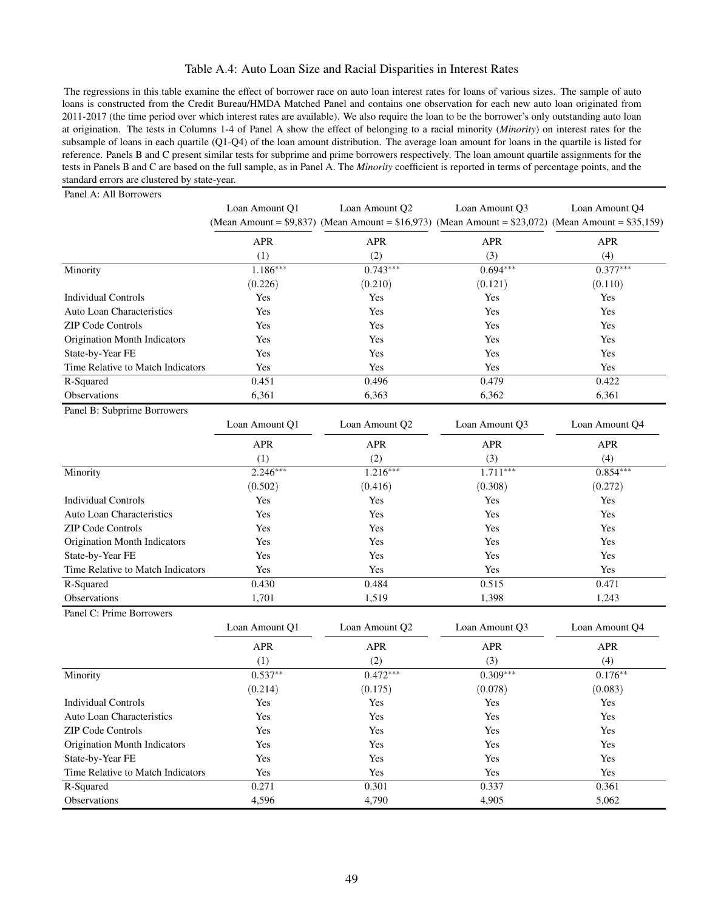Table A.4: Auto Loan Size and Racial Disparities in Interest Rates

The regressions in this table examine the effect of borrower race on auto loan interest rates for loans of various sizes. The sample of auto loans is constructed from the Credit Bureau/HMDA Matched Panel and contains one observation for each new auto loan originated from 2011-2017 (the time period over which interest rates are available). We also require the loan to be the borrower's only outstanding auto loan at origination. The tests in Columns 1-4 of Panel A show the effect of belonging to a racial minority (*Minority*) on interest rates for the subsample of loans in each quartile (Q1-Q4) of the loan amount distribution. The average loan amount for loans in the quartile is listed for reference. Panels B and C present similar tests for subprime and prime borrowers respectively. The loan amount quartile assignments for the tests in Panels B and C are based on the full sample, as in Panel A. The *Minority* coefficient is reported in terms of percentage points, and the standard errors are clustered by state-year.

Panel A: All Borrowers

| | Loan Amount Q1 (Mean Amount = $9,837) | Loan Amount Q2 (Mean Amount = $16,973) | Loan Amount Q3 (Mean Amount = $23,072) | Loan Amount Q4 (Mean Amount = $35,159) |
|---|---|---|---|---|
| | APR | APR | APR | APR |
| | (1) | (2) | (3) | (4) |
| Minority | 1.186*** | 0.743*** | 0.694*** | 0.377*** |
| | (0.226) | (0.210) | (0.121) | (0.110) |
| Individual Controls | Yes | Yes | Yes | Yes |
| Auto Loan Characteristics | Yes | Yes | Yes | Yes |
| ZIP Code Controls | Yes | Yes | Yes | Yes |
| Origination Month Indicators | Yes | Yes | Yes | Yes |
| State-by-Year FE | Yes | Yes | Yes | Yes |
| Time Relative to Match Indicators | Yes | Yes | Yes | Yes |
| R-Squared | 0.451 | 0.496 | 0.479 | 0.422 |
| Observations | 6,361 | 6,363 | 6,362 | 6,361 |

Panel B: Subprime Borrowers

| | Loan Amount Q1 | Loan Amount Q2 | Loan Amount Q3 | Loan Amount Q4 |
|---|---|---|---|---|
| | APR | APR | APR | APR |
| | (1) | (2) | (3) | (4) |
| Minority | 2.246*** | 1.216*** | 1.711*** | 0.854*** |
| | (0.502) | (0.416) | (0.308) | (0.272) |
| Individual Controls | Yes | Yes | Yes | Yes |
| Auto Loan Characteristics | Yes | Yes | Yes | Yes |
| ZIP Code Controls | Yes | Yes | Yes | Yes |
| Origination Month Indicators | Yes | Yes | Yes | Yes |
| State-by-Year FE | Yes | Yes | Yes | Yes |
| Time Relative to Match Indicators | Yes | Yes | Yes | Yes |
| R-Squared | 0.430 | 0.484 | 0.515 | 0.471 |
| Observations | 1,701 | 1,519 | 1,398 | 1,243 |

Panel C: Prime Borrowers

| | Loan Amount Q1 | Loan Amount Q2 | Loan Amount Q3 | Loan Amount Q4 |
|---|---|---|---|---|
| | APR | APR | APR | APR |
| | (1) | (2) | (3) | (4) |
| Minority | 0.537** | 0.472*** | 0.309*** | 0.176** |
| | (0.214) | (0.175) | (0.078) | (0.083) |
| Individual Controls | Yes | Yes | Yes | Yes |
| Auto Loan Characteristics | Yes | Yes | Yes | Yes |
| ZIP Code Controls | Yes | Yes | Yes | Yes |
| Origination Month Indicators | Yes | Yes | Yes | Yes |
| State-by-Year FE | Yes | Yes | Yes | Yes |
| Time Relative to Match Indicators | Yes | Yes | Yes | Yes |
| R-Squared | 0.271 | 0.301 | 0.337 | 0.361 |
| Observations | 4,596 | 4,790 | 4,905 | 5,062 |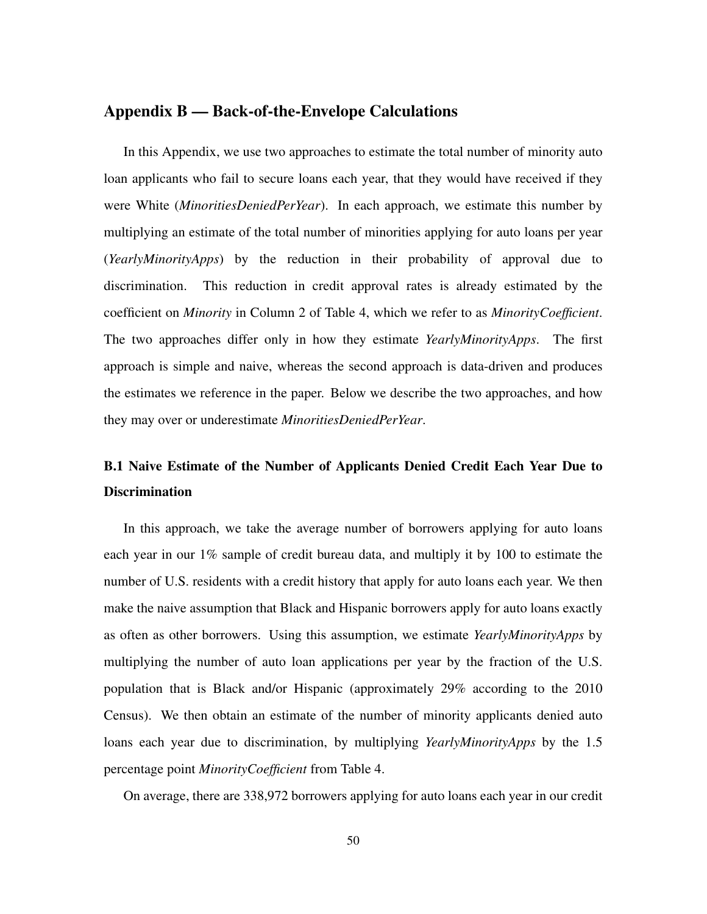## Appendix B — Back-of-the-Envelope Calculations

In this Appendix, we use two approaches to estimate the total number of minority auto loan applicants who fail to secure loans each year, that they would have received if they were White (*MinoritiesDeniedPerYear*). In each approach, we estimate this number by multiplying an estimate of the total number of minorities applying for auto loans per year (*YearlyMinorityApps*) by the reduction in their probability of approval due to discrimination. This reduction in credit approval rates is already estimated by the coefficient on *Minority* in Column 2 of Table 4, which we refer to as *MinorityCoefficient*. The two approaches differ only in how they estimate *YearlyMinorityApps*. The first approach is simple and naive, whereas the second approach is data-driven and produces the estimates we reference in the paper. Below we describe the two approaches, and how they may over or underestimate *MinoritiesDeniedPerYear*.

### B.1 Naive Estimate of the Number of Applicants Denied Credit Each Year Due to Discrimination

In this approach, we take the average number of borrowers applying for auto loans each year in our 1% sample of credit bureau data, and multiply it by 100 to estimate the number of U.S. residents with a credit history that apply for auto loans each year. We then make the naive assumption that Black and Hispanic borrowers apply for auto loans exactly as often as other borrowers. Using this assumption, we estimate *YearlyMinorityApps* by multiplying the number of auto loan applications per year by the fraction of the U.S. population that is Black and/or Hispanic (approximately 29% according to the 2010 Census). We then obtain an estimate of the number of minority applicants denied auto loans each year due to discrimination, by multiplying *YearlyMinorityApps* by the 1.5 percentage point *MinorityCoefficient* from Table 4.

On average, there are 338,972 borrowers applying for auto loans each year in our credit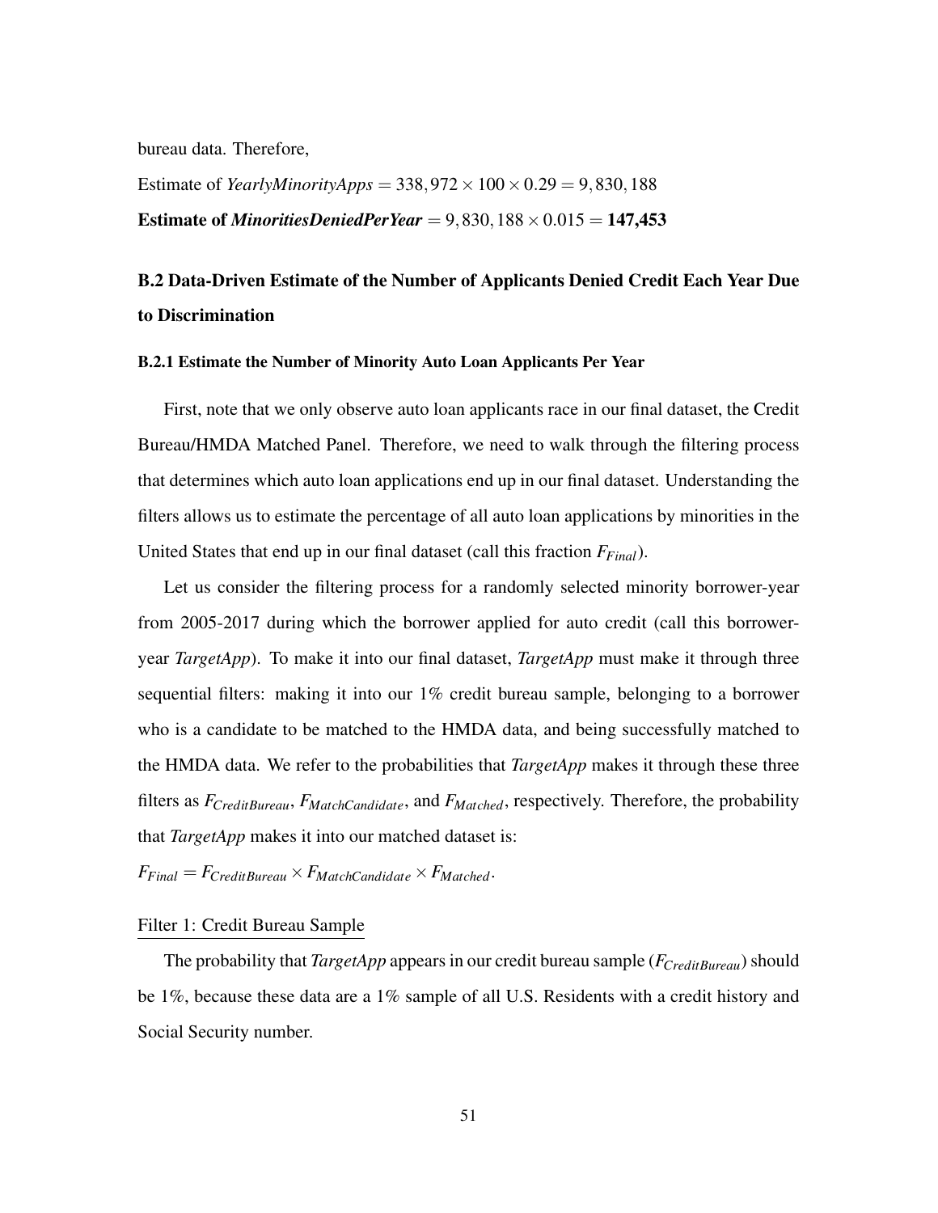bureau data. Therefore,

Estimate of *YearlyMinorityApps* $= 338,972 \times 100 \times 0.29 = 9,830,188$

**Estimate of *MinoritiesDeniedPerYear*** $= 9,830,188 \times 0.015 =$ **147,453**

## B.2 Data-Driven Estimate of the Number of Applicants Denied Credit Each Year Due to Discrimination

### B.2.1 Estimate the Number of Minority Auto Loan Applicants Per Year

First, note that we only observe auto loan applicants race in our final dataset, the Credit Bureau/HMDA Matched Panel. Therefore, we need to walk through the filtering process that determines which auto loan applications end up in our final dataset. Understanding the filters allows us to estimate the percentage of all auto loan applications by minorities in the United States that end up in our final dataset (call this fraction $F_{Final}$).

Let us consider the filtering process for a randomly selected minority borrower-year from 2005-2017 during which the borrower applied for auto credit (call this borrower-year *TargetApp*). To make it into our final dataset, *TargetApp* must make it through three sequential filters: making it into our 1% credit bureau sample, belonging to a borrower who is a candidate to be matched to the HMDA data, and being successfully matched to the HMDA data. We refer to the probabilities that *TargetApp* makes it through these three filters as $F_{CreditBureau}$, $F_{MatchCandidate}$, and $F_{Matched}$, respectively. Therefore, the probability that *TargetApp* makes it into our matched dataset is:

$F_{Final} = F_{CreditBureau} \times F_{MatchCandidate} \times F_{Matched}$.

<u>Filter 1: Credit Bureau Sample</u>

The probability that *TargetApp* appears in our credit bureau sample ($F_{CreditBureau}$) should be 1%, because these data are a 1% sample of all U.S. Residents with a credit history and Social Security number.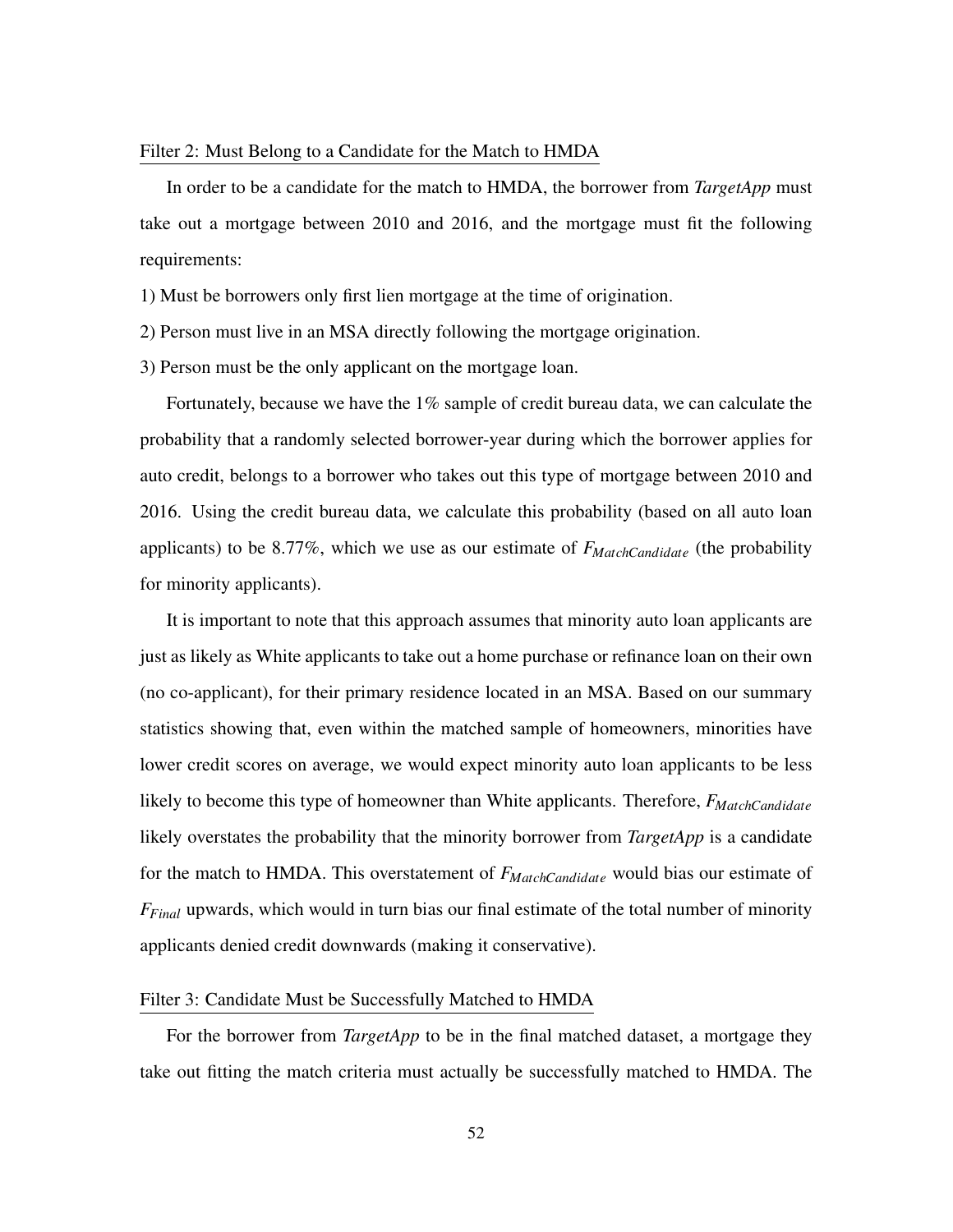Filter 2: Must Belong to a Candidate for the Match to HMDA

In order to be a candidate for the match to HMDA, the borrower from *TargetApp* must take out a mortgage between 2010 and 2016, and the mortgage must fit the following requirements:

1) Must be borrowers only first lien mortgage at the time of origination.

2) Person must live in an MSA directly following the mortgage origination.

3) Person must be the only applicant on the mortgage loan.

Fortunately, because we have the 1% sample of credit bureau data, we can calculate the probability that a randomly selected borrower-year during which the borrower applies for auto credit, belongs to a borrower who takes out this type of mortgage between 2010 and 2016. Using the credit bureau data, we calculate this probability (based on all auto loan applicants) to be 8.77%, which we use as our estimate of $F_{MatchCandidate}$ (the probability for minority applicants).

It is important to note that this approach assumes that minority auto loan applicants are just as likely as White applicants to take out a home purchase or refinance loan on their own (no co-applicant), for their primary residence located in an MSA. Based on our summary statistics showing that, even within the matched sample of homeowners, minorities have lower credit scores on average, we would expect minority auto loan applicants to be less likely to become this type of homeowner than White applicants. Therefore, $F_{MatchCandidate}$ likely overstates the probability that the minority borrower from *TargetApp* is a candidate for the match to HMDA. This overstatement of $F_{MatchCandidate}$ would bias our estimate of $F_{Final}$ upwards, which would in turn bias our final estimate of the total number of minority applicants denied credit downwards (making it conservative).

Filter 3: Candidate Must be Successfully Matched to HMDA

For the borrower from *TargetApp* to be in the final matched dataset, a mortgage they take out fitting the match criteria must actually be successfully matched to HMDA. The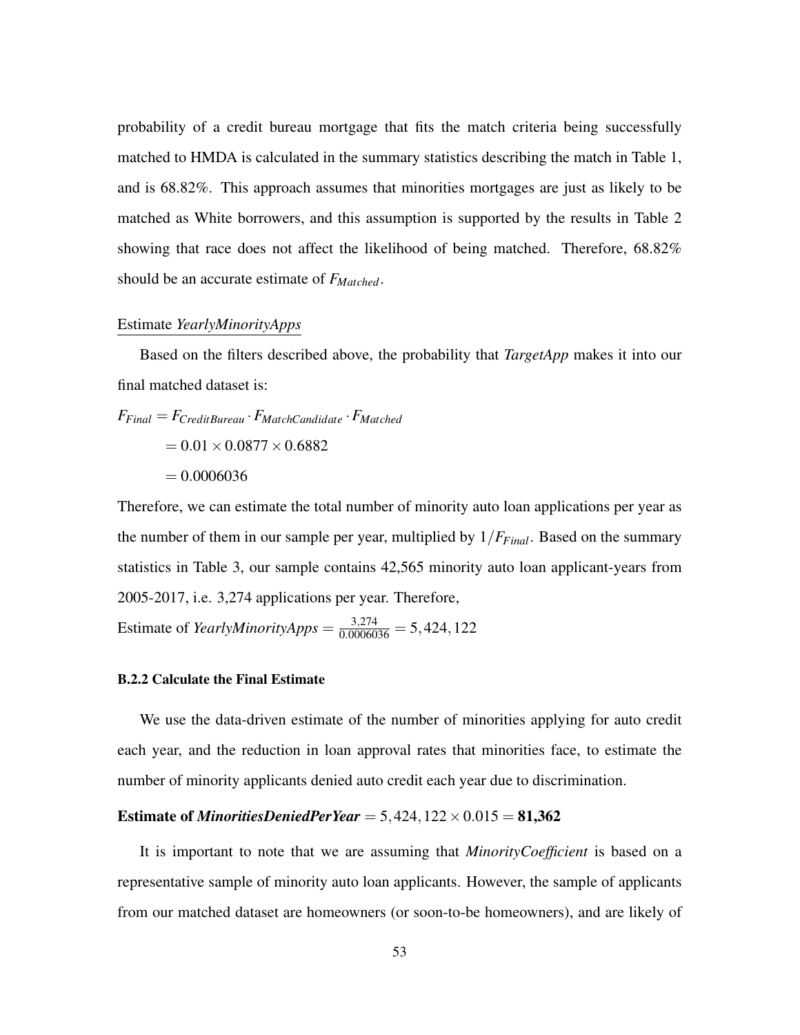probability of a credit bureau mortgage that fits the match criteria being successfully matched to HMDA is calculated in the summary statistics describing the match in Table 1, and is 68.82%. This approach assumes that minorities mortgages are just as likely to be matched as White borrowers, and this assumption is supported by the results in Table 2 showing that race does not affect the likelihood of being matched. Therefore, 68.82% should be an accurate estimate of $F_{Matched}$.

Estimate *YearlyMinorityApps*

Based on the filters described above, the probability that *TargetApp* makes it into our final matched dataset is:

$$
\begin{aligned}
F_{Final} &= F_{CreditBureau} \cdot F_{MatchCandidate} \cdot F_{Matched} \\
&= 0.01 \times 0.0877 \times 0.6882 \\
&= 0.0006036
\end{aligned}
$$

Therefore, we can estimate the total number of minority auto loan applications per year as the number of them in our sample per year, multiplied by $1/F_{Final}$. Based on the summary statistics in Table 3, our sample contains 42,565 minority auto loan applicant-years from 2005-2017, i.e. 3,274 applications per year. Therefore,

Estimate of *YearlyMinorityApps* $= \frac{3{,}274}{0.0006036} = 5{,}424{,}122$

#### B.2.2 Calculate the Final Estimate

We use the data-driven estimate of the number of minorities applying for auto credit each year, and the reduction in loan approval rates that minorities face, to estimate the number of minority applicants denied auto credit each year due to discrimination.

**Estimate of *MinoritiesDeniedPerYear*** $= 5{,}424{,}122 \times 0.015 =$ **81,362**

It is important to note that we are assuming that *MinorityCoefficient* is based on a representative sample of minority auto loan applicants. However, the sample of applicants from our matched dataset are homeowners (or soon-to-be homeowners), and are likely of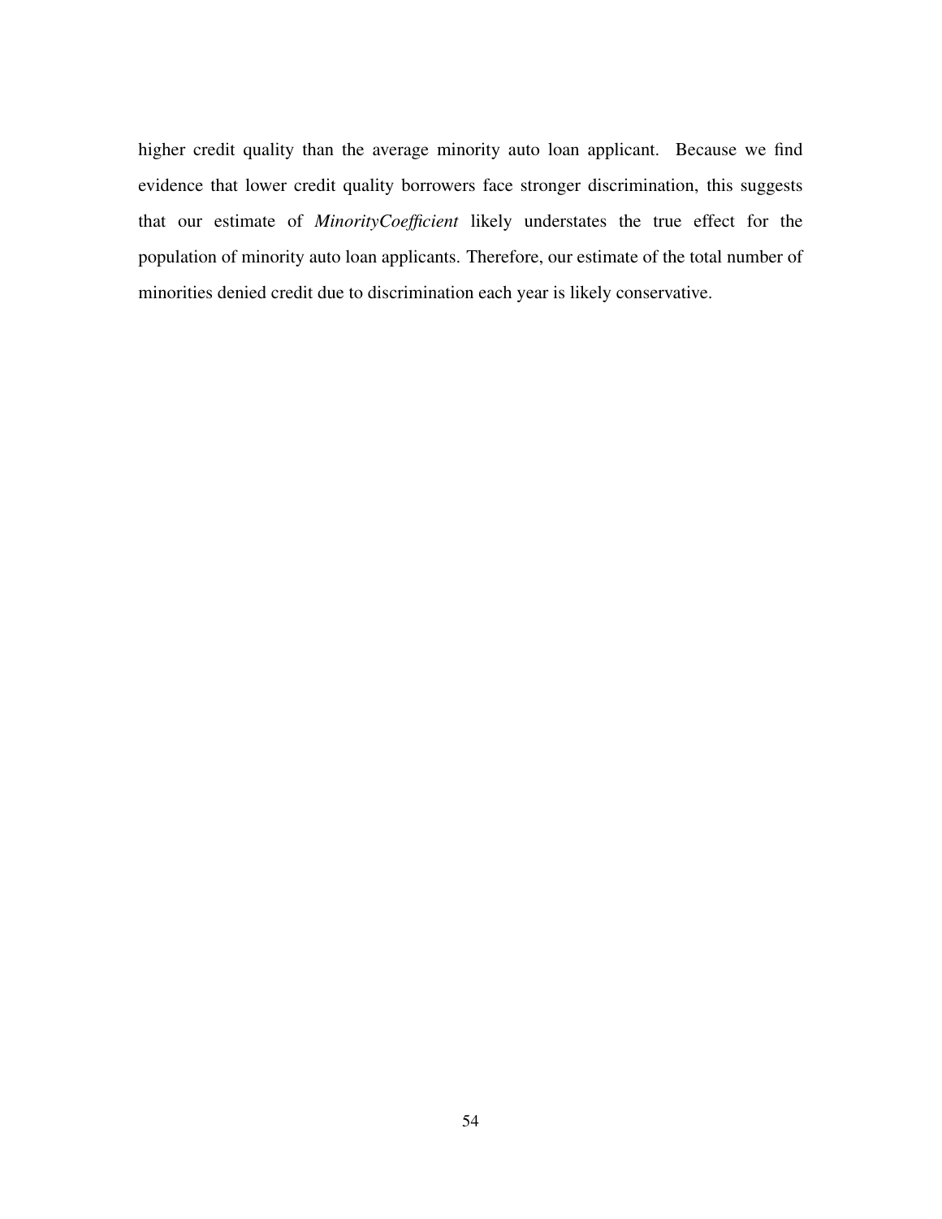higher credit quality than the average minority auto loan applicant. Because we find evidence that lower credit quality borrowers face stronger discrimination, this suggests that our estimate of *MinorityCoefficient* likely understates the true effect for the population of minority auto loan applicants. Therefore, our estimate of the total number of minorities denied credit due to discrimination each year is likely conservative.